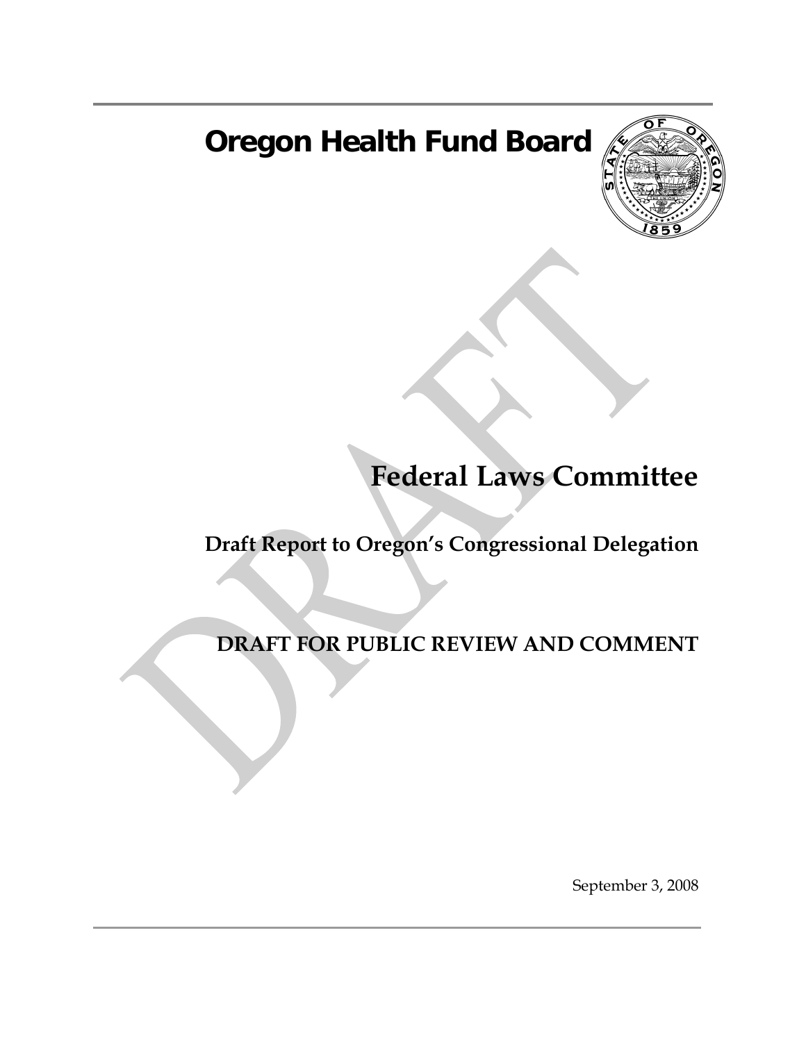# Oregon Health Fund Board

## Federal Laws Committee

### Draft Report to Oregon's Congressional Delegation

**DRAFT FOR PUBLIC REVIEW AND COMMENT**

September 3, 2008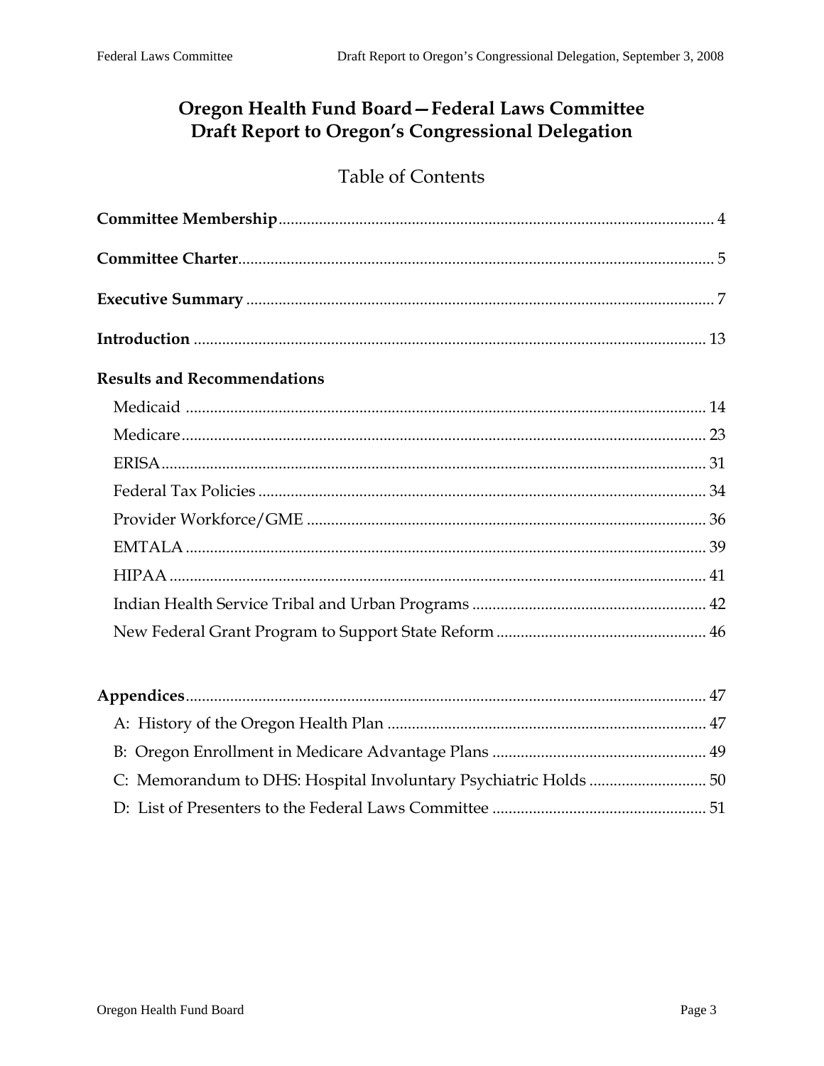# Oregon Health Fund Board—Federal Laws Committee
# Draft Report to Oregon's Congressional Delegation

## Table of Contents

**Committee Membership** .......... 4

**Committee Charter** .......... 5

**Executive Summary** .......... 7

**Introduction** .......... 13

**Results and Recommendations**

- Medicaid .......... 14
- Medicare .......... 23
- ERISA .......... 31
- Federal Tax Policies .......... 34
- Provider Workforce/GME .......... 36
- EMTALA .......... 39
- HIPAA .......... 41
- Indian Health Service Tribal and Urban Programs .......... 42
- New Federal Grant Program to Support State Reform .......... 46

**Appendices** .......... 47

- A: History of the Oregon Health Plan .......... 47
- B: Oregon Enrollment in Medicare Advantage Plans .......... 49
- C: Memorandum to DHS: Hospital Involuntary Psychiatric Holds .......... 50
- D: List of Presenters to the Federal Laws Committee .......... 51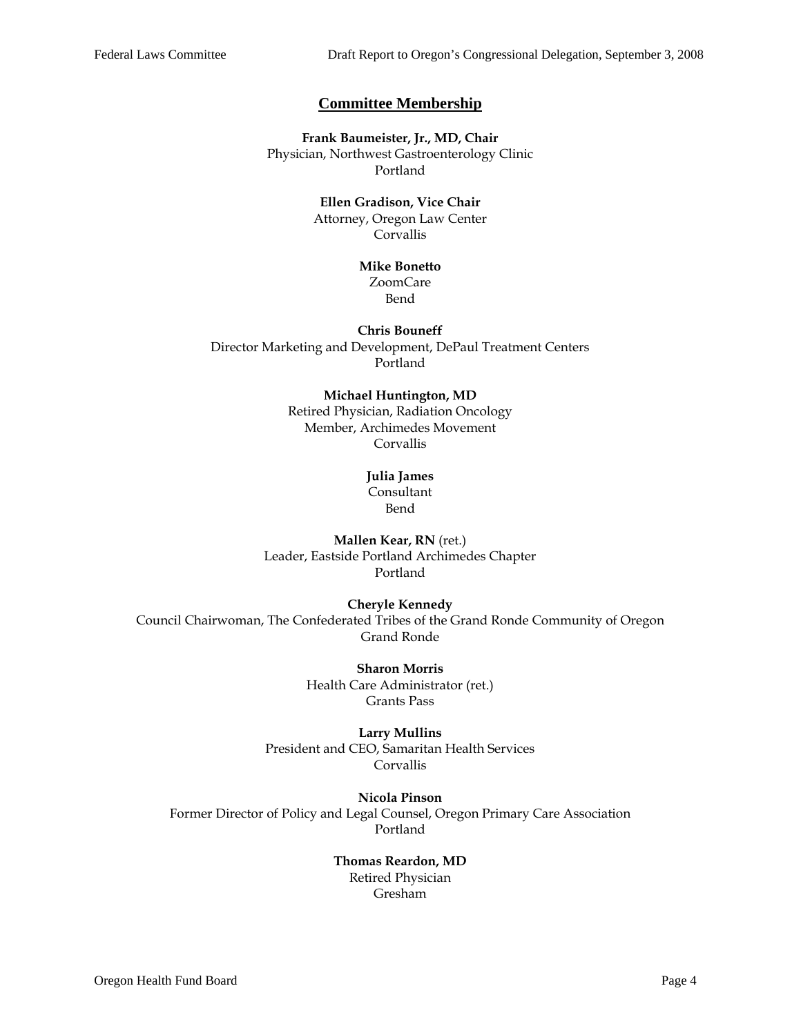## Committee Membership

**Frank Baumeister, Jr., MD, Chair**
Physician, Northwest Gastroenterology Clinic
Portland

**Ellen Gradison, Vice Chair**
Attorney, Oregon Law Center
Corvallis

**Mike Bonetto**
ZoomCare
Bend

**Chris Bouneff**
Director Marketing and Development, DePaul Treatment Centers
Portland

**Michael Huntington, MD**
Retired Physician, Radiation Oncology
Member, Archimedes Movement
Corvallis

**Julia James**
Consultant
Bend

**Mallen Kear, RN** (ret.)
Leader, Eastside Portland Archimedes Chapter
Portland

**Cheryle Kennedy**
Council Chairwoman, The Confederated Tribes of the Grand Ronde Community of Oregon
Grand Ronde

**Sharon Morris**
Health Care Administrator (ret.)
Grants Pass

**Larry Mullins**
President and CEO, Samaritan Health Services
Corvallis

**Nicola Pinson**
Former Director of Policy and Legal Counsel, Oregon Primary Care Association
Portland

**Thomas Reardon, MD**
Retired Physician
Gresham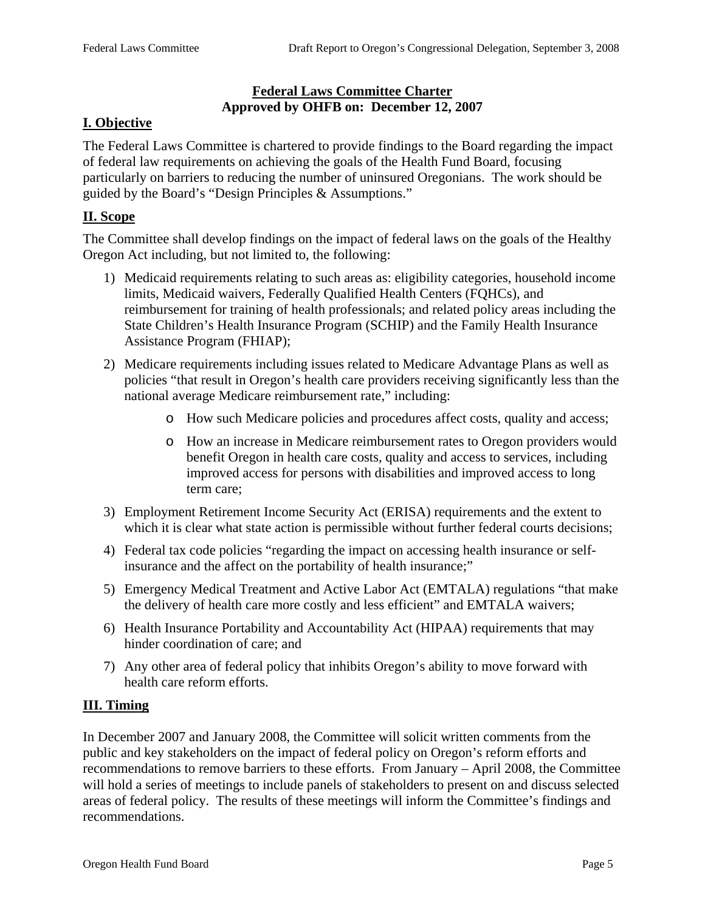## Federal Laws Committee Charter
## Approved by OHFB on: December 12, 2007

### I. Objective

The Federal Laws Committee is chartered to provide findings to the Board regarding the impact of federal law requirements on achieving the goals of the Health Fund Board, focusing particularly on barriers to reducing the number of uninsured Oregonians. The work should be guided by the Board's "Design Principles & Assumptions."

### II. Scope

The Committee shall develop findings on the impact of federal laws on the goals of the Healthy Oregon Act including, but not limited to, the following:

1) Medicaid requirements relating to such areas as: eligibility categories, household income limits, Medicaid waivers, Federally Qualified Health Centers (FQHCs), and reimbursement for training of health professionals; and related policy areas including the State Children's Health Insurance Program (SCHIP) and the Family Health Insurance Assistance Program (FHIAP);

2) Medicare requirements including issues related to Medicare Advantage Plans as well as policies "that result in Oregon's health care providers receiving significantly less than the national average Medicare reimbursement rate," including:
   - How such Medicare policies and procedures affect costs, quality and access;
   - How an increase in Medicare reimbursement rates to Oregon providers would benefit Oregon in health care costs, quality and access to services, including improved access for persons with disabilities and improved access to long term care;

3) Employment Retirement Income Security Act (ERISA) requirements and the extent to which it is clear what state action is permissible without further federal courts decisions;

4) Federal tax code policies "regarding the impact on accessing health insurance or self-insurance and the affect on the portability of health insurance;"

5) Emergency Medical Treatment and Active Labor Act (EMTALA) regulations "that make the delivery of health care more costly and less efficient" and EMTALA waivers;

6) Health Insurance Portability and Accountability Act (HIPAA) requirements that may hinder coordination of care; and

7) Any other area of federal policy that inhibits Oregon's ability to move forward with health care reform efforts.

### III. Timing

In December 2007 and January 2008, the Committee will solicit written comments from the public and key stakeholders on the impact of federal policy on Oregon's reform efforts and recommendations to remove barriers to these efforts. From January – April 2008, the Committee will hold a series of meetings to include panels of stakeholders to present on and discuss selected areas of federal policy. The results of these meetings will inform the Committee's findings and recommendations.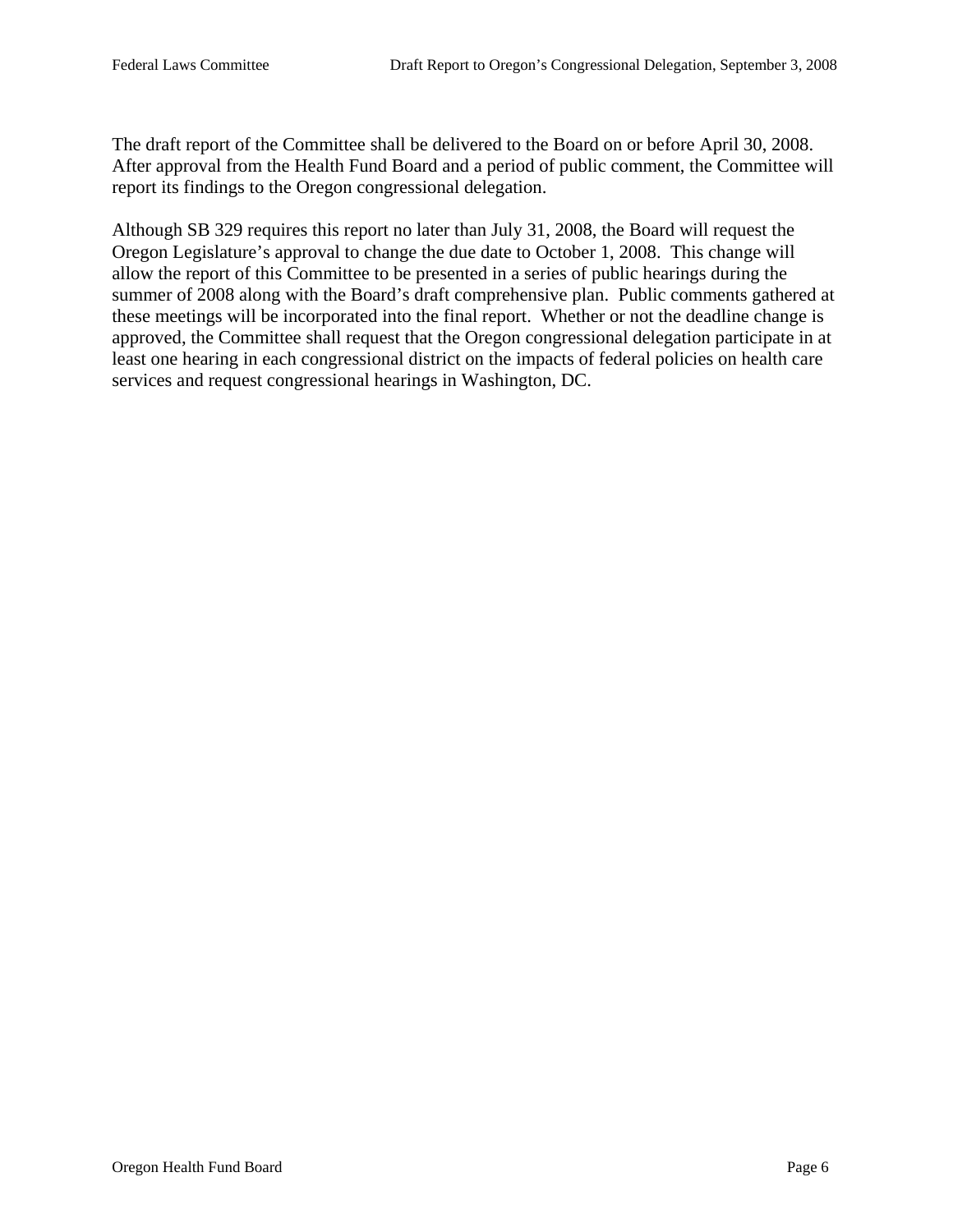The draft report of the Committee shall be delivered to the Board on or before April 30, 2008. After approval from the Health Fund Board and a period of public comment, the Committee will report its findings to the Oregon congressional delegation.

Although SB 329 requires this report no later than July 31, 2008, the Board will request the Oregon Legislature's approval to change the due date to October 1, 2008. This change will allow the report of this Committee to be presented in a series of public hearings during the summer of 2008 along with the Board's draft comprehensive plan. Public comments gathered at these meetings will be incorporated into the final report. Whether or not the deadline change is approved, the Committee shall request that the Oregon congressional delegation participate in at least one hearing in each congressional district on the impacts of federal policies on health care services and request congressional hearings in Washington, DC.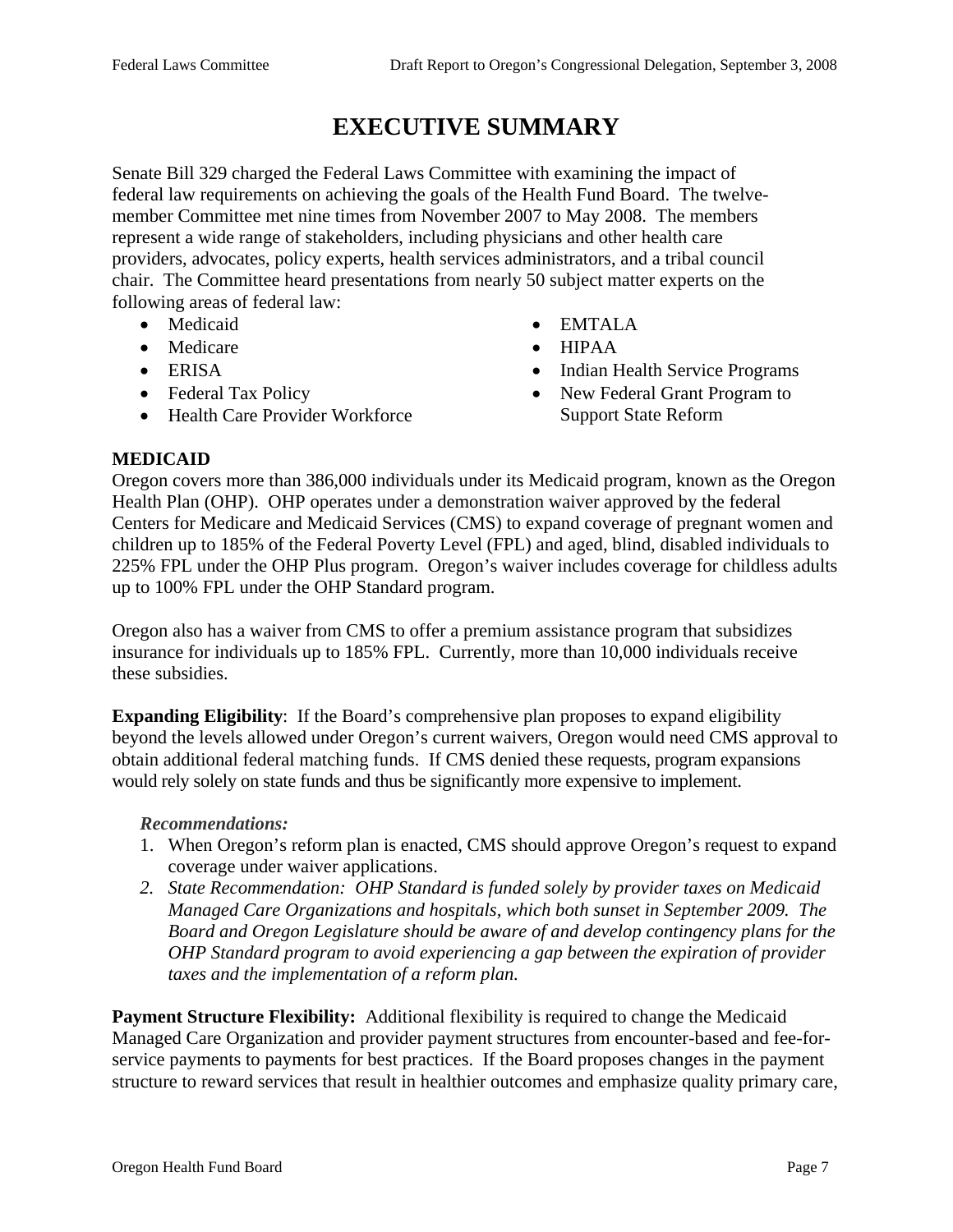# EXECUTIVE SUMMARY

Senate Bill 329 charged the Federal Laws Committee with examining the impact of federal law requirements on achieving the goals of the Health Fund Board. The twelve-member Committee met nine times from November 2007 to May 2008. The members represent a wide range of stakeholders, including physicians and other health care providers, advocates, policy experts, health services administrators, and a tribal council chair. The Committee heard presentations from nearly 50 subject matter experts on the following areas of federal law:

- Medicaid
- Medicare
- ERISA
- Federal Tax Policy
- Health Care Provider Workforce
- EMTALA
- HIPAA
- Indian Health Service Programs
- New Federal Grant Program to Support State Reform

**MEDICAID**

Oregon covers more than 386,000 individuals under its Medicaid program, known as the Oregon Health Plan (OHP). OHP operates under a demonstration waiver approved by the federal Centers for Medicare and Medicaid Services (CMS) to expand coverage of pregnant women and children up to 185% of the Federal Poverty Level (FPL) and aged, blind, disabled individuals to 225% FPL under the OHP Plus program. Oregon's waiver includes coverage for childless adults up to 100% FPL under the OHP Standard program.

Oregon also has a waiver from CMS to offer a premium assistance program that subsidizes insurance for individuals up to 185% FPL. Currently, more than 10,000 individuals receive these subsidies.

**Expanding Eligibility**: If the Board's comprehensive plan proposes to expand eligibility beyond the levels allowed under Oregon's current waivers, Oregon would need CMS approval to obtain additional federal matching funds. If CMS denied these requests, program expansions would rely solely on state funds and thus be significantly more expensive to implement.

***Recommendations:***

1. When Oregon's reform plan is enacted, CMS should approve Oregon's request to expand coverage under waiver applications.
2. *State Recommendation: OHP Standard is funded solely by provider taxes on Medicaid Managed Care Organizations and hospitals, which both sunset in September 2009. The Board and Oregon Legislature should be aware of and develop contingency plans for the OHP Standard program to avoid experiencing a gap between the expiration of provider taxes and the implementation of a reform plan.*

**Payment Structure Flexibility:** Additional flexibility is required to change the Medicaid Managed Care Organization and provider payment structures from encounter-based and fee-for-service payments to payments for best practices. If the Board proposes changes in the payment structure to reward services that result in healthier outcomes and emphasize quality primary care,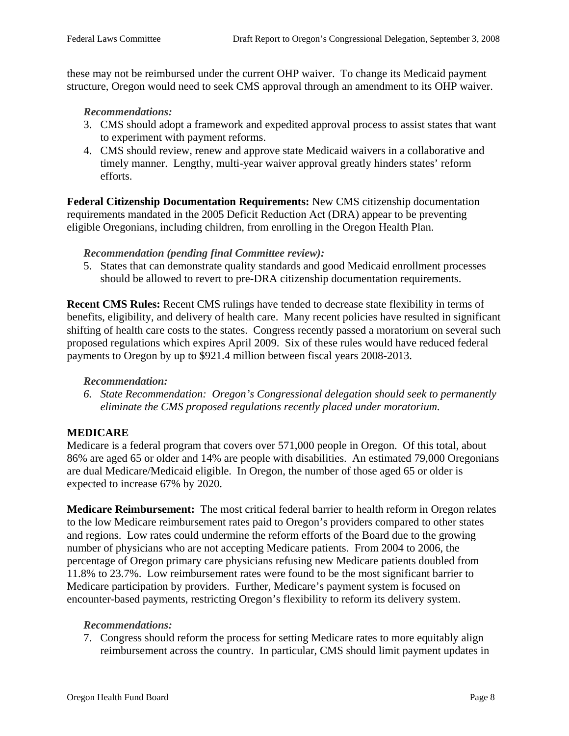these may not be reimbursed under the current OHP waiver. To change its Medicaid payment structure, Oregon would need to seek CMS approval through an amendment to its OHP waiver.

*Recommendations:*

3. CMS should adopt a framework and expedited approval process to assist states that want to experiment with payment reforms.
4. CMS should review, renew and approve state Medicaid waivers in a collaborative and timely manner. Lengthy, multi-year waiver approval greatly hinders states' reform efforts.

**Federal Citizenship Documentation Requirements:** New CMS citizenship documentation requirements mandated in the 2005 Deficit Reduction Act (DRA) appear to be preventing eligible Oregonians, including children, from enrolling in the Oregon Health Plan.

*Recommendation (pending final Committee review):*

5. States that can demonstrate quality standards and good Medicaid enrollment processes should be allowed to revert to pre-DRA citizenship documentation requirements.

**Recent CMS Rules:** Recent CMS rulings have tended to decrease state flexibility in terms of benefits, eligibility, and delivery of health care. Many recent policies have resulted in significant shifting of health care costs to the states. Congress recently passed a moratorium on several such proposed regulations which expires April 2009. Six of these rules would have reduced federal payments to Oregon by up to $921.4 million between fiscal years 2008-2013.

*Recommendation:*

6. *State Recommendation: Oregon's Congressional delegation should seek to permanently eliminate the CMS proposed regulations recently placed under moratorium.*

## MEDICARE

Medicare is a federal program that covers over 571,000 people in Oregon. Of this total, about 86% are aged 65 or older and 14% are people with disabilities. An estimated 79,000 Oregonians are dual Medicare/Medicaid eligible. In Oregon, the number of those aged 65 or older is expected to increase 67% by 2020.

**Medicare Reimbursement:** The most critical federal barrier to health reform in Oregon relates to the low Medicare reimbursement rates paid to Oregon's providers compared to other states and regions. Low rates could undermine the reform efforts of the Board due to the growing number of physicians who are not accepting Medicare patients. From 2004 to 2006, the percentage of Oregon primary care physicians refusing new Medicare patients doubled from 11.8% to 23.7%. Low reimbursement rates were found to be the most significant barrier to Medicare participation by providers. Further, Medicare's payment system is focused on encounter-based payments, restricting Oregon's flexibility to reform its delivery system.

*Recommendations:*

7. Congress should reform the process for setting Medicare rates to more equitably align reimbursement across the country. In particular, CMS should limit payment updates in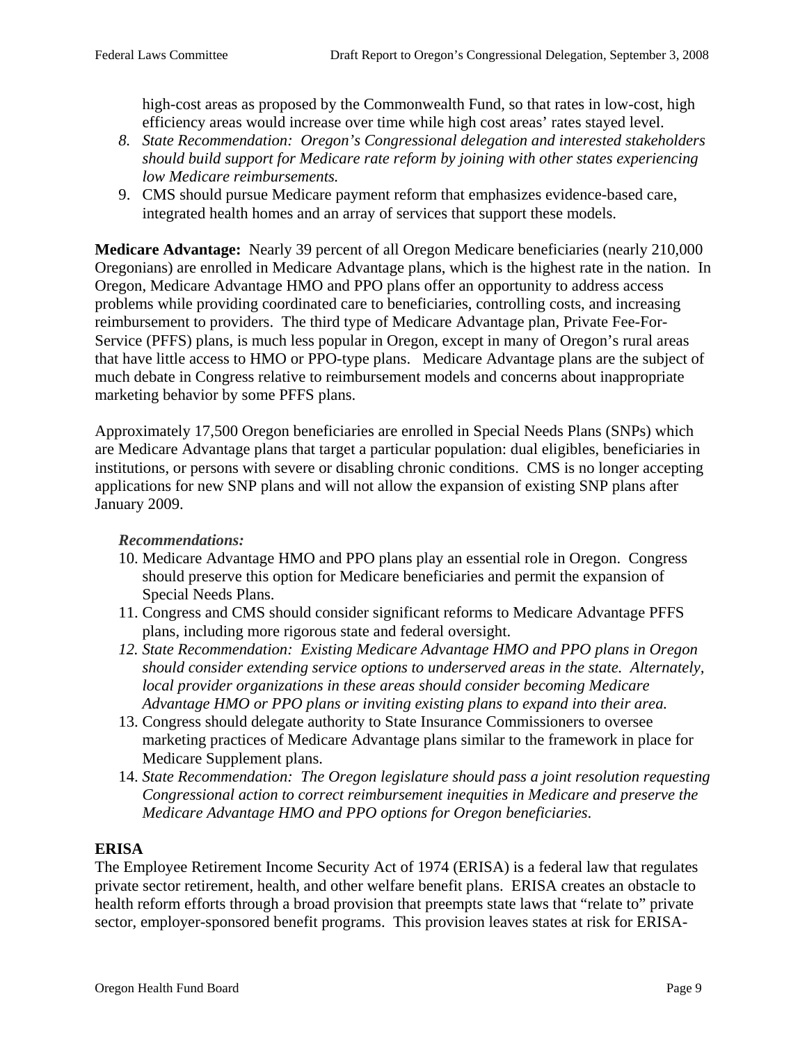high-cost areas as proposed by the Commonwealth Fund, so that rates in low-cost, high efficiency areas would increase over time while high cost areas' rates stayed level.

8. *State Recommendation: Oregon's Congressional delegation and interested stakeholders should build support for Medicare rate reform by joining with other states experiencing low Medicare reimbursements.*
9. CMS should pursue Medicare payment reform that emphasizes evidence-based care, integrated health homes and an array of services that support these models.

**Medicare Advantage:** Nearly 39 percent of all Oregon Medicare beneficiaries (nearly 210,000 Oregonians) are enrolled in Medicare Advantage plans, which is the highest rate in the nation. In Oregon, Medicare Advantage HMO and PPO plans offer an opportunity to address access problems while providing coordinated care to beneficiaries, controlling costs, and increasing reimbursement to providers. The third type of Medicare Advantage plan, Private Fee-For-Service (PFFS) plans, is much less popular in Oregon, except in many of Oregon's rural areas that have little access to HMO or PPO-type plans. Medicare Advantage plans are the subject of much debate in Congress relative to reimbursement models and concerns about inappropriate marketing behavior by some PFFS plans.

Approximately 17,500 Oregon beneficiaries are enrolled in Special Needs Plans (SNPs) which are Medicare Advantage plans that target a particular population: dual eligibles, beneficiaries in institutions, or persons with severe or disabling chronic conditions. CMS is no longer accepting applications for new SNP plans and will not allow the expansion of existing SNP plans after January 2009.

***Recommendations:***

10. Medicare Advantage HMO and PPO plans play an essential role in Oregon. Congress should preserve this option for Medicare beneficiaries and permit the expansion of Special Needs Plans.
11. Congress and CMS should consider significant reforms to Medicare Advantage PFFS plans, including more rigorous state and federal oversight.
12. *State Recommendation: Existing Medicare Advantage HMO and PPO plans in Oregon should consider extending service options to underserved areas in the state. Alternately, local provider organizations in these areas should consider becoming Medicare Advantage HMO or PPO plans or inviting existing plans to expand into their area.*
13. Congress should delegate authority to State Insurance Commissioners to oversee marketing practices of Medicare Advantage plans similar to the framework in place for Medicare Supplement plans.
14. *State Recommendation: The Oregon legislature should pass a joint resolution requesting Congressional action to correct reimbursement inequities in Medicare and preserve the Medicare Advantage HMO and PPO options for Oregon beneficiaries.*

**ERISA**

The Employee Retirement Income Security Act of 1974 (ERISA) is a federal law that regulates private sector retirement, health, and other welfare benefit plans. ERISA creates an obstacle to health reform efforts through a broad provision that preempts state laws that "relate to" private sector, employer-sponsored benefit programs. This provision leaves states at risk for ERISA-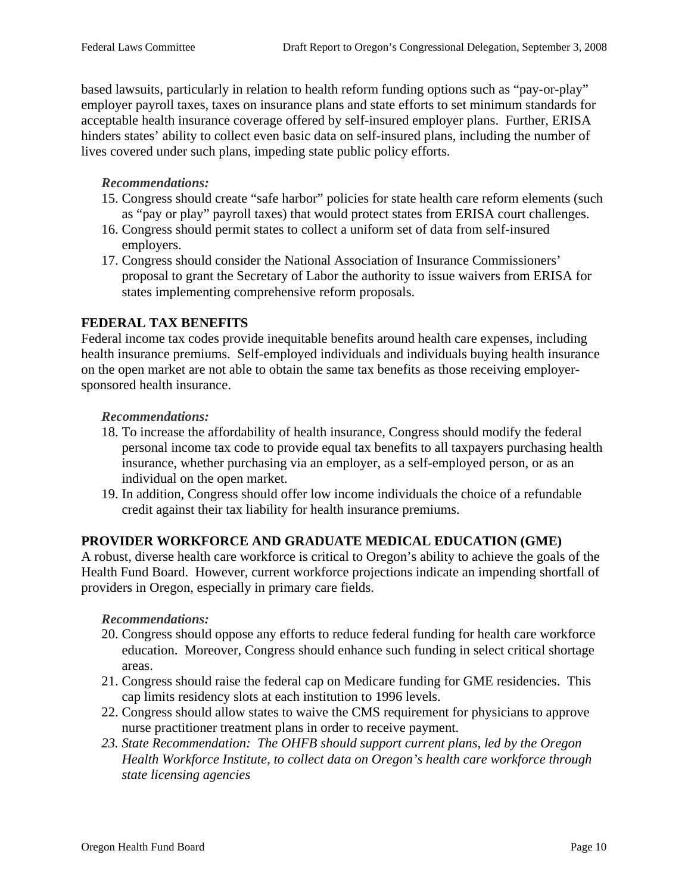based lawsuits, particularly in relation to health reform funding options such as "pay-or-play" employer payroll taxes, taxes on insurance plans and state efforts to set minimum standards for acceptable health insurance coverage offered by self-insured employer plans. Further, ERISA hinders states' ability to collect even basic data on self-insured plans, including the number of lives covered under such plans, impeding state public policy efforts.

***Recommendations:***

15. Congress should create "safe harbor" policies for state health care reform elements (such as "pay or play" payroll taxes) that would protect states from ERISA court challenges.
16. Congress should permit states to collect a uniform set of data from self-insured employers.
17. Congress should consider the National Association of Insurance Commissioners' proposal to grant the Secretary of Labor the authority to issue waivers from ERISA for states implementing comprehensive reform proposals.

## FEDERAL TAX BENEFITS

Federal income tax codes provide inequitable benefits around health care expenses, including health insurance premiums. Self-employed individuals and individuals buying health insurance on the open market are not able to obtain the same tax benefits as those receiving employer-sponsored health insurance.

***Recommendations:***

18. To increase the affordability of health insurance, Congress should modify the federal personal income tax code to provide equal tax benefits to all taxpayers purchasing health insurance, whether purchasing via an employer, as a self-employed person, or as an individual on the open market.
19. In addition, Congress should offer low income individuals the choice of a refundable credit against their tax liability for health insurance premiums.

## PROVIDER WORKFORCE AND GRADUATE MEDICAL EDUCATION (GME)

A robust, diverse health care workforce is critical to Oregon's ability to achieve the goals of the Health Fund Board. However, current workforce projections indicate an impending shortfall of providers in Oregon, especially in primary care fields.

***Recommendations:***

20. Congress should oppose any efforts to reduce federal funding for health care workforce education. Moreover, Congress should enhance such funding in select critical shortage areas.
21. Congress should raise the federal cap on Medicare funding for GME residencies. This cap limits residency slots at each institution to 1996 levels.
22. Congress should allow states to waive the CMS requirement for physicians to approve nurse practitioner treatment plans in order to receive payment.
23. *State Recommendation: The OHFB should support current plans, led by the Oregon Health Workforce Institute, to collect data on Oregon's health care workforce through state licensing agencies*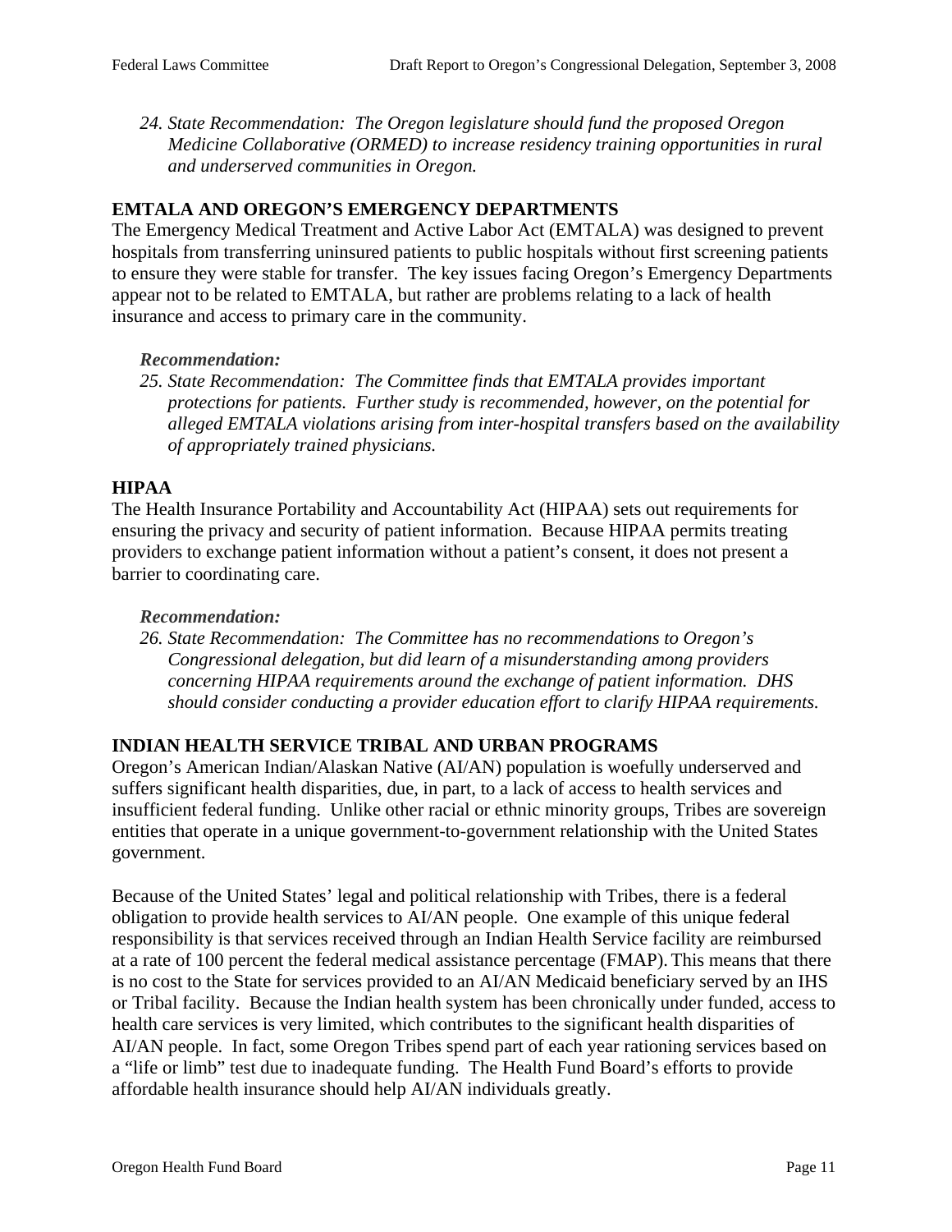*24. State Recommendation: The Oregon legislature should fund the proposed Oregon Medicine Collaborative (ORMED) to increase residency training opportunities in rural and underserved communities in Oregon.*

## EMTALA AND OREGON'S EMERGENCY DEPARTMENTS

The Emergency Medical Treatment and Active Labor Act (EMTALA) was designed to prevent hospitals from transferring uninsured patients to public hospitals without first screening patients to ensure they were stable for transfer. The key issues facing Oregon's Emergency Departments appear not to be related to EMTALA, but rather are problems relating to a lack of health insurance and access to primary care in the community.

***Recommendation:***

*25. State Recommendation: The Committee finds that EMTALA provides important protections for patients. Further study is recommended, however, on the potential for alleged EMTALA violations arising from inter-hospital transfers based on the availability of appropriately trained physicians.*

## HIPAA

The Health Insurance Portability and Accountability Act (HIPAA) sets out requirements for ensuring the privacy and security of patient information. Because HIPAA permits treating providers to exchange patient information without a patient's consent, it does not present a barrier to coordinating care.

***Recommendation:***

*26. State Recommendation: The Committee has no recommendations to Oregon's Congressional delegation, but did learn of a misunderstanding among providers concerning HIPAA requirements around the exchange of patient information. DHS should consider conducting a provider education effort to clarify HIPAA requirements.*

## INDIAN HEALTH SERVICE TRIBAL AND URBAN PROGRAMS

Oregon's American Indian/Alaskan Native (AI/AN) population is woefully underserved and suffers significant health disparities, due, in part, to a lack of access to health services and insufficient federal funding. Unlike other racial or ethnic minority groups, Tribes are sovereign entities that operate in a unique government-to-government relationship with the United States government.

Because of the United States' legal and political relationship with Tribes, there is a federal obligation to provide health services to AI/AN people. One example of this unique federal responsibility is that services received through an Indian Health Service facility are reimbursed at a rate of 100 percent the federal medical assistance percentage (FMAP). This means that there is no cost to the State for services provided to an AI/AN Medicaid beneficiary served by an IHS or Tribal facility. Because the Indian health system has been chronically under funded, access to health care services is very limited, which contributes to the significant health disparities of AI/AN people. In fact, some Oregon Tribes spend part of each year rationing services based on a "life or limb" test due to inadequate funding. The Health Fund Board's efforts to provide affordable health insurance should help AI/AN individuals greatly.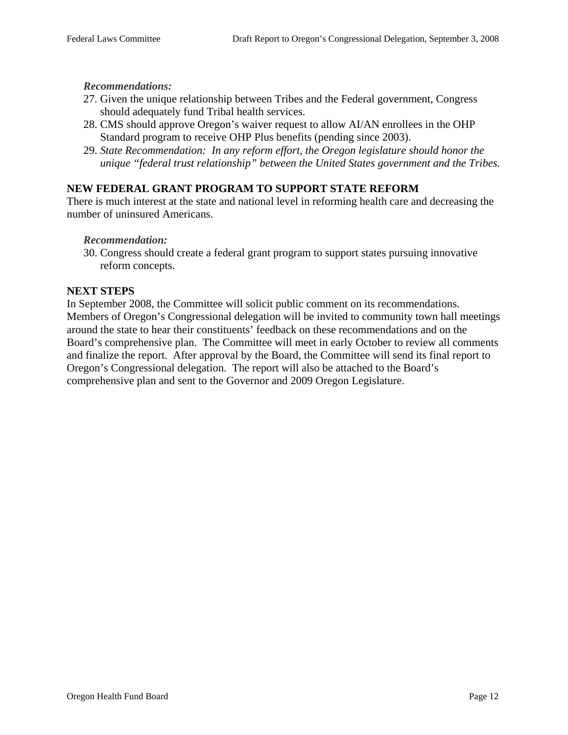*Recommendations:*

27. Given the unique relationship between Tribes and the Federal government, Congress should adequately fund Tribal health services.
28. CMS should approve Oregon's waiver request to allow AI/AN enrollees in the OHP Standard program to receive OHP Plus benefits (pending since 2003).
29. *State Recommendation: In any reform effort, the Oregon legislature should honor the unique "federal trust relationship" between the United States government and the Tribes.*

**NEW FEDERAL GRANT PROGRAM TO SUPPORT STATE REFORM**

There is much interest at the state and national level in reforming health care and decreasing the number of uninsured Americans.

*Recommendation:*

30. Congress should create a federal grant program to support states pursuing innovative reform concepts.

**NEXT STEPS**

In September 2008, the Committee will solicit public comment on its recommendations. Members of Oregon's Congressional delegation will be invited to community town hall meetings around the state to hear their constituents' feedback on these recommendations and on the Board's comprehensive plan. The Committee will meet in early October to review all comments and finalize the report. After approval by the Board, the Committee will send its final report to Oregon's Congressional delegation. The report will also be attached to the Board's comprehensive plan and sent to the Governor and 2009 Oregon Legislature.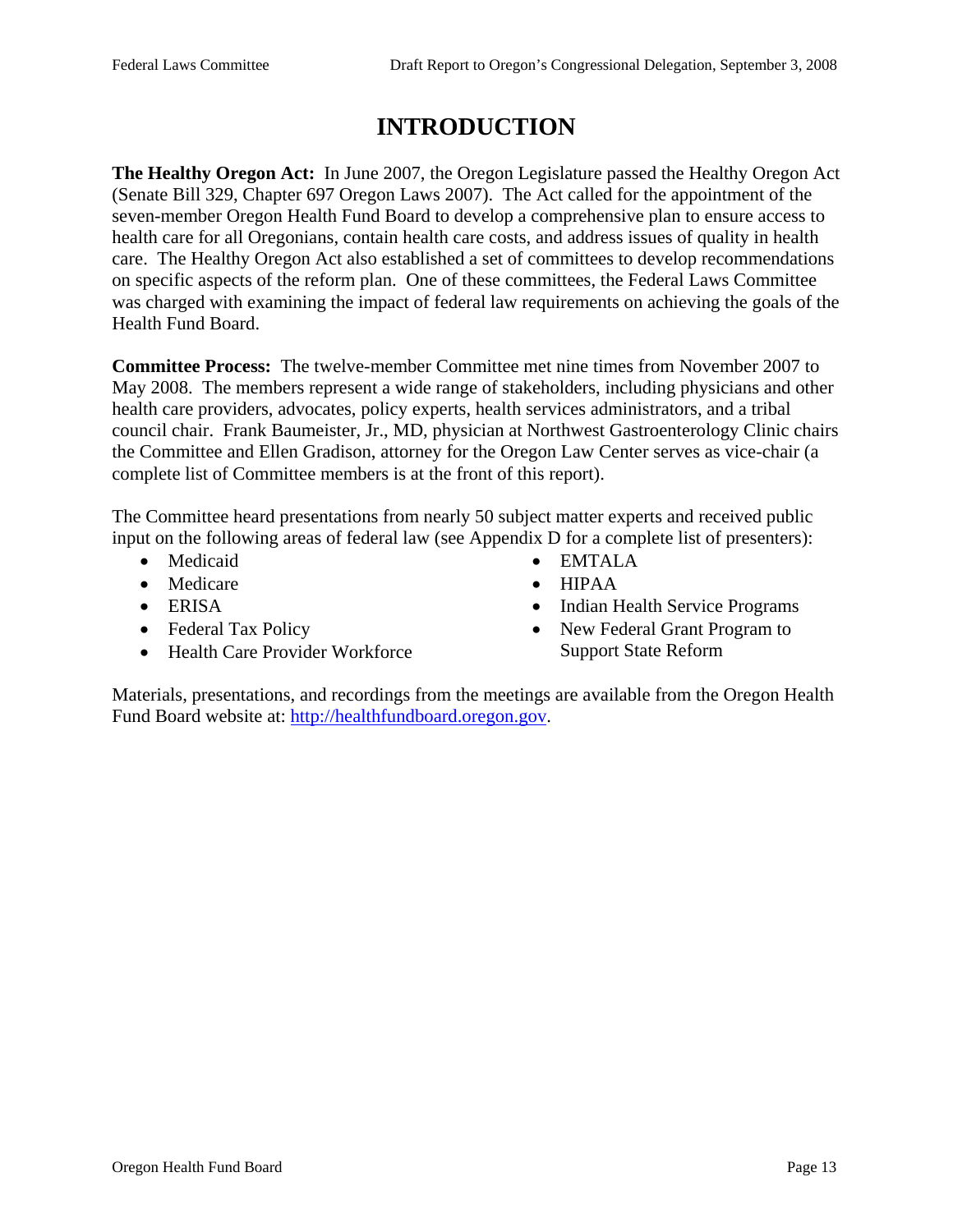# INTRODUCTION

**The Healthy Oregon Act:** In June 2007, the Oregon Legislature passed the Healthy Oregon Act (Senate Bill 329, Chapter 697 Oregon Laws 2007). The Act called for the appointment of the seven-member Oregon Health Fund Board to develop a comprehensive plan to ensure access to health care for all Oregonians, contain health care costs, and address issues of quality in health care. The Healthy Oregon Act also established a set of committees to develop recommendations on specific aspects of the reform plan. One of these committees, the Federal Laws Committee was charged with examining the impact of federal law requirements on achieving the goals of the Health Fund Board.

**Committee Process:** The twelve-member Committee met nine times from November 2007 to May 2008. The members represent a wide range of stakeholders, including physicians and other health care providers, advocates, policy experts, health services administrators, and a tribal council chair. Frank Baumeister, Jr., MD, physician at Northwest Gastroenterology Clinic chairs the Committee and Ellen Gradison, attorney for the Oregon Law Center serves as vice-chair (a complete list of Committee members is at the front of this report).

The Committee heard presentations from nearly 50 subject matter experts and received public input on the following areas of federal law (see Appendix D for a complete list of presenters):

- Medicaid
- Medicare
- ERISA
- Federal Tax Policy
- Health Care Provider Workforce
- EMTALA
- HIPAA
- Indian Health Service Programs
- New Federal Grant Program to Support State Reform

Materials, presentations, and recordings from the meetings are available from the Oregon Health Fund Board website at: http://healthfundboard.oregon.gov.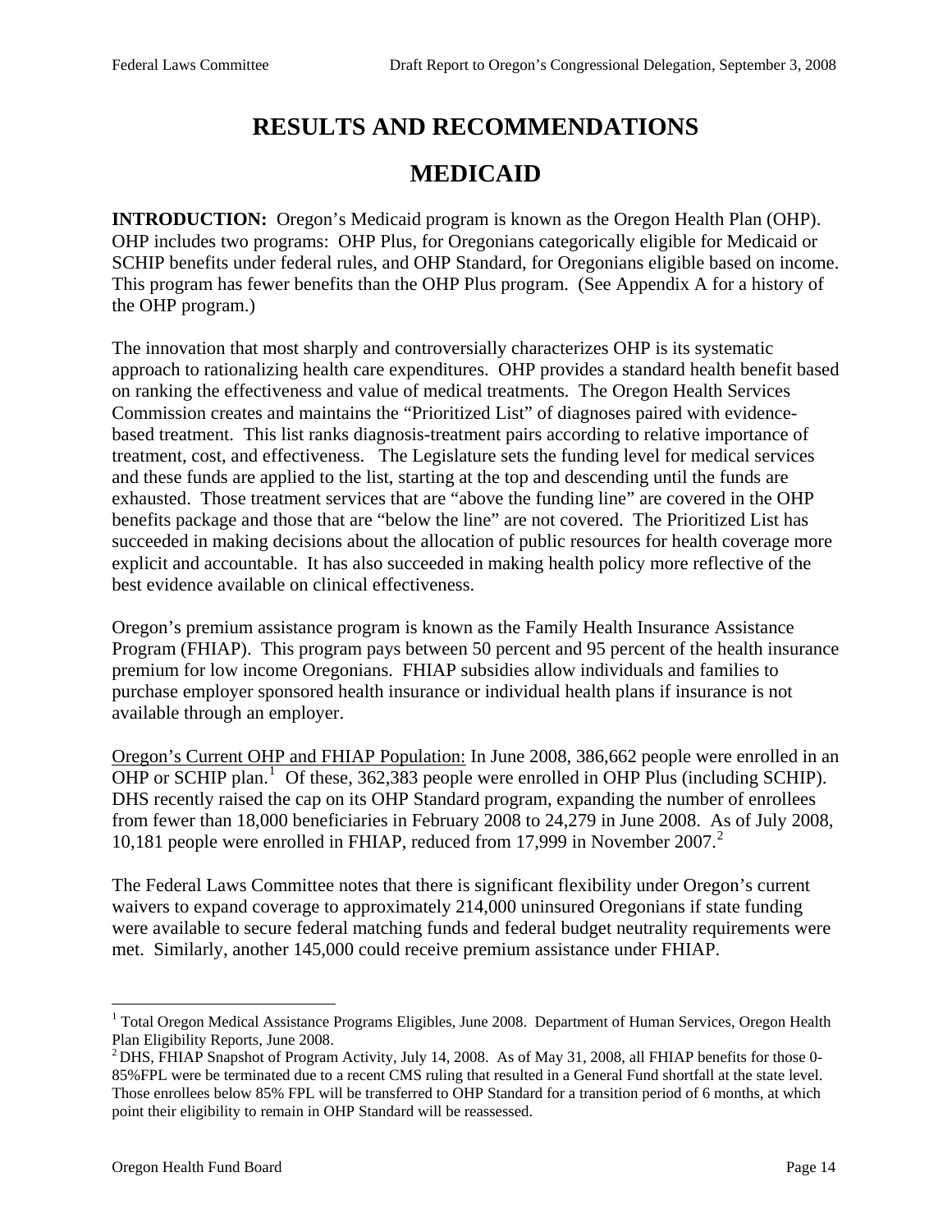# RESULTS AND RECOMMENDATIONS

# MEDICAID

**INTRODUCTION:** Oregon's Medicaid program is known as the Oregon Health Plan (OHP). OHP includes two programs: OHP Plus, for Oregonians categorically eligible for Medicaid or SCHIP benefits under federal rules, and OHP Standard, for Oregonians eligible based on income. This program has fewer benefits than the OHP Plus program. (See Appendix A for a history of the OHP program.)

The innovation that most sharply and controversially characterizes OHP is its systematic approach to rationalizing health care expenditures. OHP provides a standard health benefit based on ranking the effectiveness and value of medical treatments. The Oregon Health Services Commission creates and maintains the "Prioritized List" of diagnoses paired with evidence-based treatment. This list ranks diagnosis-treatment pairs according to relative importance of treatment, cost, and effectiveness. The Legislature sets the funding level for medical services and these funds are applied to the list, starting at the top and descending until the funds are exhausted. Those treatment services that are "above the funding line" are covered in the OHP benefits package and those that are "below the line" are not covered. The Prioritized List has succeeded in making decisions about the allocation of public resources for health coverage more explicit and accountable. It has also succeeded in making health policy more reflective of the best evidence available on clinical effectiveness.

Oregon's premium assistance program is known as the Family Health Insurance Assistance Program (FHIAP). This program pays between 50 percent and 95 percent of the health insurance premium for low income Oregonians. FHIAP subsidies allow individuals and families to purchase employer sponsored health insurance or individual health plans if insurance is not available through an employer.

<u>Oregon's Current OHP and FHIAP Population:</u> In June 2008, 386,662 people were enrolled in an OHP or SCHIP plan.[1] Of these, 362,383 people were enrolled in OHP Plus (including SCHIP). DHS recently raised the cap on its OHP Standard program, expanding the number of enrollees from fewer than 18,000 beneficiaries in February 2008 to 24,279 in June 2008. As of July 2008, 10,181 people were enrolled in FHIAP, reduced from 17,999 in November 2007.[2]

The Federal Laws Committee notes that there is significant flexibility under Oregon's current waivers to expand coverage to approximately 214,000 uninsured Oregonians if state funding were available to secure federal matching funds and federal budget neutrality requirements were met. Similarly, another 145,000 could receive premium assistance under FHIAP.

---

[1] Total Oregon Medical Assistance Programs Eligibles, June 2008. Department of Human Services, Oregon Health Plan Eligibility Reports, June 2008.

[2] DHS, FHIAP Snapshot of Program Activity, July 14, 2008. As of May 31, 2008, all FHIAP benefits for those 0-85%FPL were be terminated due to a recent CMS ruling that resulted in a General Fund shortfall at the state level. Those enrollees below 85% FPL will be transferred to OHP Standard for a transition period of 6 months, at which point their eligibility to remain in OHP Standard will be reassessed.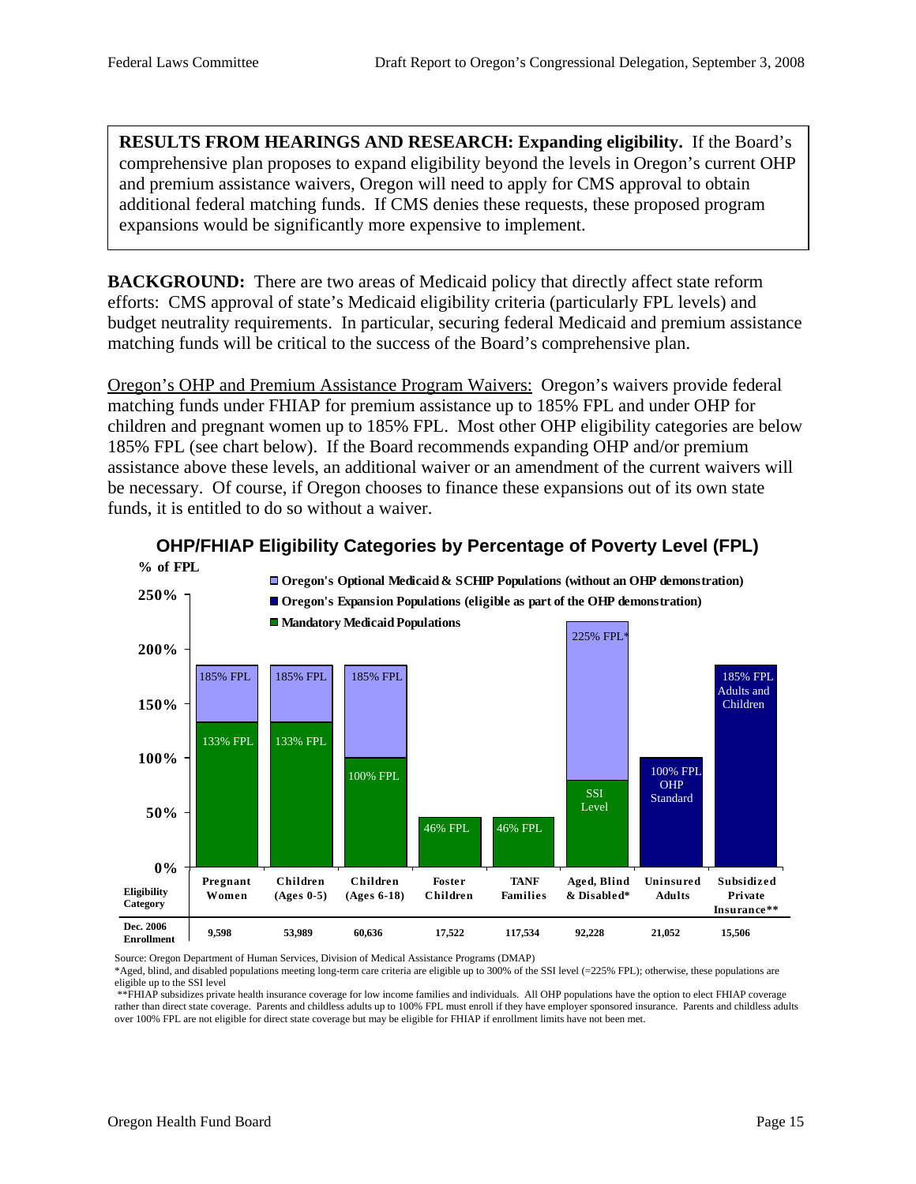**RESULTS FROM HEARINGS AND RESEARCH: Expanding eligibility.** If the Board's comprehensive plan proposes to expand eligibility beyond the levels in Oregon's current OHP and premium assistance waivers, Oregon will need to apply for CMS approval to obtain additional federal matching funds. If CMS denies these requests, these proposed program expansions would be significantly more expensive to implement.

**BACKGROUND:** There are two areas of Medicaid policy that directly affect state reform efforts: CMS approval of state's Medicaid eligibility criteria (particularly FPL levels) and budget neutrality requirements. In particular, securing federal Medicaid and premium assistance matching funds will be critical to the success of the Board's comprehensive plan.

Oregon's OHP and Premium Assistance Program Waivers: Oregon's waivers provide federal matching funds under FHIAP for premium assistance up to 185% FPL and under OHP for children and pregnant women up to 185% FPL. Most other OHP eligibility categories are below 185% FPL (see chart below). If the Board recommends expanding OHP and/or premium assistance above these levels, an additional waiver or an amendment of the current waivers will be necessary. Of course, if Oregon chooses to finance these expansions out of its own state funds, it is entitled to do so without a waiver.

**OHP/FHIAP Eligibility Categories by Percentage of Poverty Level (FPL)**

| Eligibility Category | Pregnant Women | Children (Ages 0-5) | Children (Ages 6-18) | Foster Children | TANF Families | Aged, Blind & Disabled* | Uninsured Adults | Subsidized Private Insurance** |
|---|---|---|---|---|---|---|---|---|
| Mandatory Medicaid Populations | 133% FPL | 133% FPL | 100% FPL | 46% FPL | 46% FPL | SSI Level | | |
| Oregon's Optional Medicaid & SCHIP Populations (without an OHP demonstration) | 185% FPL | 185% FPL | 185% FPL | | | 225% FPL* | | |
| Oregon's Expansion Populations (eligible as part of the OHP demonstration) | | | | | | | 100% FPL OHP Standard | 185% FPL Adults and Children |
| Dec. 2006 Enrollment | 9,598 | 53,989 | 60,636 | 17,522 | 117,534 | 92,228 | 21,052 | 15,506 |

Source: Oregon Department of Human Services, Division of Medical Assistance Programs (DMAP)

*Aged, blind, and disabled populations meeting long-term care criteria are eligible up to 300% of the SSI level (=225% FPL); otherwise, these populations are eligible up to the SSI level

**FHIAP subsidizes private health insurance coverage for low income families and individuals. All OHP populations have the option to elect FHIAP coverage rather than direct state coverage. Parents and childless adults up to 100% FPL must enroll if they have employer sponsored insurance. Parents and childless adults over 100% FPL are not eligible for direct state coverage but may be eligible for FHIAP if enrollment limits have not been met.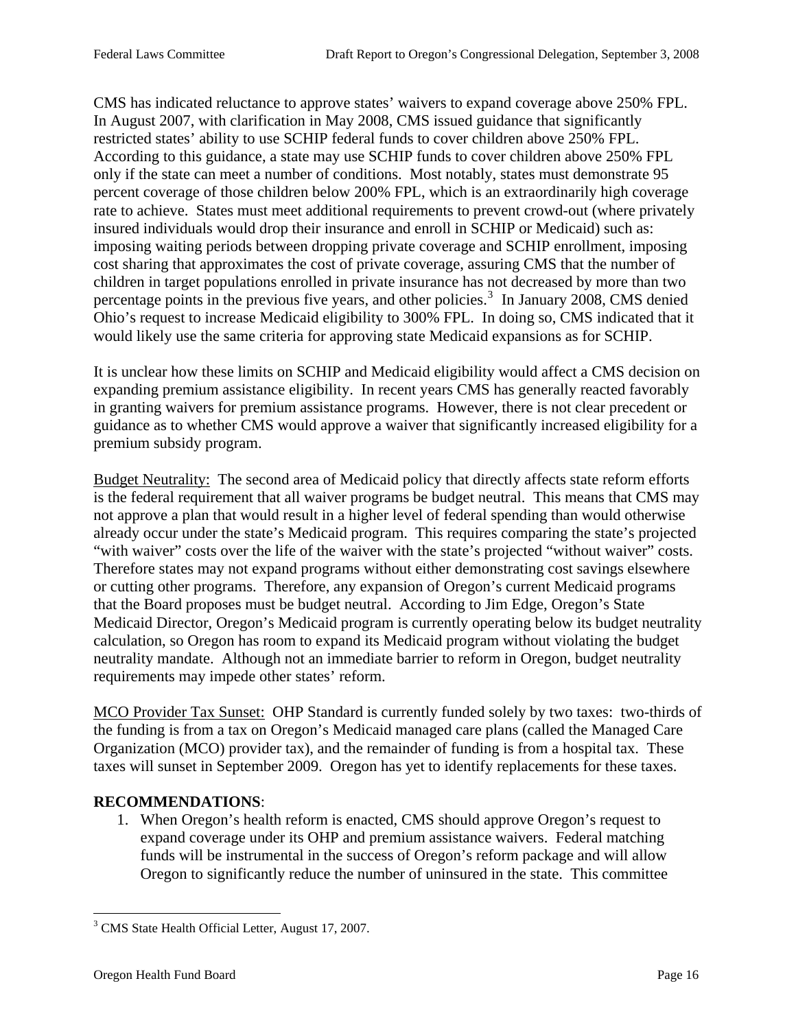CMS has indicated reluctance to approve states' waivers to expand coverage above 250% FPL. In August 2007, with clarification in May 2008, CMS issued guidance that significantly restricted states' ability to use SCHIP federal funds to cover children above 250% FPL. According to this guidance, a state may use SCHIP funds to cover children above 250% FPL only if the state can meet a number of conditions. Most notably, states must demonstrate 95 percent coverage of those children below 200% FPL, which is an extraordinarily high coverage rate to achieve. States must meet additional requirements to prevent crowd-out (where privately insured individuals would drop their insurance and enroll in SCHIP or Medicaid) such as: imposing waiting periods between dropping private coverage and SCHIP enrollment, imposing cost sharing that approximates the cost of private coverage, assuring CMS that the number of children in target populations enrolled in private insurance has not decreased by more than two percentage points in the previous five years, and other policies.[3] In January 2008, CMS denied Ohio's request to increase Medicaid eligibility to 300% FPL. In doing so, CMS indicated that it would likely use the same criteria for approving state Medicaid expansions as for SCHIP.

It is unclear how these limits on SCHIP and Medicaid eligibility would affect a CMS decision on expanding premium assistance eligibility. In recent years CMS has generally reacted favorably in granting waivers for premium assistance programs. However, there is not clear precedent or guidance as to whether CMS would approve a waiver that significantly increased eligibility for a premium subsidy program.

Budget Neutrality: The second area of Medicaid policy that directly affects state reform efforts is the federal requirement that all waiver programs be budget neutral. This means that CMS may not approve a plan that would result in a higher level of federal spending than would otherwise already occur under the state's Medicaid program. This requires comparing the state's projected "with waiver" costs over the life of the waiver with the state's projected "without waiver" costs. Therefore states may not expand programs without either demonstrating cost savings elsewhere or cutting other programs. Therefore, any expansion of Oregon's current Medicaid programs that the Board proposes must be budget neutral. According to Jim Edge, Oregon's State Medicaid Director, Oregon's Medicaid program is currently operating below its budget neutrality calculation, so Oregon has room to expand its Medicaid program without violating the budget neutrality mandate. Although not an immediate barrier to reform in Oregon, budget neutrality requirements may impede other states' reform.

MCO Provider Tax Sunset: OHP Standard is currently funded solely by two taxes: two-thirds of the funding is from a tax on Oregon's Medicaid managed care plans (called the Managed Care Organization (MCO) provider tax), and the remainder of funding is from a hospital tax. These taxes will sunset in September 2009. Oregon has yet to identify replacements for these taxes.

**RECOMMENDATIONS**:

1. When Oregon's health reform is enacted, CMS should approve Oregon's request to expand coverage under its OHP and premium assistance waivers. Federal matching funds will be instrumental in the success of Oregon's reform package and will allow Oregon to significantly reduce the number of uninsured in the state. This committee

---

[3] CMS State Health Official Letter, August 17, 2007.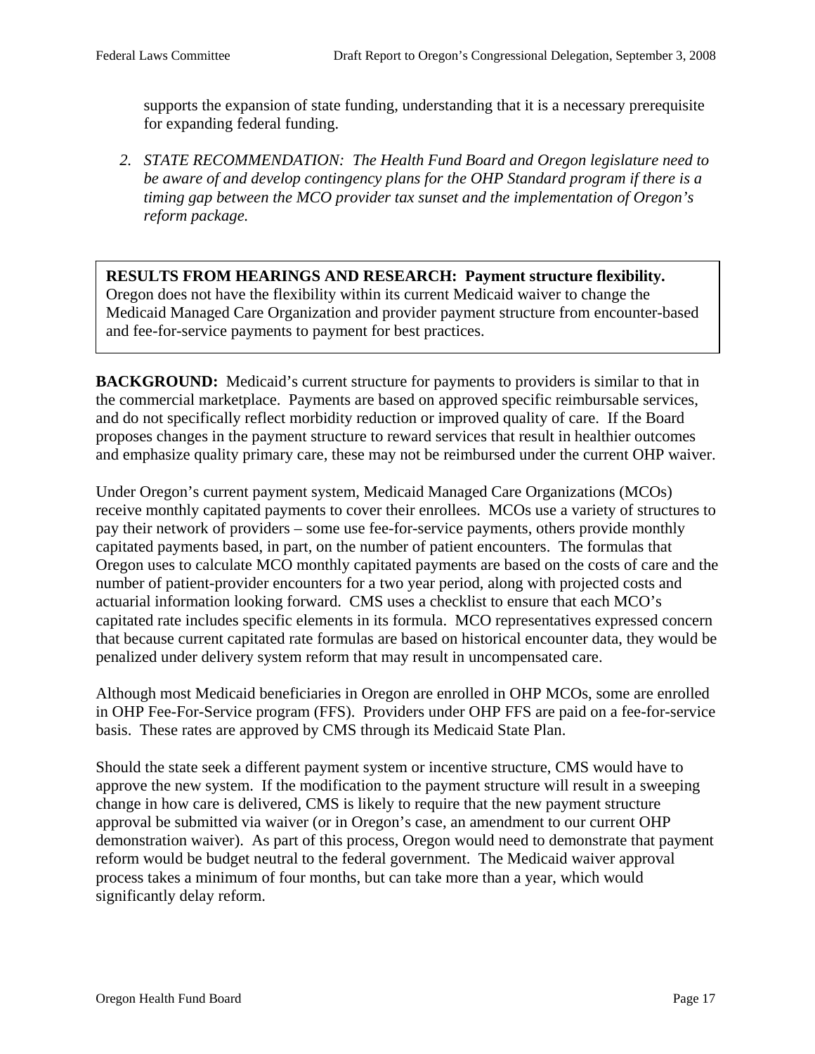supports the expansion of state funding, understanding that it is a necessary prerequisite for expanding federal funding.

2. *STATE RECOMMENDATION: The Health Fund Board and Oregon legislature need to be aware of and develop contingency plans for the OHP Standard program if there is a timing gap between the MCO provider tax sunset and the implementation of Oregon's reform package.*

**RESULTS FROM HEARINGS AND RESEARCH: Payment structure flexibility.** Oregon does not have the flexibility within its current Medicaid waiver to change the Medicaid Managed Care Organization and provider payment structure from encounter-based and fee-for-service payments to payment for best practices.

**BACKGROUND:** Medicaid's current structure for payments to providers is similar to that in the commercial marketplace. Payments are based on approved specific reimbursable services, and do not specifically reflect morbidity reduction or improved quality of care. If the Board proposes changes in the payment structure to reward services that result in healthier outcomes and emphasize quality primary care, these may not be reimbursed under the current OHP waiver.

Under Oregon's current payment system, Medicaid Managed Care Organizations (MCOs) receive monthly capitated payments to cover their enrollees. MCOs use a variety of structures to pay their network of providers – some use fee-for-service payments, others provide monthly capitated payments based, in part, on the number of patient encounters. The formulas that Oregon uses to calculate MCO monthly capitated payments are based on the costs of care and the number of patient-provider encounters for a two year period, along with projected costs and actuarial information looking forward. CMS uses a checklist to ensure that each MCO's capitated rate includes specific elements in its formula. MCO representatives expressed concern that because current capitated rate formulas are based on historical encounter data, they would be penalized under delivery system reform that may result in uncompensated care.

Although most Medicaid beneficiaries in Oregon are enrolled in OHP MCOs, some are enrolled in OHP Fee-For-Service program (FFS). Providers under OHP FFS are paid on a fee-for-service basis. These rates are approved by CMS through its Medicaid State Plan.

Should the state seek a different payment system or incentive structure, CMS would have to approve the new system. If the modification to the payment structure will result in a sweeping change in how care is delivered, CMS is likely to require that the new payment structure approval be submitted via waiver (or in Oregon's case, an amendment to our current OHP demonstration waiver). As part of this process, Oregon would need to demonstrate that payment reform would be budget neutral to the federal government. The Medicaid waiver approval process takes a minimum of four months, but can take more than a year, which would significantly delay reform.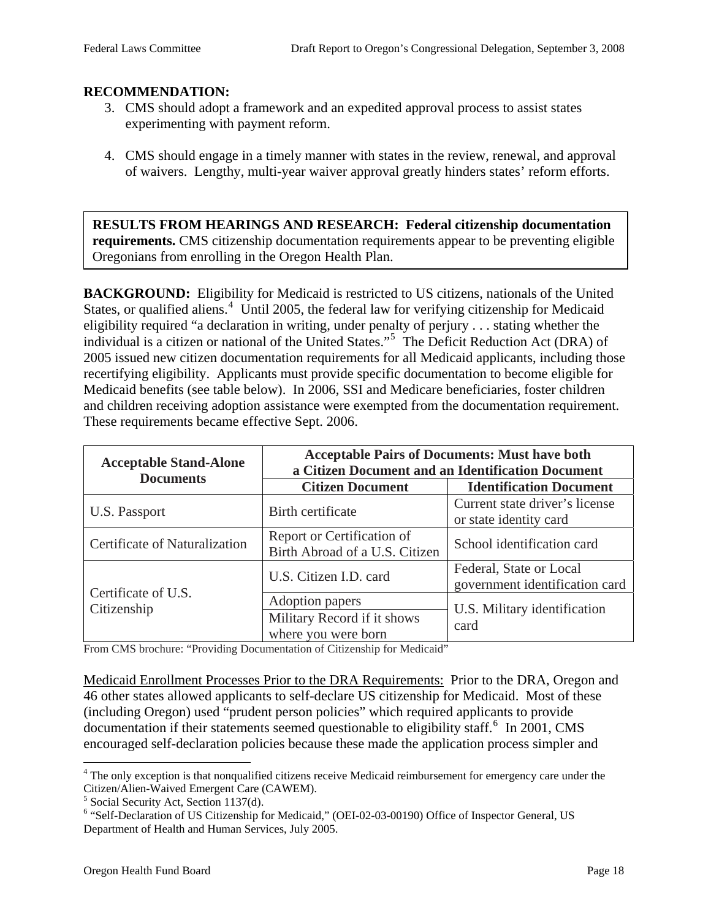**RECOMMENDATION:**

3. CMS should adopt a framework and an expedited approval process to assist states experimenting with payment reform.

4. CMS should engage in a timely manner with states in the review, renewal, and approval of waivers. Lengthy, multi-year waiver approval greatly hinders states' reform efforts.

**RESULTS FROM HEARINGS AND RESEARCH: Federal citizenship documentation requirements.** CMS citizenship documentation requirements appear to be preventing eligible Oregonians from enrolling in the Oregon Health Plan.

**BACKGROUND:** Eligibility for Medicaid is restricted to US citizens, nationals of the United States, or qualified aliens.[4] Until 2005, the federal law for verifying citizenship for Medicaid eligibility required "a declaration in writing, under penalty of perjury . . . stating whether the individual is a citizen or national of the United States."[5] The Deficit Reduction Act (DRA) of 2005 issued new citizen documentation requirements for all Medicaid applicants, including those recertifying eligibility. Applicants must provide specific documentation to become eligible for Medicaid benefits (see table below). In 2006, SSI and Medicare beneficiaries, foster children and children receiving adoption assistance were exempted from the documentation requirement. These requirements became effective Sept. 2006.

| Acceptable Stand-Alone Documents | Acceptable Pairs of Documents: Must have both a Citizen Document and an Identification Document | |
|---|---|---|
| | **Citizen Document** | **Identification Document** |
| U.S. Passport | Birth certificate | Current state driver's license or state identity card |
| Certificate of Naturalization | Report or Certification of Birth Abroad of a U.S. Citizen | School identification card |
| Certificate of U.S. Citizenship | U.S. Citizen I.D. card | Federal, State or Local government identification card |
| | Adoption papers | U.S. Military identification card |
| | Military Record if it shows where you were born | |

From CMS brochure: "Providing Documentation of Citizenship for Medicaid"

<u>Medicaid Enrollment Processes Prior to the DRA Requirements:</u> Prior to the DRA, Oregon and 46 other states allowed applicants to self-declare US citizenship for Medicaid. Most of these (including Oregon) used "prudent person policies" which required applicants to provide documentation if their statements seemed questionable to eligibility staff.[6] In 2001, CMS encouraged self-declaration policies because these made the application process simpler and

---

[4] The only exception is that nonqualified citizens receive Medicaid reimbursement for emergency care under the Citizen/Alien-Waived Emergent Care (CAWEM).

[5] Social Security Act, Section 1137(d).

[6] "Self-Declaration of US Citizenship for Medicaid," (OEI-02-03-00190) Office of Inspector General, US Department of Health and Human Services, July 2005.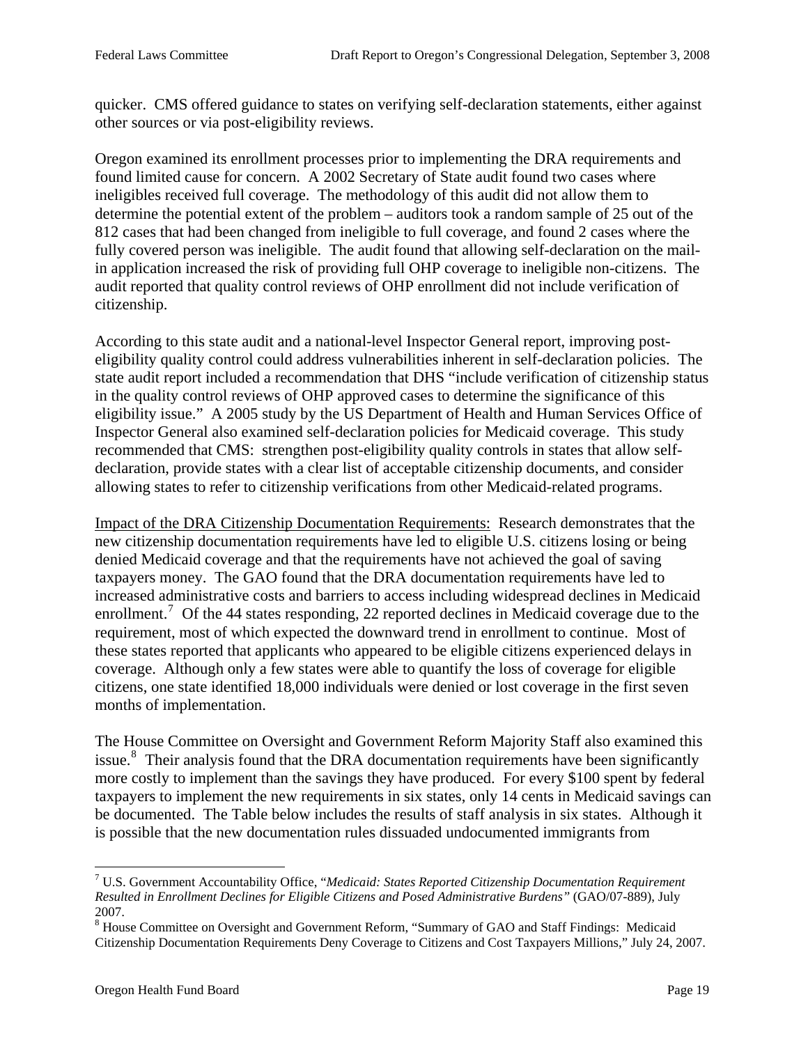quicker. CMS offered guidance to states on verifying self-declaration statements, either against other sources or via post-eligibility reviews.

Oregon examined its enrollment processes prior to implementing the DRA requirements and found limited cause for concern. A 2002 Secretary of State audit found two cases where ineligibles received full coverage. The methodology of this audit did not allow them to determine the potential extent of the problem – auditors took a random sample of 25 out of the 812 cases that had been changed from ineligible to full coverage, and found 2 cases where the fully covered person was ineligible. The audit found that allowing self-declaration on the mail-in application increased the risk of providing full OHP coverage to ineligible non-citizens. The audit reported that quality control reviews of OHP enrollment did not include verification of citizenship.

According to this state audit and a national-level Inspector General report, improving post-eligibility quality control could address vulnerabilities inherent in self-declaration policies. The state audit report included a recommendation that DHS "include verification of citizenship status in the quality control reviews of OHP approved cases to determine the significance of this eligibility issue." A 2005 study by the US Department of Health and Human Services Office of Inspector General also examined self-declaration policies for Medicaid coverage. This study recommended that CMS: strengthen post-eligibility quality controls in states that allow self-declaration, provide states with a clear list of acceptable citizenship documents, and consider allowing states to refer to citizenship verifications from other Medicaid-related programs.

<u>Impact of the DRA Citizenship Documentation Requirements:</u> Research demonstrates that the new citizenship documentation requirements have led to eligible U.S. citizens losing or being denied Medicaid coverage and that the requirements have not achieved the goal of saving taxpayers money. The GAO found that the DRA documentation requirements have led to increased administrative costs and barriers to access including widespread declines in Medicaid enrollment.[7] Of the 44 states responding, 22 reported declines in Medicaid coverage due to the requirement, most of which expected the downward trend in enrollment to continue. Most of these states reported that applicants who appeared to be eligible citizens experienced delays in coverage. Although only a few states were able to quantify the loss of coverage for eligible citizens, one state identified 18,000 individuals were denied or lost coverage in the first seven months of implementation.

The House Committee on Oversight and Government Reform Majority Staff also examined this issue.[8] Their analysis found that the DRA documentation requirements have been significantly more costly to implement than the savings they have produced. For every $100 spent by federal taxpayers to implement the new requirements in six states, only 14 cents in Medicaid savings can be documented. The Table below includes the results of staff analysis in six states. Although it is possible that the new documentation rules dissuaded undocumented immigrants from

---

[7] U.S. Government Accountability Office, "*Medicaid: States Reported Citizenship Documentation Requirement Resulted in Enrollment Declines for Eligible Citizens and Posed Administrative Burdens*" (GAO/07-889), July 2007.

[8] House Committee on Oversight and Government Reform, "Summary of GAO and Staff Findings: Medicaid Citizenship Documentation Requirements Deny Coverage to Citizens and Cost Taxpayers Millions," July 24, 2007.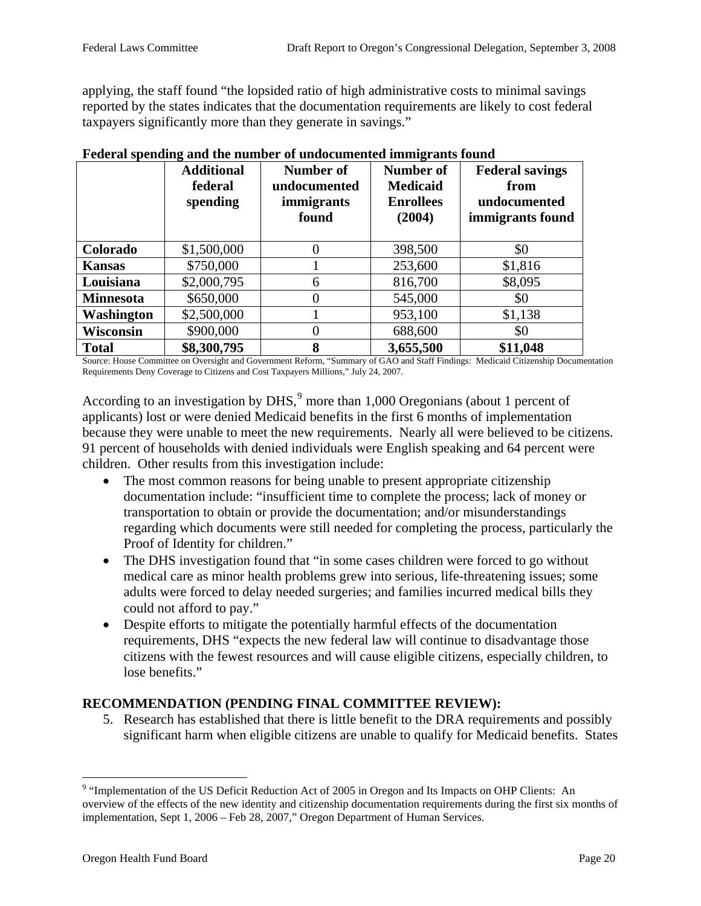applying, the staff found "the lopsided ratio of high administrative costs to minimal savings reported by the states indicates that the documentation requirements are likely to cost federal taxpayers significantly more than they generate in savings."

**Federal spending and the number of undocumented immigrants found**

| | Additional federal spending | Number of undocumented immigrants found | Number of Medicaid Enrollees (2004) | Federal savings from undocumented immigrants found |
|---|---|---|---|---|
| **Colorado** | $1,500,000 | 0 | 398,500 | $0 |
| **Kansas** | $750,000 | 1 | 253,600 | $1,816 |
| **Louisiana** | $2,000,795 | 6 | 816,700 | $8,095 |
| **Minnesota** | $650,000 | 0 | 545,000 | $0 |
| **Washington** | $2,500,000 | 1 | 953,100 | $1,138 |
| **Wisconsin** | $900,000 | 0 | 688,600 | $0 |
| **Total** | **$8,300,795** | **8** | **3,655,500** | **$11,048** |

Source: House Committee on Oversight and Government Reform, "Summary of GAO and Staff Findings: Medicaid Citizenship Documentation Requirements Deny Coverage to Citizens and Cost Taxpayers Millions," July 24, 2007.

According to an investigation by DHS,[9] more than 1,000 Oregonians (about 1 percent of applicants) lost or were denied Medicaid benefits in the first 6 months of implementation because they were unable to meet the new requirements. Nearly all were believed to be citizens. 91 percent of households with denied individuals were English speaking and 64 percent were children. Other results from this investigation include:

- The most common reasons for being unable to present appropriate citizenship documentation include: "insufficient time to complete the process; lack of money or transportation to obtain or provide the documentation; and/or misunderstandings regarding which documents were still needed for completing the process, particularly the Proof of Identity for children."
- The DHS investigation found that "in some cases children were forced to go without medical care as minor health problems grew into serious, life-threatening issues; some adults were forced to delay needed surgeries; and families incurred medical bills they could not afford to pay."
- Despite efforts to mitigate the potentially harmful effects of the documentation requirements, DHS "expects the new federal law will continue to disadvantage those citizens with the fewest resources and will cause eligible citizens, especially children, to lose benefits."

**RECOMMENDATION (PENDING FINAL COMMITTEE REVIEW):**

5. Research has established that there is little benefit to the DRA requirements and possibly significant harm when eligible citizens are unable to qualify for Medicaid benefits. States

[9] "Implementation of the US Deficit Reduction Act of 2005 in Oregon and Its Impacts on OHP Clients: An overview of the effects of the new identity and citizenship documentation requirements during the first six months of implementation, Sept 1, 2006 – Feb 28, 2007," Oregon Department of Human Services.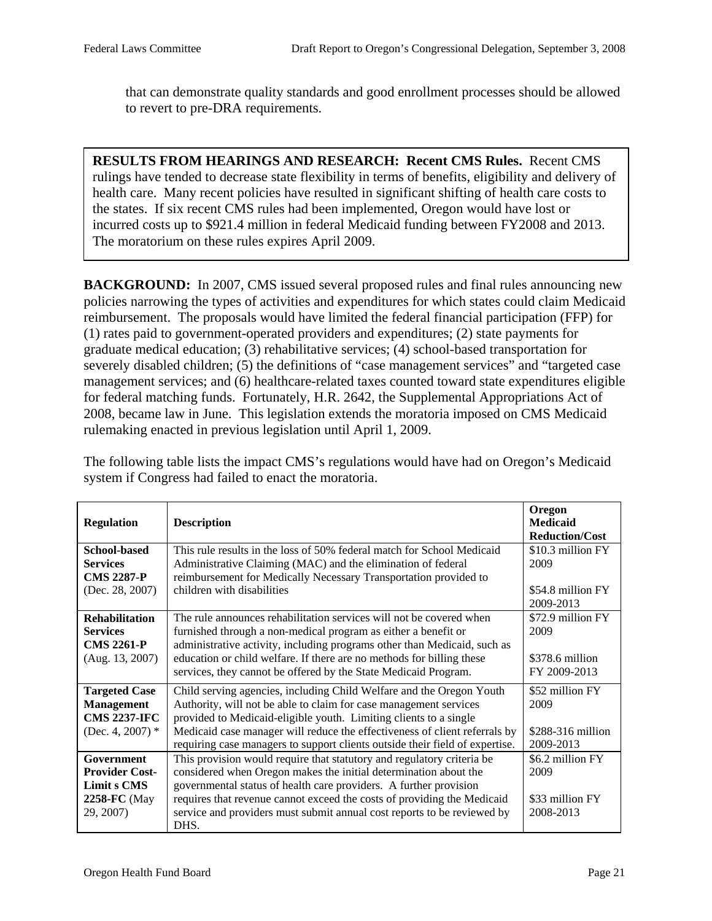that can demonstrate quality standards and good enrollment processes should be allowed to revert to pre-DRA requirements.

**RESULTS FROM HEARINGS AND RESEARCH: Recent CMS Rules.** Recent CMS rulings have tended to decrease state flexibility in terms of benefits, eligibility and delivery of health care. Many recent policies have resulted in significant shifting of health care costs to the states. If six recent CMS rules had been implemented, Oregon would have lost or incurred costs up to $921.4 million in federal Medicaid funding between FY2008 and 2013. The moratorium on these rules expires April 2009.

**BACKGROUND:** In 2007, CMS issued several proposed rules and final rules announcing new policies narrowing the types of activities and expenditures for which states could claim Medicaid reimbursement. The proposals would have limited the federal financial participation (FFP) for (1) rates paid to government-operated providers and expenditures; (2) state payments for graduate medical education; (3) rehabilitative services; (4) school-based transportation for severely disabled children; (5) the definitions of "case management services" and "targeted case management services; and (6) healthcare-related taxes counted toward state expenditures eligible for federal matching funds. Fortunately, H.R. 2642, the Supplemental Appropriations Act of 2008, became law in June. This legislation extends the moratoria imposed on CMS Medicaid rulemaking enacted in previous legislation until April 1, 2009.

The following table lists the impact CMS's regulations would have had on Oregon's Medicaid system if Congress had failed to enact the moratoria.

| Regulation | Description | Oregon Medicaid Reduction/Cost |
|---|---|---|
| **School-based Services CMS 2287-P** (Dec. 28, 2007) | This rule results in the loss of 50% federal match for School Medicaid Administrative Claiming (MAC) and the elimination of federal reimbursement for Medically Necessary Transportation provided to children with disabilities | $10.3 million FY 2009<br><br>$54.8 million FY 2009-2013 |
| **Rehabilitation Services CMS 2261-P** (Aug. 13, 2007) | The rule announces rehabilitation services will not be covered when furnished through a non-medical program as either a benefit or administrative activity, including programs other than Medicaid, such as education or child welfare. If there are no methods for billing these services, they cannot be offered by the State Medicaid Program. | $72.9 million FY 2009<br><br>$378.6 million FY 2009-2013 |
| **Targeted Case Management CMS 2237-IFC** (Dec. 4, 2007) * | Child serving agencies, including Child Welfare and the Oregon Youth Authority, will not be able to claim for case management services provided to Medicaid-eligible youth. Limiting clients to a single Medicaid case manager will reduce the effectiveness of client referrals by requiring case managers to support clients outside their field of expertise. | $52 million FY 2009<br><br>$288-316 million 2009-2013 |
| **Government Provider Cost-Limit s CMS 2258-FC** (May 29, 2007) | This provision would require that statutory and regulatory criteria be considered when Oregon makes the initial determination about the governmental status of health care providers. A further provision requires that revenue cannot exceed the costs of providing the Medicaid service and providers must submit annual cost reports to be reviewed by DHS. | $6.2 million FY 2009<br><br>$33 million FY 2008-2013 |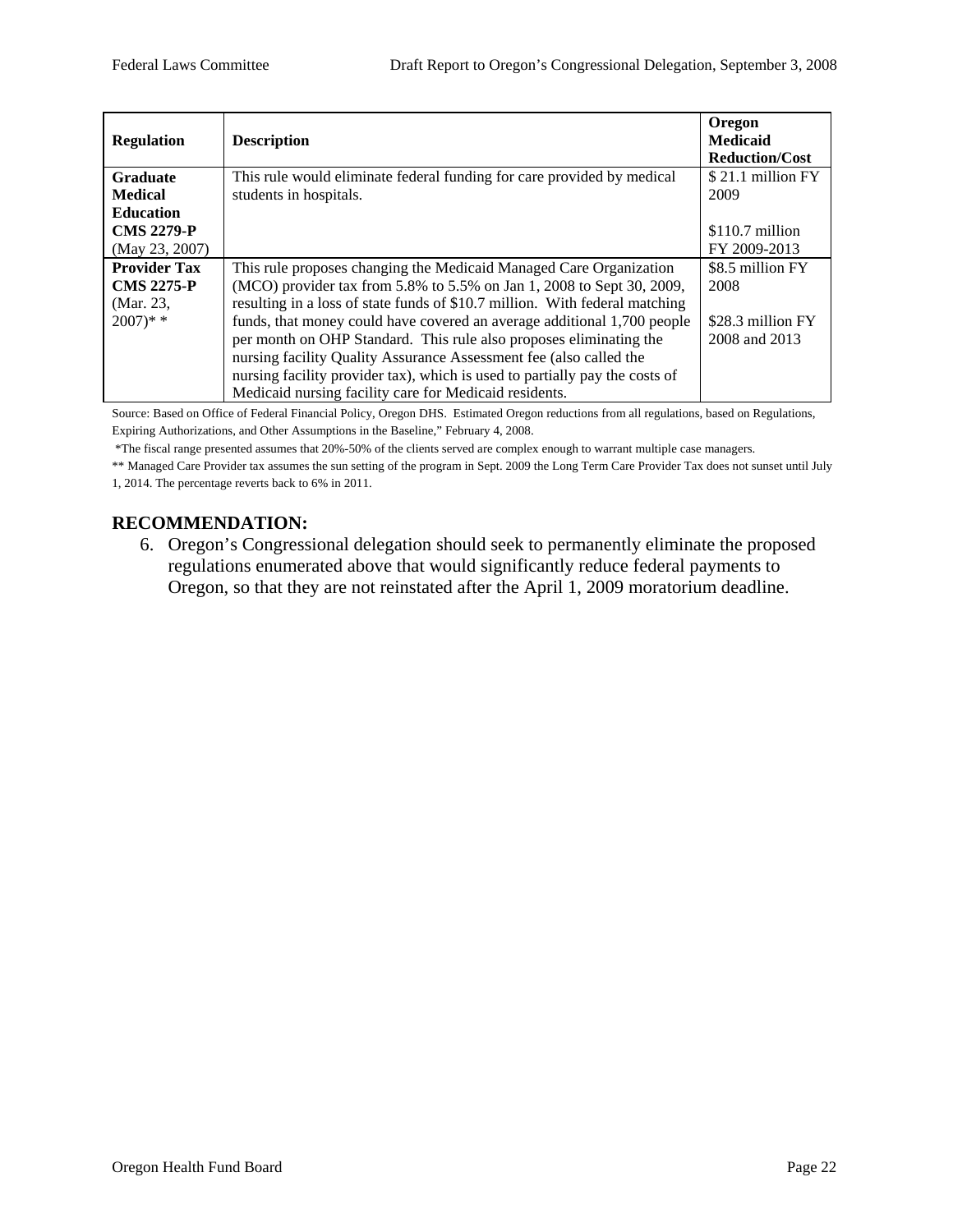| Regulation | Description | Oregon Medicaid Reduction/Cost |
| --- | --- | --- |
| **Graduate Medical Education CMS 2279-P** (May 23, 2007) | This rule would eliminate federal funding for care provided by medical students in hospitals. | $ 21.1 million FY 2009<br><br>$110.7 million FY 2009-2013 |
| **Provider Tax CMS 2275-P** (Mar. 23, 2007)* * | This rule proposes changing the Medicaid Managed Care Organization (MCO) provider tax from 5.8% to 5.5% on Jan 1, 2008 to Sept 30, 2009, resulting in a loss of state funds of $10.7 million. With federal matching funds, that money could have covered an average additional 1,700 people per month on OHP Standard. This rule also proposes eliminating the nursing facility Quality Assurance Assessment fee (also called the nursing facility provider tax), which is used to partially pay the costs of Medicaid nursing facility care for Medicaid residents. | $8.5 million FY 2008<br><br>$28.3 million FY 2008 and 2013 |

Source: Based on Office of Federal Financial Policy, Oregon DHS. Estimated Oregon reductions from all regulations, based on Regulations, Expiring Authorizations, and Other Assumptions in the Baseline," February 4, 2008.

*The fiscal range presented assumes that 20%-50% of the clients served are complex enough to warrant multiple case managers.

** Managed Care Provider tax assumes the sun setting of the program in Sept. 2009 the Long Term Care Provider Tax does not sunset until July 1, 2014. The percentage reverts back to 6% in 2011.

## RECOMMENDATION:

6. Oregon's Congressional delegation should seek to permanently eliminate the proposed regulations enumerated above that would significantly reduce federal payments to Oregon, so that they are not reinstated after the April 1, 2009 moratorium deadline.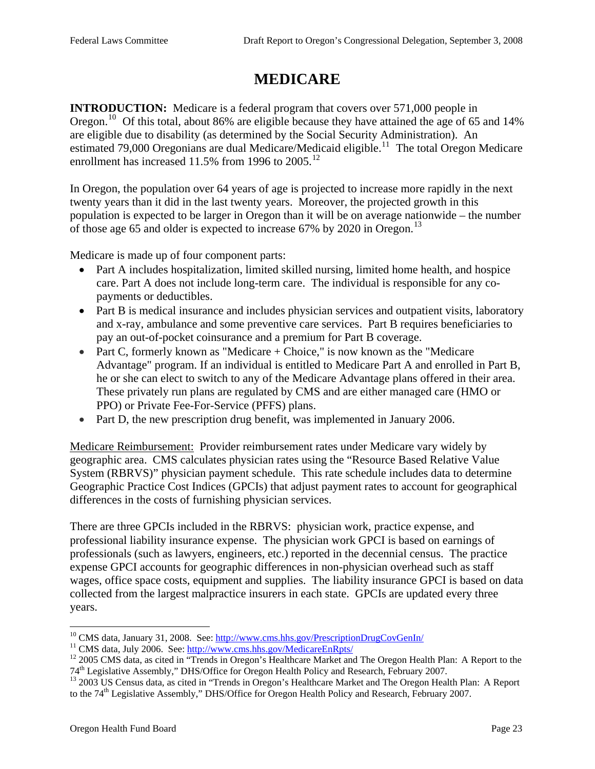# MEDICARE

**INTRODUCTION:** Medicare is a federal program that covers over 571,000 people in Oregon.[10] Of this total, about 86% are eligible because they have attained the age of 65 and 14% are eligible due to disability (as determined by the Social Security Administration). An estimated 79,000 Oregonians are dual Medicare/Medicaid eligible.[11] The total Oregon Medicare enrollment has increased 11.5% from 1996 to 2005.[12]

In Oregon, the population over 64 years of age is projected to increase more rapidly in the next twenty years than it did in the last twenty years. Moreover, the projected growth in this population is expected to be larger in Oregon than it will be on average nationwide – the number of those age 65 and older is expected to increase 67% by 2020 in Oregon.[13]

Medicare is made up of four component parts:

- Part A includes hospitalization, limited skilled nursing, limited home health, and hospice care. Part A does not include long-term care. The individual is responsible for any co-payments or deductibles.
- Part B is medical insurance and includes physician services and outpatient visits, laboratory and x-ray, ambulance and some preventive care services. Part B requires beneficiaries to pay an out-of-pocket coinsurance and a premium for Part B coverage.
- Part C, formerly known as "Medicare + Choice," is now known as the "Medicare Advantage" program. If an individual is entitled to Medicare Part A and enrolled in Part B, he or she can elect to switch to any of the Medicare Advantage plans offered in their area. These privately run plans are regulated by CMS and are either managed care (HMO or PPO) or Private Fee-For-Service (PFFS) plans.
- Part D, the new prescription drug benefit, was implemented in January 2006.

<u>Medicare Reimbursement:</u> Provider reimbursement rates under Medicare vary widely by geographic area. CMS calculates physician rates using the "Resource Based Relative Value System (RBRVS)" physician payment schedule. This rate schedule includes data to determine Geographic Practice Cost Indices (GPCIs) that adjust payment rates to account for geographical differences in the costs of furnishing physician services.

There are three GPCIs included in the RBRVS: physician work, practice expense, and professional liability insurance expense. The physician work GPCI is based on earnings of professionals (such as lawyers, engineers, etc.) reported in the decennial census. The practice expense GPCI accounts for geographic differences in non-physician overhead such as staff wages, office space costs, equipment and supplies. The liability insurance GPCI is based on data collected from the largest malpractice insurers in each state. GPCIs are updated every three years.

---

[10] CMS data, January 31, 2008. See: http://www.cms.hhs.gov/PrescriptionDrugCovGenIn/

[11] CMS data, July 2006. See: http://www.cms.hhs.gov/MedicareEnRpts/

[12] 2005 CMS data, as cited in "Trends in Oregon's Healthcare Market and The Oregon Health Plan: A Report to the 74th Legislative Assembly," DHS/Office for Oregon Health Policy and Research, February 2007.

[13] 2003 US Census data, as cited in "Trends in Oregon's Healthcare Market and The Oregon Health Plan: A Report to the 74th Legislative Assembly," DHS/Office for Oregon Health Policy and Research, February 2007.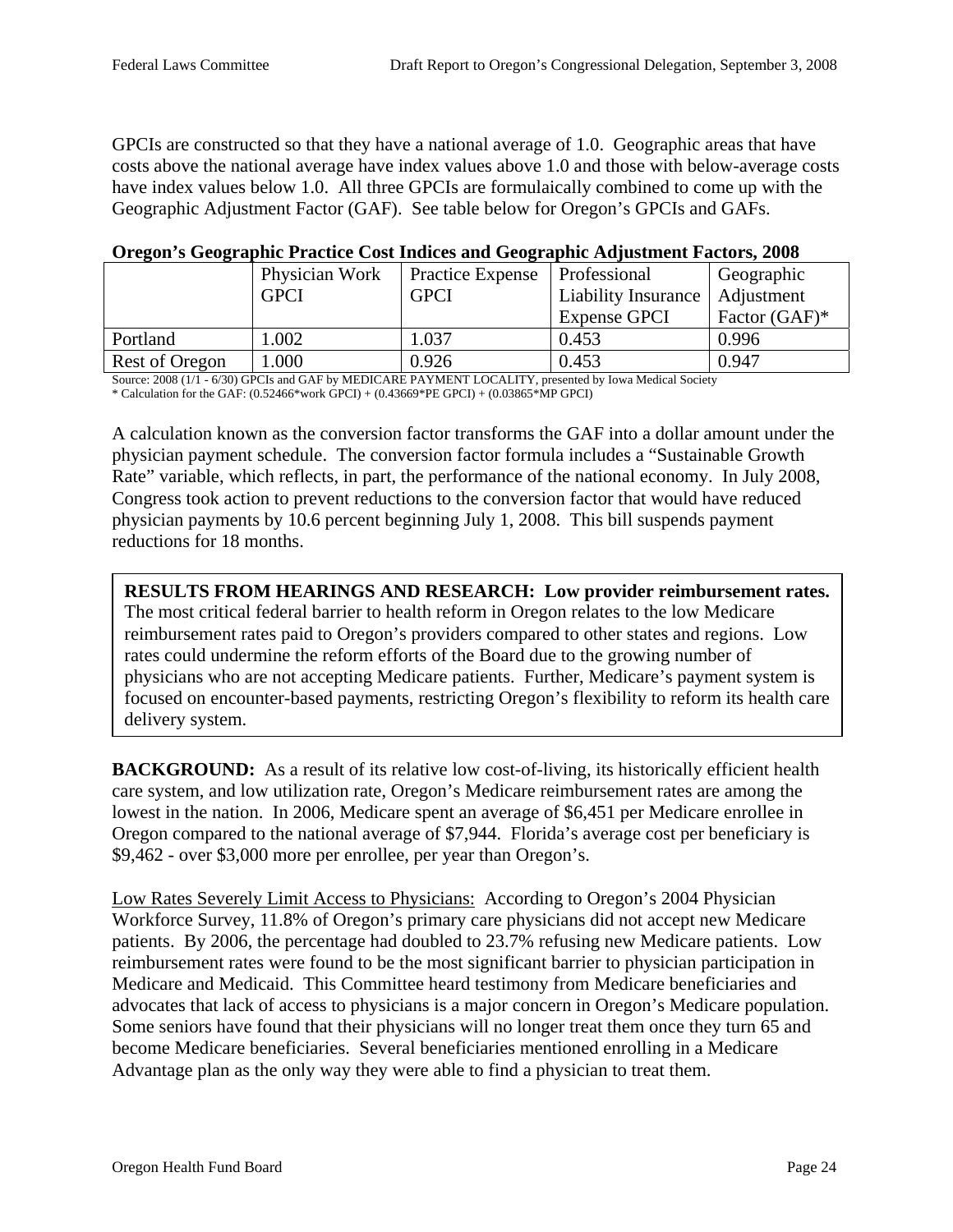GPCIs are constructed so that they have a national average of 1.0. Geographic areas that have costs above the national average have index values above 1.0 and those with below-average costs have index values below 1.0. All three GPCIs are formulaically combined to come up with the Geographic Adjustment Factor (GAF). See table below for Oregon's GPCIs and GAFs.

**Oregon's Geographic Practice Cost Indices and Geographic Adjustment Factors, 2008**

| | Physician Work GPCI | Practice Expense GPCI | Professional Liability Insurance Expense GPCI | Geographic Adjustment Factor (GAF)* |
|---|---|---|---|---|
| Portland | 1.002 | 1.037 | 0.453 | 0.996 |
| Rest of Oregon | 1.000 | 0.926 | 0.453 | 0.947 |

Source: 2008 (1/1 - 6/30) GPCIs and GAF by MEDICARE PAYMENT LOCALITY, presented by Iowa Medical Society
* Calculation for the GAF: (0.52466*work GPCI) + (0.43669*PE GPCI) + (0.03865*MP GPCI)

A calculation known as the conversion factor transforms the GAF into a dollar amount under the physician payment schedule. The conversion factor formula includes a "Sustainable Growth Rate" variable, which reflects, in part, the performance of the national economy. In July 2008, Congress took action to prevent reductions to the conversion factor that would have reduced physician payments by 10.6 percent beginning July 1, 2008. This bill suspends payment reductions for 18 months.

**RESULTS FROM HEARINGS AND RESEARCH: Low provider reimbursement rates.** The most critical federal barrier to health reform in Oregon relates to the low Medicare reimbursement rates paid to Oregon's providers compared to other states and regions. Low rates could undermine the reform efforts of the Board due to the growing number of physicians who are not accepting Medicare patients. Further, Medicare's payment system is focused on encounter-based payments, restricting Oregon's flexibility to reform its health care delivery system.

**BACKGROUND:** As a result of its relative low cost-of-living, its historically efficient health care system, and low utilization rate, Oregon's Medicare reimbursement rates are among the lowest in the nation. In 2006, Medicare spent an average of $6,451 per Medicare enrollee in Oregon compared to the national average of $7,944. Florida's average cost per beneficiary is $9,462 - over $3,000 more per enrollee, per year than Oregon's.

Low Rates Severely Limit Access to Physicians: According to Oregon's 2004 Physician Workforce Survey, 11.8% of Oregon's primary care physicians did not accept new Medicare patients. By 2006, the percentage had doubled to 23.7% refusing new Medicare patients. Low reimbursement rates were found to be the most significant barrier to physician participation in Medicare and Medicaid. This Committee heard testimony from Medicare beneficiaries and advocates that lack of access to physicians is a major concern in Oregon's Medicare population. Some seniors have found that their physicians will no longer treat them once they turn 65 and become Medicare beneficiaries. Several beneficiaries mentioned enrolling in a Medicare Advantage plan as the only way they were able to find a physician to treat them.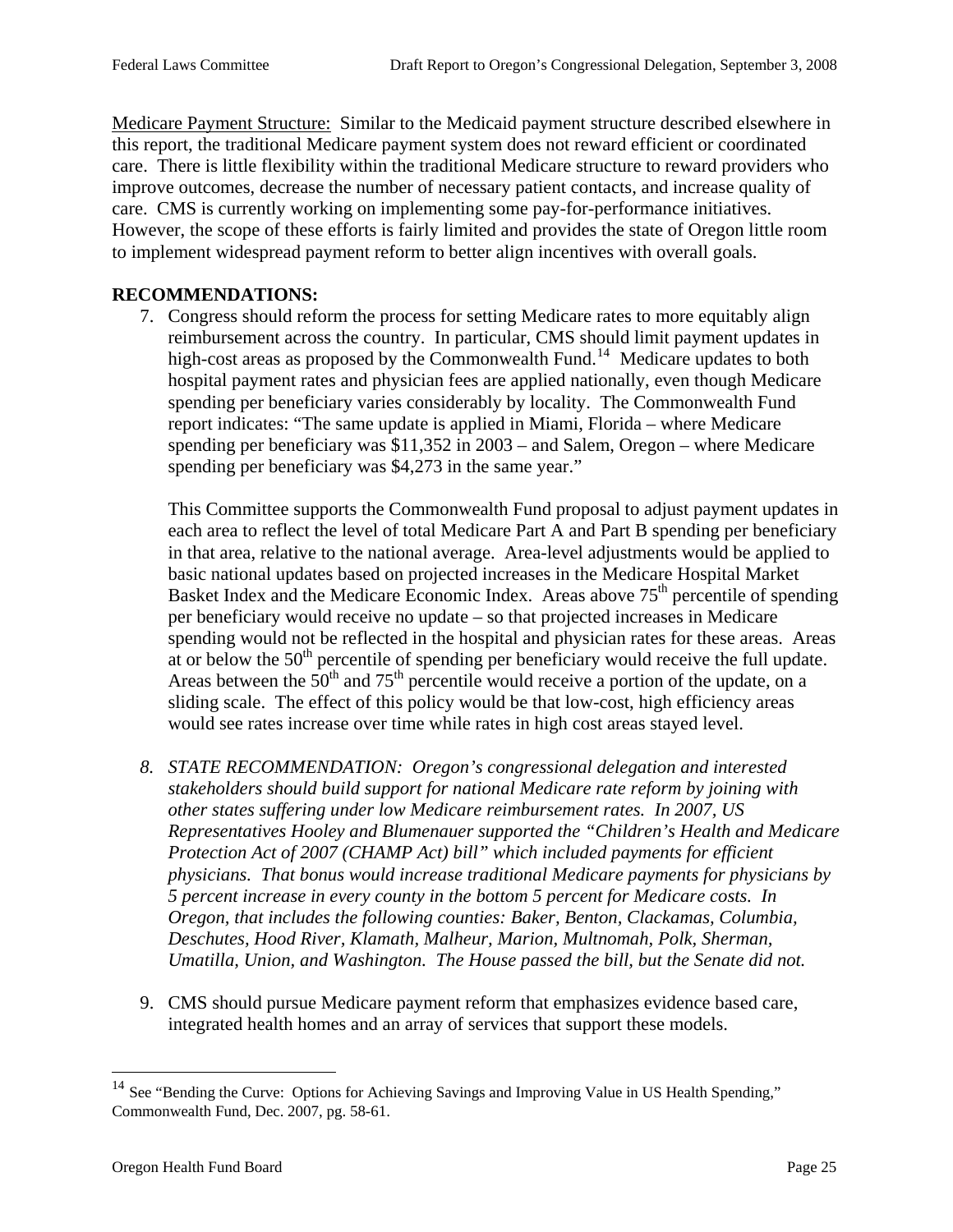Medicare Payment Structure: Similar to the Medicaid payment structure described elsewhere in this report, the traditional Medicare payment system does not reward efficient or coordinated care. There is little flexibility within the traditional Medicare structure to reward providers who improve outcomes, decrease the number of necessary patient contacts, and increase quality of care. CMS is currently working on implementing some pay-for-performance initiatives. However, the scope of these efforts is fairly limited and provides the state of Oregon little room to implement widespread payment reform to better align incentives with overall goals.

**RECOMMENDATIONS:**

7. Congress should reform the process for setting Medicare rates to more equitably align reimbursement across the country. In particular, CMS should limit payment updates in high-cost areas as proposed by the Commonwealth Fund.[14] Medicare updates to both hospital payment rates and physician fees are applied nationally, even though Medicare spending per beneficiary varies considerably by locality. The Commonwealth Fund report indicates: "The same update is applied in Miami, Florida – where Medicare spending per beneficiary was $11,352 in 2003 – and Salem, Oregon – where Medicare spending per beneficiary was $4,273 in the same year."

   This Committee supports the Commonwealth Fund proposal to adjust payment updates in each area to reflect the level of total Medicare Part A and Part B spending per beneficiary in that area, relative to the national average. Area-level adjustments would be applied to basic national updates based on projected increases in the Medicare Hospital Market Basket Index and the Medicare Economic Index. Areas above 75th percentile of spending per beneficiary would receive no update – so that projected increases in Medicare spending would not be reflected in the hospital and physician rates for these areas. Areas at or below the 50th percentile of spending per beneficiary would receive the full update. Areas between the 50th and 75th percentile would receive a portion of the update, on a sliding scale. The effect of this policy would be that low-cost, high efficiency areas would see rates increase over time while rates in high cost areas stayed level.

8. *STATE RECOMMENDATION: Oregon's congressional delegation and interested stakeholders should build support for national Medicare rate reform by joining with other states suffering under low Medicare reimbursement rates. In 2007, US Representatives Hooley and Blumenauer supported the "Children's Health and Medicare Protection Act of 2007 (CHAMP Act) bill" which included payments for efficient physicians. That bonus would increase traditional Medicare payments for physicians by 5 percent increase in every county in the bottom 5 percent for Medicare costs. In Oregon, that includes the following counties: Baker, Benton, Clackamas, Columbia, Deschutes, Hood River, Klamath, Malheur, Marion, Multnomah, Polk, Sherman, Umatilla, Union, and Washington. The House passed the bill, but the Senate did not.*

9. CMS should pursue Medicare payment reform that emphasizes evidence based care, integrated health homes and an array of services that support these models.

---

[14] See "Bending the Curve: Options for Achieving Savings and Improving Value in US Health Spending," Commonwealth Fund, Dec. 2007, pg. 58-61.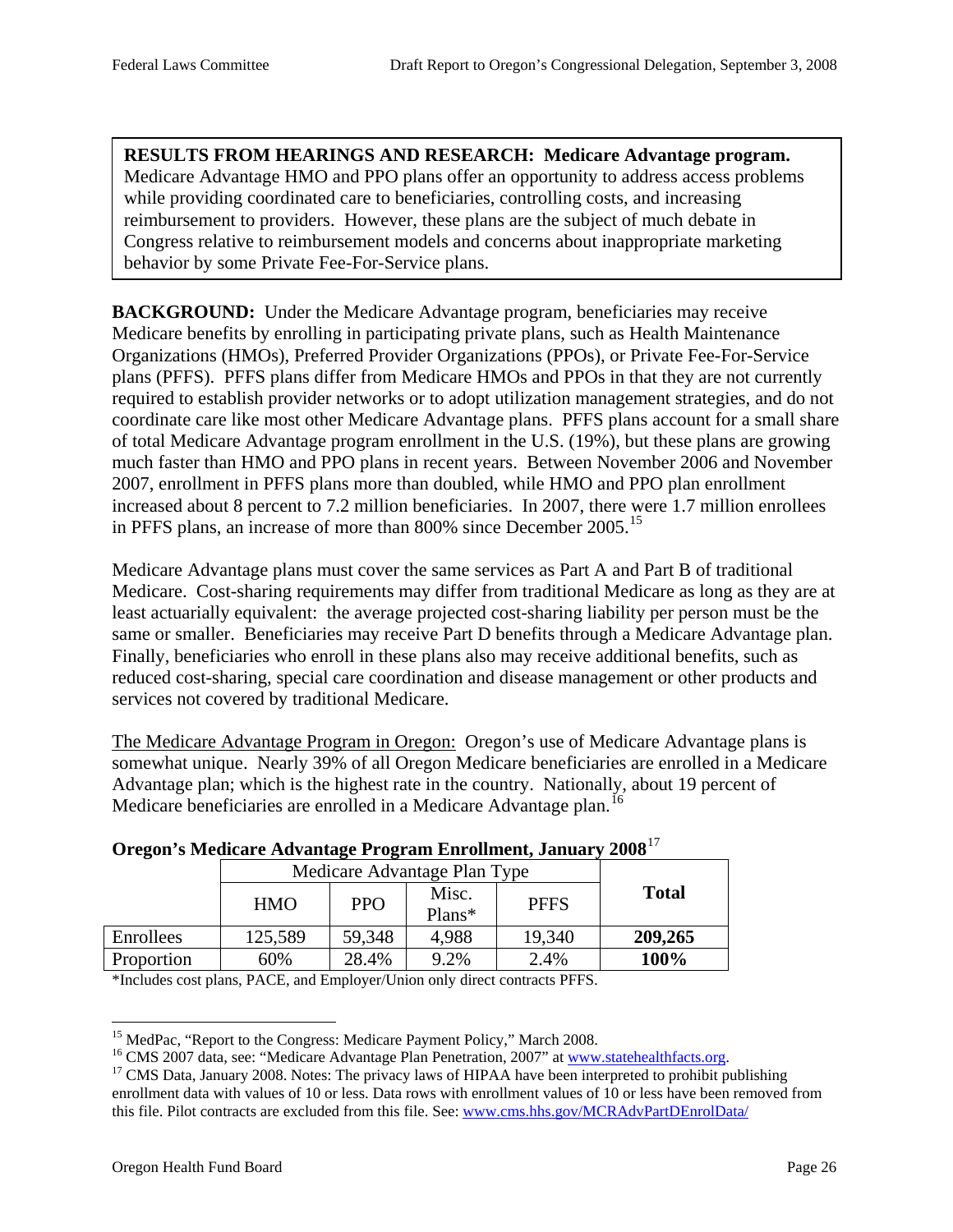**RESULTS FROM HEARINGS AND RESEARCH: Medicare Advantage program.** Medicare Advantage HMO and PPO plans offer an opportunity to address access problems while providing coordinated care to beneficiaries, controlling costs, and increasing reimbursement to providers. However, these plans are the subject of much debate in Congress relative to reimbursement models and concerns about inappropriate marketing behavior by some Private Fee-For-Service plans.

**BACKGROUND:** Under the Medicare Advantage program, beneficiaries may receive Medicare benefits by enrolling in participating private plans, such as Health Maintenance Organizations (HMOs), Preferred Provider Organizations (PPOs), or Private Fee-For-Service plans (PFFS). PFFS plans differ from Medicare HMOs and PPOs in that they are not currently required to establish provider networks or to adopt utilization management strategies, and do not coordinate care like most other Medicare Advantage plans. PFFS plans account for a small share of total Medicare Advantage program enrollment in the U.S. (19%), but these plans are growing much faster than HMO and PPO plans in recent years. Between November 2006 and November 2007, enrollment in PFFS plans more than doubled, while HMO and PPO plan enrollment increased about 8 percent to 7.2 million beneficiaries. In 2007, there were 1.7 million enrollees in PFFS plans, an increase of more than 800% since December 2005.[15]

Medicare Advantage plans must cover the same services as Part A and Part B of traditional Medicare. Cost-sharing requirements may differ from traditional Medicare as long as they are at least actuarially equivalent: the average projected cost-sharing liability per person must be the same or smaller. Beneficiaries may receive Part D benefits through a Medicare Advantage plan. Finally, beneficiaries who enroll in these plans also may receive additional benefits, such as reduced cost-sharing, special care coordination and disease management or other products and services not covered by traditional Medicare.

<u>The Medicare Advantage Program in Oregon:</u> Oregon's use of Medicare Advantage plans is somewhat unique. Nearly 39% of all Oregon Medicare beneficiaries are enrolled in a Medicare Advantage plan; which is the highest rate in the country. Nationally, about 19 percent of Medicare beneficiaries are enrolled in a Medicare Advantage plan.[16]

**Oregon's Medicare Advantage Program Enrollment, January 2008**[17]

| | Medicare Advantage Plan Type | | | | **Total** |
|---|---|---|---|---|---|
| | HMO | PPO | Misc. Plans* | PFFS | |
| Enrollees | 125,589 | 59,348 | 4,988 | 19,340 | **209,265** |
| Proportion | 60% | 28.4% | 9.2% | 2.4% | **100%** |

*Includes cost plans, PACE, and Employer/Union only direct contracts PFFS.

---

[15] MedPac, "Report to the Congress: Medicare Payment Policy," March 2008.

[16] CMS 2007 data, see: "Medicare Advantage Plan Penetration, 2007" at www.statehealthfacts.org.

[17] CMS Data, January 2008. Notes: The privacy laws of HIPAA have been interpreted to prohibit publishing enrollment data with values of 10 or less. Data rows with enrollment values of 10 or less have been removed from this file. Pilot contracts are excluded from this file. See: www.cms.hhs.gov/MCRAdvPartDEnrolData/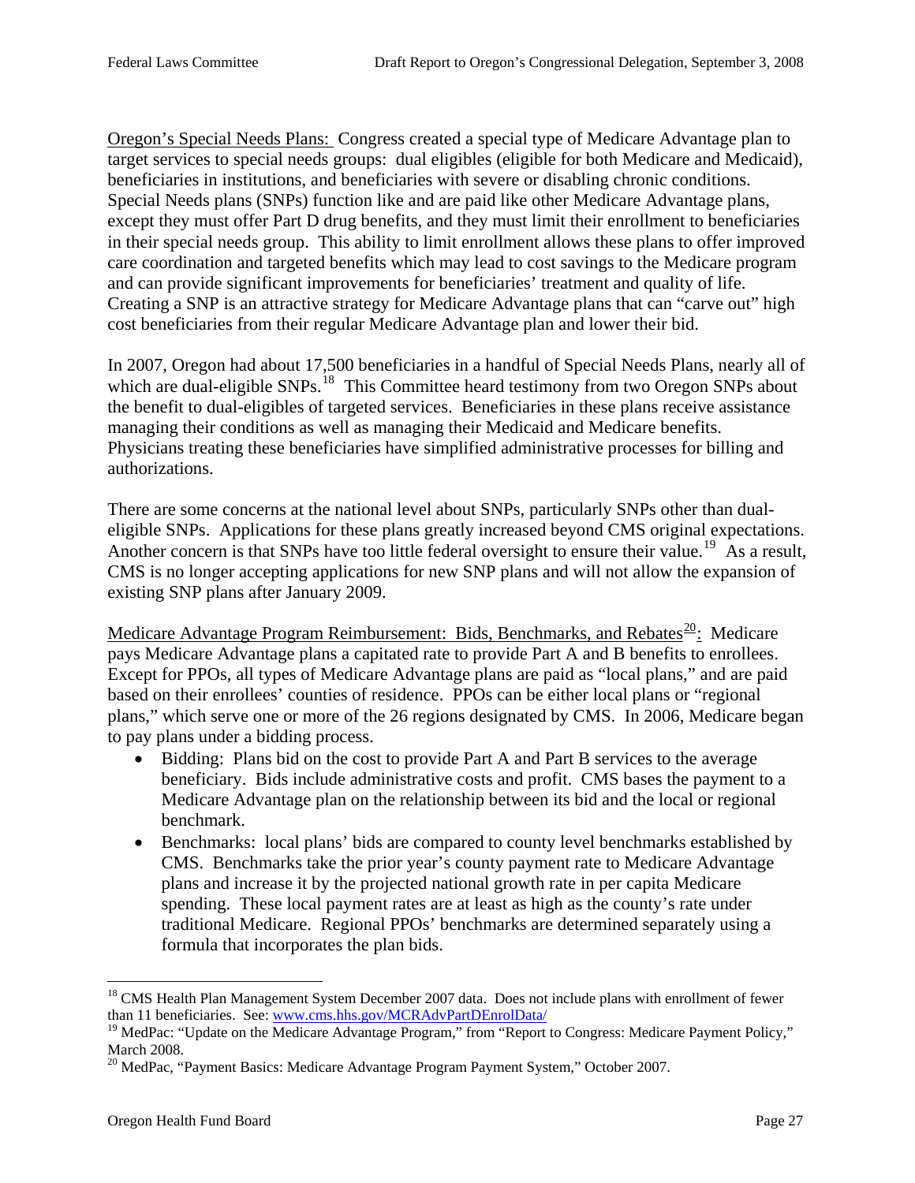Oregon's Special Needs Plans: Congress created a special type of Medicare Advantage plan to target services to special needs groups: dual eligibles (eligible for both Medicare and Medicaid), beneficiaries in institutions, and beneficiaries with severe or disabling chronic conditions. Special Needs plans (SNPs) function like and are paid like other Medicare Advantage plans, except they must offer Part D drug benefits, and they must limit their enrollment to beneficiaries in their special needs group. This ability to limit enrollment allows these plans to offer improved care coordination and targeted benefits which may lead to cost savings to the Medicare program and can provide significant improvements for beneficiaries' treatment and quality of life. Creating a SNP is an attractive strategy for Medicare Advantage plans that can "carve out" high cost beneficiaries from their regular Medicare Advantage plan and lower their bid.

In 2007, Oregon had about 17,500 beneficiaries in a handful of Special Needs Plans, nearly all of which are dual-eligible SNPs.[18] This Committee heard testimony from two Oregon SNPs about the benefit to dual-eligibles of targeted services. Beneficiaries in these plans receive assistance managing their conditions as well as managing their Medicaid and Medicare benefits. Physicians treating these beneficiaries have simplified administrative processes for billing and authorizations.

There are some concerns at the national level about SNPs, particularly SNPs other than dual-eligible SNPs. Applications for these plans greatly increased beyond CMS original expectations. Another concern is that SNPs have too little federal oversight to ensure their value.[19] As a result, CMS is no longer accepting applications for new SNP plans and will not allow the expansion of existing SNP plans after January 2009.

Medicare Advantage Program Reimbursement: Bids, Benchmarks, and Rebates[20]: Medicare pays Medicare Advantage plans a capitated rate to provide Part A and B benefits to enrollees. Except for PPOs, all types of Medicare Advantage plans are paid as "local plans," and are paid based on their enrollees' counties of residence. PPOs can be either local plans or "regional plans," which serve one or more of the 26 regions designated by CMS. In 2006, Medicare began to pay plans under a bidding process.

- Bidding: Plans bid on the cost to provide Part A and Part B services to the average beneficiary. Bids include administrative costs and profit. CMS bases the payment to a Medicare Advantage plan on the relationship between its bid and the local or regional benchmark.
- Benchmarks: local plans' bids are compared to county level benchmarks established by CMS. Benchmarks take the prior year's county payment rate to Medicare Advantage plans and increase it by the projected national growth rate in per capita Medicare spending. These local payment rates are at least as high as the county's rate under traditional Medicare. Regional PPOs' benchmarks are determined separately using a formula that incorporates the plan bids.

---

[18] CMS Health Plan Management System December 2007 data. Does not include plans with enrollment of fewer than 11 beneficiaries. See: www.cms.hhs.gov/MCRAdvPartDEnrolData/

[19] MedPac: "Update on the Medicare Advantage Program," from "Report to Congress: Medicare Payment Policy," March 2008.

[20] MedPac, "Payment Basics: Medicare Advantage Program Payment System," October 2007.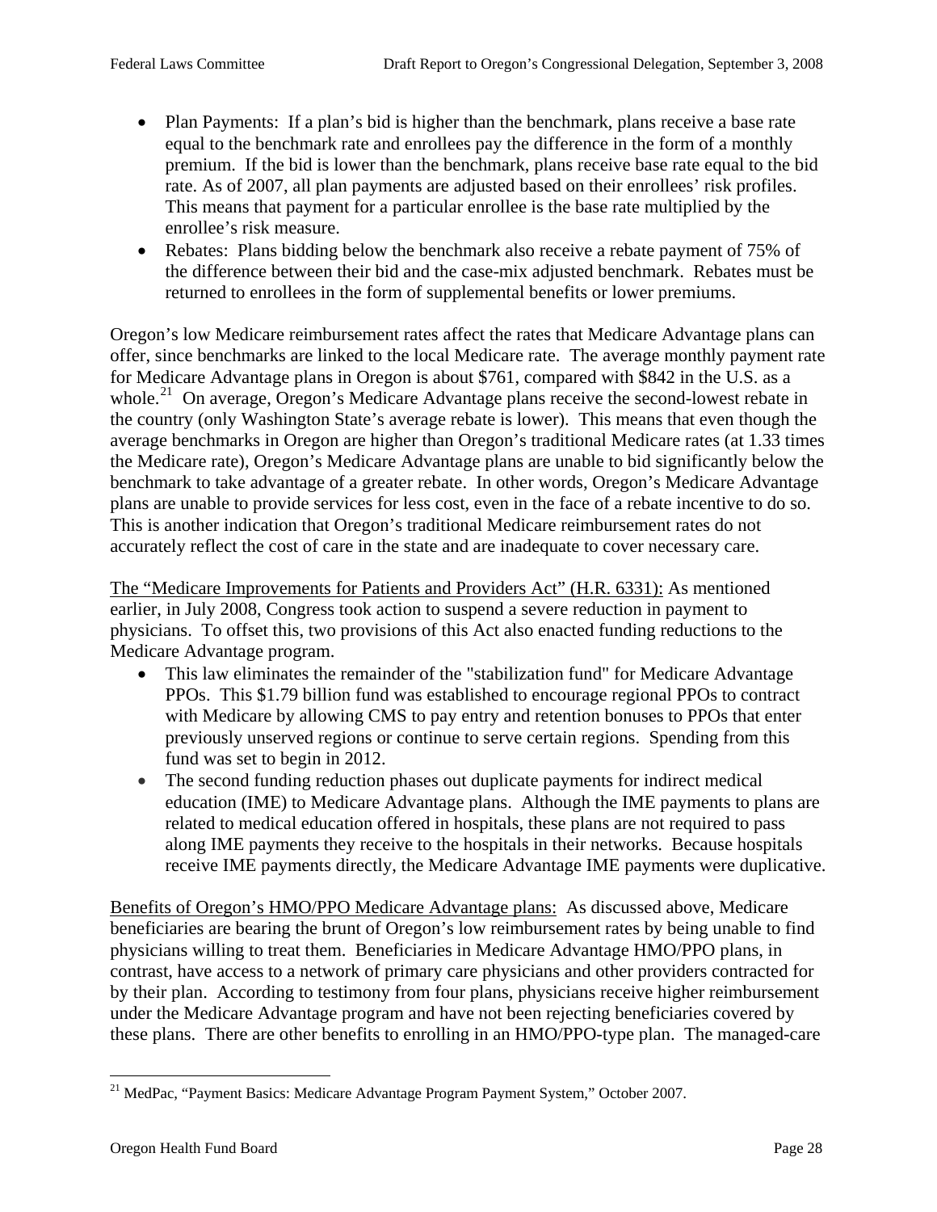- Plan Payments: If a plan's bid is higher than the benchmark, plans receive a base rate equal to the benchmark rate and enrollees pay the difference in the form of a monthly premium. If the bid is lower than the benchmark, plans receive base rate equal to the bid rate. As of 2007, all plan payments are adjusted based on their enrollees' risk profiles. This means that payment for a particular enrollee is the base rate multiplied by the enrollee's risk measure.
- Rebates: Plans bidding below the benchmark also receive a rebate payment of 75% of the difference between their bid and the case-mix adjusted benchmark. Rebates must be returned to enrollees in the form of supplemental benefits or lower premiums.

Oregon's low Medicare reimbursement rates affect the rates that Medicare Advantage plans can offer, since benchmarks are linked to the local Medicare rate. The average monthly payment rate for Medicare Advantage plans in Oregon is about $761, compared with $842 in the U.S. as a whole.[21] On average, Oregon's Medicare Advantage plans receive the second-lowest rebate in the country (only Washington State's average rebate is lower). This means that even though the average benchmarks in Oregon are higher than Oregon's traditional Medicare rates (at 1.33 times the Medicare rate), Oregon's Medicare Advantage plans are unable to bid significantly below the benchmark to take advantage of a greater rebate. In other words, Oregon's Medicare Advantage plans are unable to provide services for less cost, even in the face of a rebate incentive to do so. This is another indication that Oregon's traditional Medicare reimbursement rates do not accurately reflect the cost of care in the state and are inadequate to cover necessary care.

<u>The "Medicare Improvements for Patients and Providers Act" (H.R. 6331):</u> As mentioned earlier, in July 2008, Congress took action to suspend a severe reduction in payment to physicians. To offset this, two provisions of this Act also enacted funding reductions to the Medicare Advantage program.

- This law eliminates the remainder of the "stabilization fund" for Medicare Advantage PPOs. This $1.79 billion fund was established to encourage regional PPOs to contract with Medicare by allowing CMS to pay entry and retention bonuses to PPOs that enter previously unserved regions or continue to serve certain regions. Spending from this fund was set to begin in 2012.
- The second funding reduction phases out duplicate payments for indirect medical education (IME) to Medicare Advantage plans. Although the IME payments to plans are related to medical education offered in hospitals, these plans are not required to pass along IME payments they receive to the hospitals in their networks. Because hospitals receive IME payments directly, the Medicare Advantage IME payments were duplicative.

<u>Benefits of Oregon's HMO/PPO Medicare Advantage plans:</u> As discussed above, Medicare beneficiaries are bearing the brunt of Oregon's low reimbursement rates by being unable to find physicians willing to treat them. Beneficiaries in Medicare Advantage HMO/PPO plans, in contrast, have access to a network of primary care physicians and other providers contracted for by their plan. According to testimony from four plans, physicians receive higher reimbursement under the Medicare Advantage program and have not been rejecting beneficiaries covered by these plans. There are other benefits to enrolling in an HMO/PPO-type plan. The managed-care

[21] MedPac, "Payment Basics: Medicare Advantage Program Payment System," October 2007.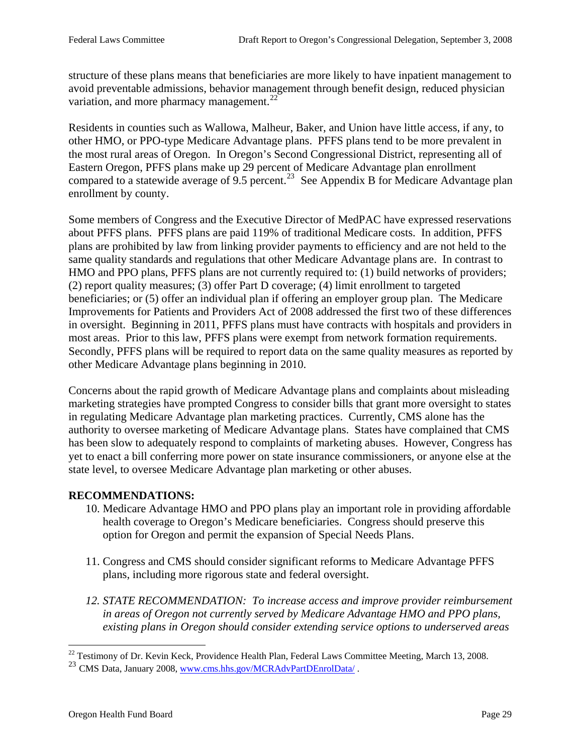structure of these plans means that beneficiaries are more likely to have inpatient management to avoid preventable admissions, behavior management through benefit design, reduced physician variation, and more pharmacy management.[22]

Residents in counties such as Wallowa, Malheur, Baker, and Union have little access, if any, to other HMO, or PPO-type Medicare Advantage plans. PFFS plans tend to be more prevalent in the most rural areas of Oregon. In Oregon's Second Congressional District, representing all of Eastern Oregon, PFFS plans make up 29 percent of Medicare Advantage plan enrollment compared to a statewide average of 9.5 percent.[23] See Appendix B for Medicare Advantage plan enrollment by county.

Some members of Congress and the Executive Director of MedPAC have expressed reservations about PFFS plans. PFFS plans are paid 119% of traditional Medicare costs. In addition, PFFS plans are prohibited by law from linking provider payments to efficiency and are not held to the same quality standards and regulations that other Medicare Advantage plans are. In contrast to HMO and PPO plans, PFFS plans are not currently required to: (1) build networks of providers; (2) report quality measures; (3) offer Part D coverage; (4) limit enrollment to targeted beneficiaries; or (5) offer an individual plan if offering an employer group plan. The Medicare Improvements for Patients and Providers Act of 2008 addressed the first two of these differences in oversight. Beginning in 2011, PFFS plans must have contracts with hospitals and providers in most areas. Prior to this law, PFFS plans were exempt from network formation requirements. Secondly, PFFS plans will be required to report data on the same quality measures as reported by other Medicare Advantage plans beginning in 2010.

Concerns about the rapid growth of Medicare Advantage plans and complaints about misleading marketing strategies have prompted Congress to consider bills that grant more oversight to states in regulating Medicare Advantage plan marketing practices. Currently, CMS alone has the authority to oversee marketing of Medicare Advantage plans. States have complained that CMS has been slow to adequately respond to complaints of marketing abuses. However, Congress has yet to enact a bill conferring more power on state insurance commissioners, or anyone else at the state level, to oversee Medicare Advantage plan marketing or other abuses.

**RECOMMENDATIONS:**

10. Medicare Advantage HMO and PPO plans play an important role in providing affordable health coverage to Oregon's Medicare beneficiaries. Congress should preserve this option for Oregon and permit the expansion of Special Needs Plans.

11. Congress and CMS should consider significant reforms to Medicare Advantage PFFS plans, including more rigorous state and federal oversight.

12. *STATE RECOMMENDATION: To increase access and improve provider reimbursement in areas of Oregon not currently served by Medicare Advantage HMO and PPO plans, existing plans in Oregon should consider extending service options to underserved areas*

---

[22] Testimony of Dr. Kevin Keck, Providence Health Plan, Federal Laws Committee Meeting, March 13, 2008.

[23] CMS Data, January 2008, www.cms.hhs.gov/MCRAdvPartDEnrolData/ .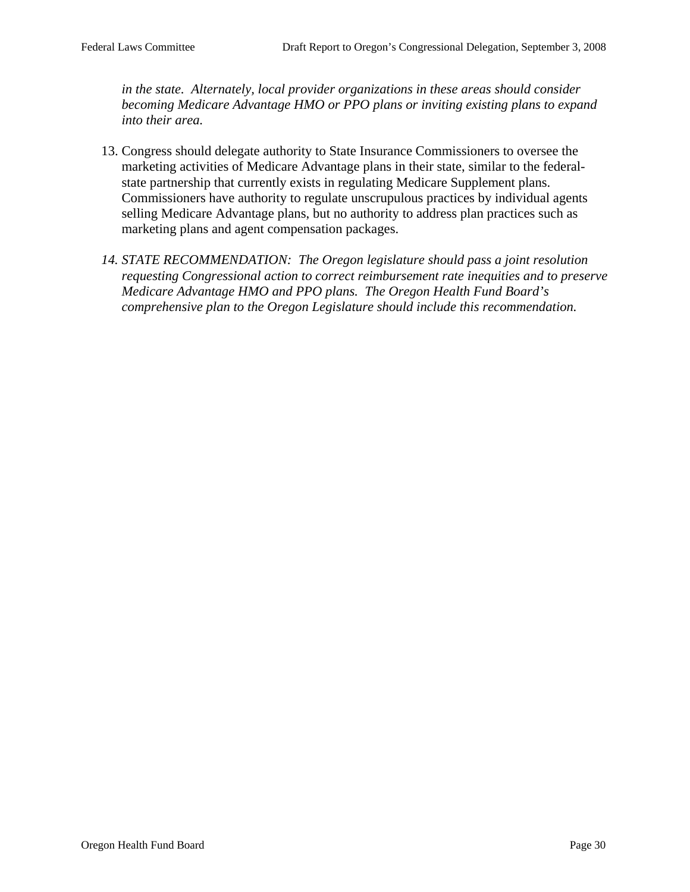*in the state. Alternately, local provider organizations in these areas should consider becoming Medicare Advantage HMO or PPO plans or inviting existing plans to expand into their area.*

13. Congress should delegate authority to State Insurance Commissioners to oversee the marketing activities of Medicare Advantage plans in their state, similar to the federal-state partnership that currently exists in regulating Medicare Supplement plans. Commissioners have authority to regulate unscrupulous practices by individual agents selling Medicare Advantage plans, but no authority to address plan practices such as marketing plans and agent compensation packages.

14. *STATE RECOMMENDATION: The Oregon legislature should pass a joint resolution requesting Congressional action to correct reimbursement rate inequities and to preserve Medicare Advantage HMO and PPO plans. The Oregon Health Fund Board's comprehensive plan to the Oregon Legislature should include this recommendation.*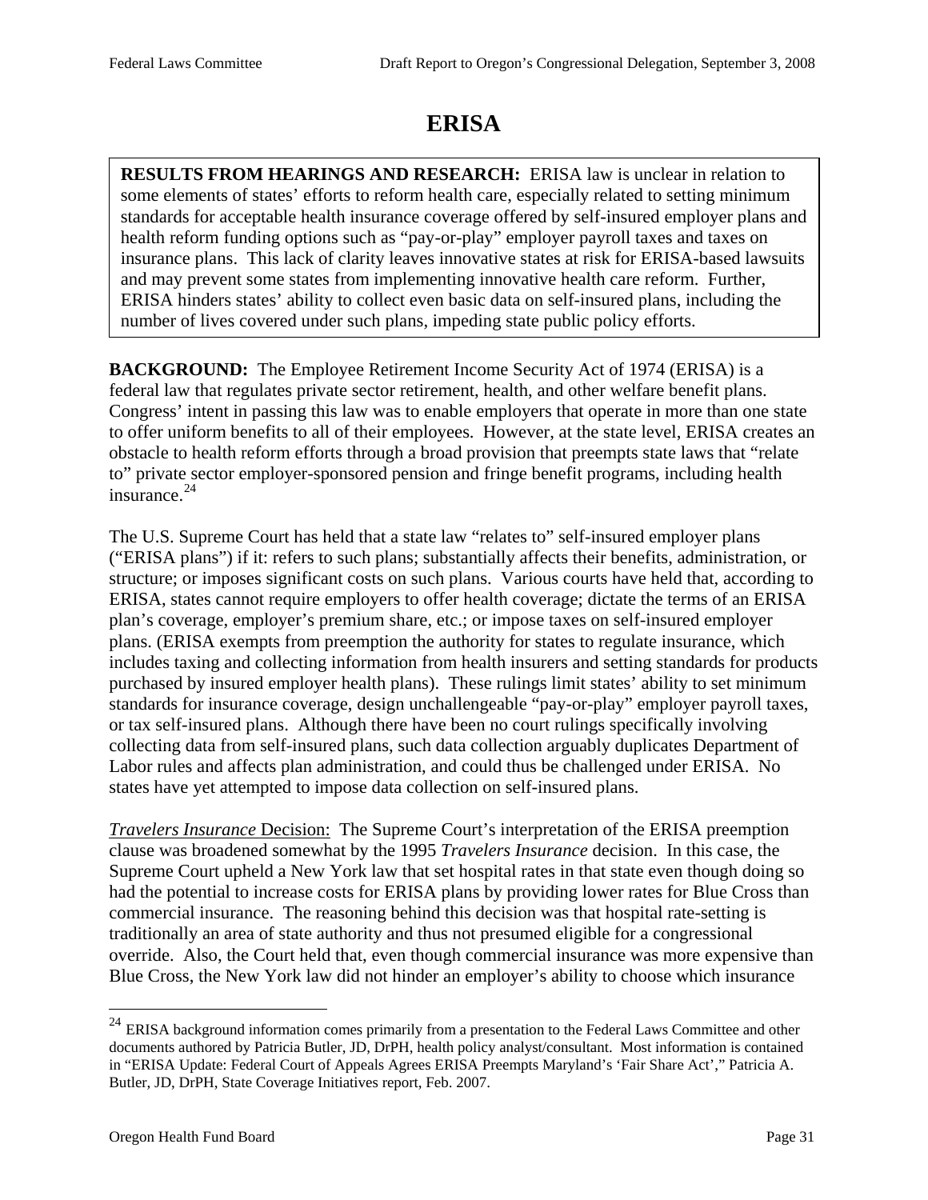# ERISA

**RESULTS FROM HEARINGS AND RESEARCH:** ERISA law is unclear in relation to some elements of states' efforts to reform health care, especially related to setting minimum standards for acceptable health insurance coverage offered by self-insured employer plans and health reform funding options such as "pay-or-play" employer payroll taxes and taxes on insurance plans. This lack of clarity leaves innovative states at risk for ERISA-based lawsuits and may prevent some states from implementing innovative health care reform. Further, ERISA hinders states' ability to collect even basic data on self-insured plans, including the number of lives covered under such plans, impeding state public policy efforts.

**BACKGROUND:** The Employee Retirement Income Security Act of 1974 (ERISA) is a federal law that regulates private sector retirement, health, and other welfare benefit plans. Congress' intent in passing this law was to enable employers that operate in more than one state to offer uniform benefits to all of their employees. However, at the state level, ERISA creates an obstacle to health reform efforts through a broad provision that preempts state laws that "relate to" private sector employer-sponsored pension and fringe benefit programs, including health insurance.[24]

The U.S. Supreme Court has held that a state law "relates to" self-insured employer plans ("ERISA plans") if it: refers to such plans; substantially affects their benefits, administration, or structure; or imposes significant costs on such plans. Various courts have held that, according to ERISA, states cannot require employers to offer health coverage; dictate the terms of an ERISA plan's coverage, employer's premium share, etc.; or impose taxes on self-insured employer plans. (ERISA exempts from preemption the authority for states to regulate insurance, which includes taxing and collecting information from health insurers and setting standards for products purchased by insured employer health plans). These rulings limit states' ability to set minimum standards for insurance coverage, design unchallengeable "pay-or-play" employer payroll taxes, or tax self-insured plans. Although there have been no court rulings specifically involving collecting data from self-insured plans, such data collection arguably duplicates Department of Labor rules and affects plan administration, and could thus be challenged under ERISA. No states have yet attempted to impose data collection on self-insured plans.

*Travelers Insurance* Decision: The Supreme Court's interpretation of the ERISA preemption clause was broadened somewhat by the 1995 *Travelers Insurance* decision. In this case, the Supreme Court upheld a New York law that set hospital rates in that state even though doing so had the potential to increase costs for ERISA plans by providing lower rates for Blue Cross than commercial insurance. The reasoning behind this decision was that hospital rate-setting is traditionally an area of state authority and thus not presumed eligible for a congressional override. Also, the Court held that, even though commercial insurance was more expensive than Blue Cross, the New York law did not hinder an employer's ability to choose which insurance

---

[24] ERISA background information comes primarily from a presentation to the Federal Laws Committee and other documents authored by Patricia Butler, JD, DrPH, health policy analyst/consultant. Most information is contained in "ERISA Update: Federal Court of Appeals Agrees ERISA Preempts Maryland's 'Fair Share Act'," Patricia A. Butler, JD, DrPH, State Coverage Initiatives report, Feb. 2007.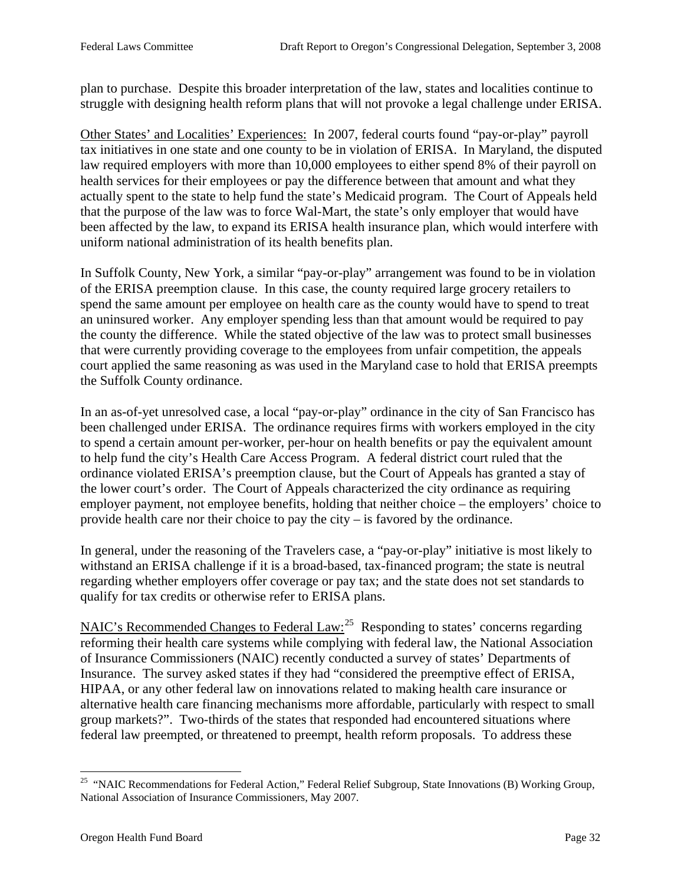plan to purchase. Despite this broader interpretation of the law, states and localities continue to struggle with designing health reform plans that will not provoke a legal challenge under ERISA.

Other States' and Localities' Experiences: In 2007, federal courts found "pay-or-play" payroll tax initiatives in one state and one county to be in violation of ERISA. In Maryland, the disputed law required employers with more than 10,000 employees to either spend 8% of their payroll on health services for their employees or pay the difference between that amount and what they actually spent to the state to help fund the state's Medicaid program. The Court of Appeals held that the purpose of the law was to force Wal-Mart, the state's only employer that would have been affected by the law, to expand its ERISA health insurance plan, which would interfere with uniform national administration of its health benefits plan.

In Suffolk County, New York, a similar "pay-or-play" arrangement was found to be in violation of the ERISA preemption clause. In this case, the county required large grocery retailers to spend the same amount per employee on health care as the county would have to spend to treat an uninsured worker. Any employer spending less than that amount would be required to pay the county the difference. While the stated objective of the law was to protect small businesses that were currently providing coverage to the employees from unfair competition, the appeals court applied the same reasoning as was used in the Maryland case to hold that ERISA preempts the Suffolk County ordinance.

In an as-of-yet unresolved case, a local "pay-or-play" ordinance in the city of San Francisco has been challenged under ERISA. The ordinance requires firms with workers employed in the city to spend a certain amount per-worker, per-hour on health benefits or pay the equivalent amount to help fund the city's Health Care Access Program. A federal district court ruled that the ordinance violated ERISA's preemption clause, but the Court of Appeals has granted a stay of the lower court's order. The Court of Appeals characterized the city ordinance as requiring employer payment, not employee benefits, holding that neither choice – the employers' choice to provide health care nor their choice to pay the city – is favored by the ordinance.

In general, under the reasoning of the Travelers case, a "pay-or-play" initiative is most likely to withstand an ERISA challenge if it is a broad-based, tax-financed program; the state is neutral regarding whether employers offer coverage or pay tax; and the state does not set standards to qualify for tax credits or otherwise refer to ERISA plans.

NAIC's Recommended Changes to Federal Law:[25] Responding to states' concerns regarding reforming their health care systems while complying with federal law, the National Association of Insurance Commissioners (NAIC) recently conducted a survey of states' Departments of Insurance. The survey asked states if they had "considered the preemptive effect of ERISA, HIPAA, or any other federal law on innovations related to making health care insurance or alternative health care financing mechanisms more affordable, particularly with respect to small group markets?". Two-thirds of the states that responded had encountered situations where federal law preempted, or threatened to preempt, health reform proposals. To address these

[25] "NAIC Recommendations for Federal Action," Federal Relief Subgroup, State Innovations (B) Working Group, National Association of Insurance Commissioners, May 2007.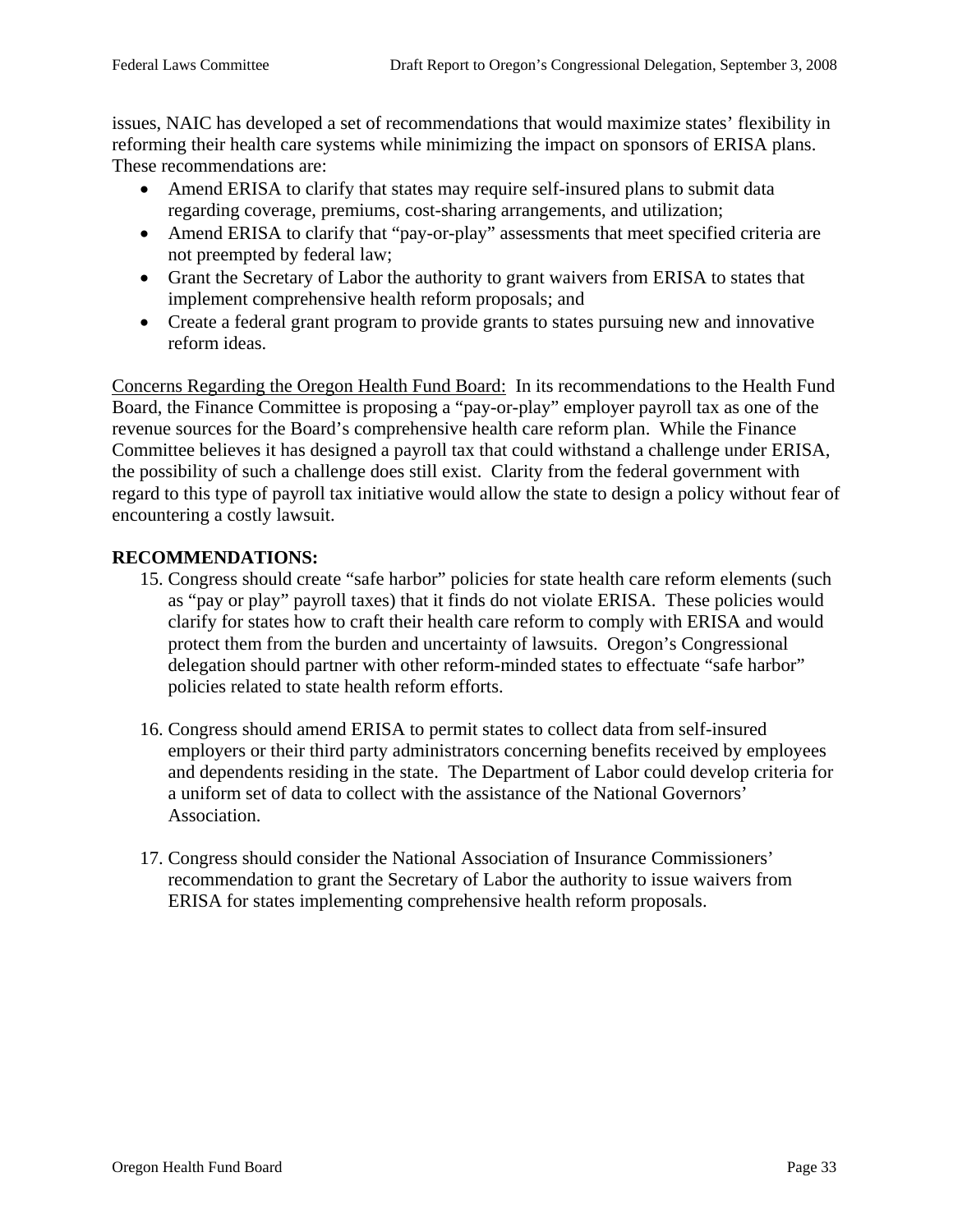issues, NAIC has developed a set of recommendations that would maximize states' flexibility in reforming their health care systems while minimizing the impact on sponsors of ERISA plans. These recommendations are:

- Amend ERISA to clarify that states may require self-insured plans to submit data regarding coverage, premiums, cost-sharing arrangements, and utilization;
- Amend ERISA to clarify that "pay-or-play" assessments that meet specified criteria are not preempted by federal law;
- Grant the Secretary of Labor the authority to grant waivers from ERISA to states that implement comprehensive health reform proposals; and
- Create a federal grant program to provide grants to states pursuing new and innovative reform ideas.

<u>Concerns Regarding the Oregon Health Fund Board:</u> In its recommendations to the Health Fund Board, the Finance Committee is proposing a "pay-or-play" employer payroll tax as one of the revenue sources for the Board's comprehensive health care reform plan. While the Finance Committee believes it has designed a payroll tax that could withstand a challenge under ERISA, the possibility of such a challenge does still exist. Clarity from the federal government with regard to this type of payroll tax initiative would allow the state to design a policy without fear of encountering a costly lawsuit.

**RECOMMENDATIONS:**

15. Congress should create "safe harbor" policies for state health care reform elements (such as "pay or play" payroll taxes) that it finds do not violate ERISA. These policies would clarify for states how to craft their health care reform to comply with ERISA and would protect them from the burden and uncertainty of lawsuits. Oregon's Congressional delegation should partner with other reform-minded states to effectuate "safe harbor" policies related to state health reform efforts.

16. Congress should amend ERISA to permit states to collect data from self-insured employers or their third party administrators concerning benefits received by employees and dependents residing in the state. The Department of Labor could develop criteria for a uniform set of data to collect with the assistance of the National Governors' Association.

17. Congress should consider the National Association of Insurance Commissioners' recommendation to grant the Secretary of Labor the authority to issue waivers from ERISA for states implementing comprehensive health reform proposals.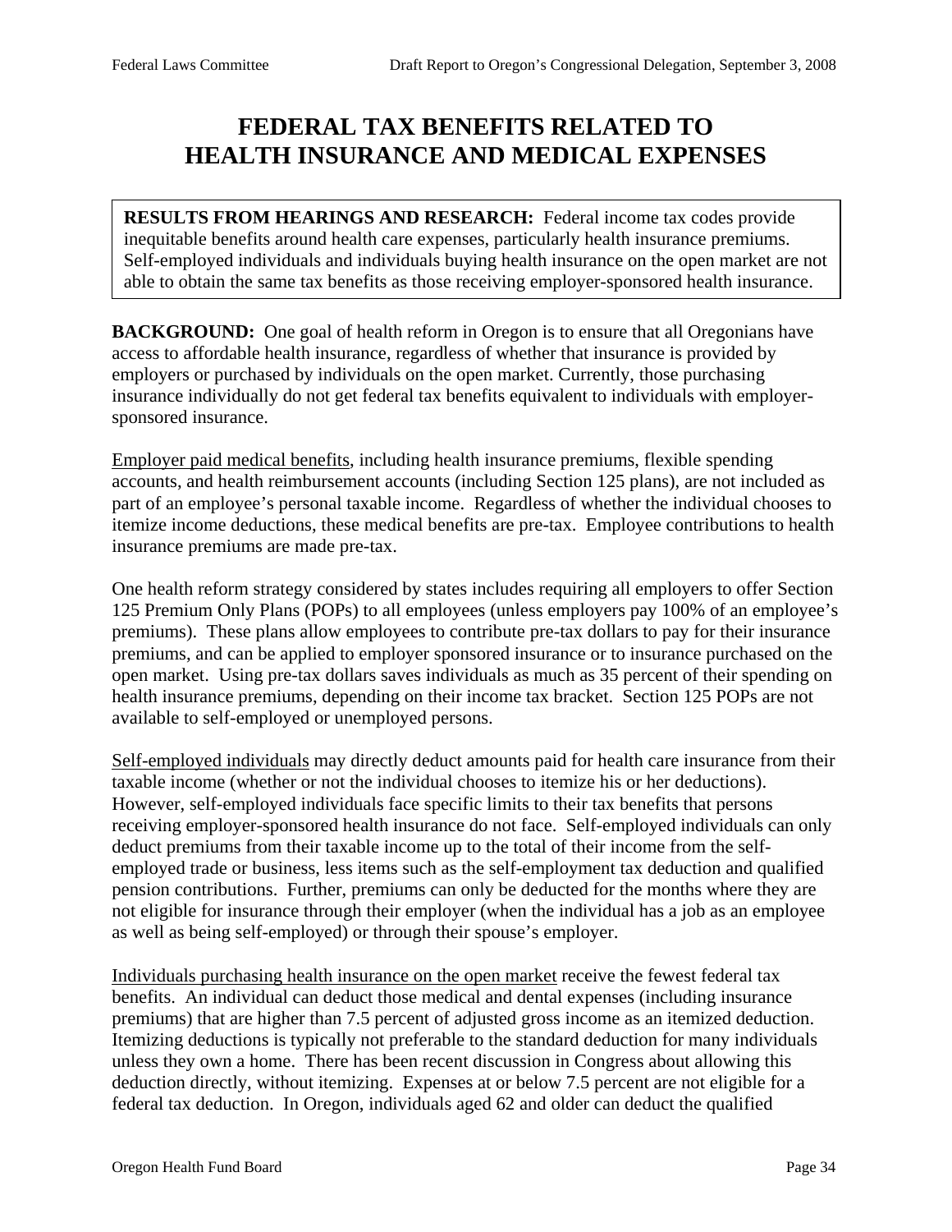# FEDERAL TAX BENEFITS RELATED TO HEALTH INSURANCE AND MEDICAL EXPENSES

**RESULTS FROM HEARINGS AND RESEARCH:** Federal income tax codes provide inequitable benefits around health care expenses, particularly health insurance premiums. Self-employed individuals and individuals buying health insurance on the open market are not able to obtain the same tax benefits as those receiving employer-sponsored health insurance.

**BACKGROUND:** One goal of health reform in Oregon is to ensure that all Oregonians have access to affordable health insurance, regardless of whether that insurance is provided by employers or purchased by individuals on the open market. Currently, those purchasing insurance individually do not get federal tax benefits equivalent to individuals with employer-sponsored insurance.

Employer paid medical benefits, including health insurance premiums, flexible spending accounts, and health reimbursement accounts (including Section 125 plans), are not included as part of an employee's personal taxable income. Regardless of whether the individual chooses to itemize income deductions, these medical benefits are pre-tax. Employee contributions to health insurance premiums are made pre-tax.

One health reform strategy considered by states includes requiring all employers to offer Section 125 Premium Only Plans (POPs) to all employees (unless employers pay 100% of an employee's premiums). These plans allow employees to contribute pre-tax dollars to pay for their insurance premiums, and can be applied to employer sponsored insurance or to insurance purchased on the open market. Using pre-tax dollars saves individuals as much as 35 percent of their spending on health insurance premiums, depending on their income tax bracket. Section 125 POPs are not available to self-employed or unemployed persons.

Self-employed individuals may directly deduct amounts paid for health care insurance from their taxable income (whether or not the individual chooses to itemize his or her deductions). However, self-employed individuals face specific limits to their tax benefits that persons receiving employer-sponsored health insurance do not face. Self-employed individuals can only deduct premiums from their taxable income up to the total of their income from the self-employed trade or business, less items such as the self-employment tax deduction and qualified pension contributions. Further, premiums can only be deducted for the months where they are not eligible for insurance through their employer (when the individual has a job as an employee as well as being self-employed) or through their spouse's employer.

Individuals purchasing health insurance on the open market receive the fewest federal tax benefits. An individual can deduct those medical and dental expenses (including insurance premiums) that are higher than 7.5 percent of adjusted gross income as an itemized deduction. Itemizing deductions is typically not preferable to the standard deduction for many individuals unless they own a home. There has been recent discussion in Congress about allowing this deduction directly, without itemizing. Expenses at or below 7.5 percent are not eligible for a federal tax deduction. In Oregon, individuals aged 62 and older can deduct the qualified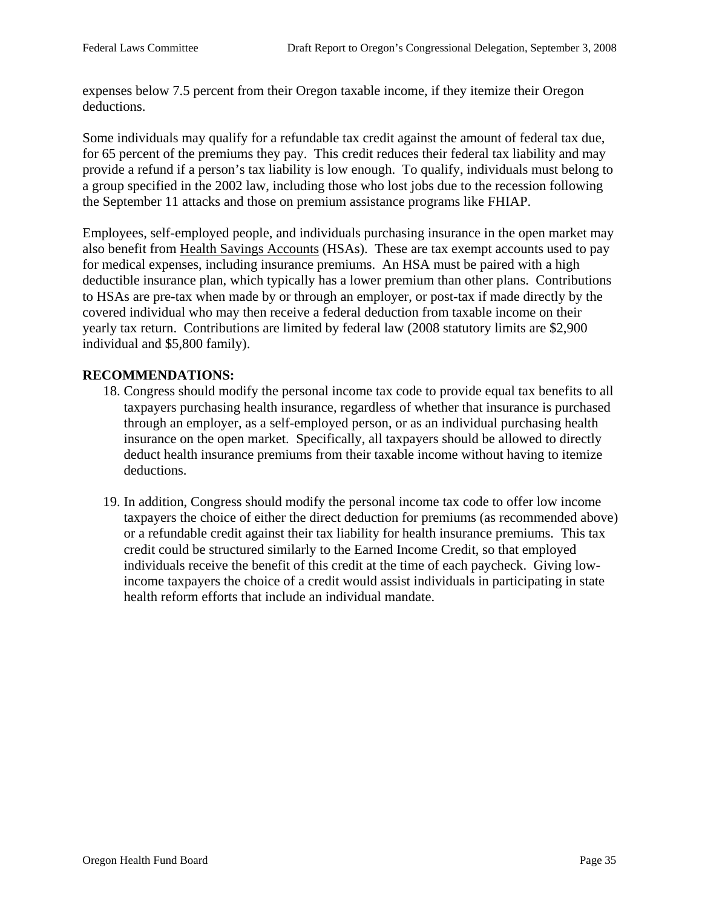expenses below 7.5 percent from their Oregon taxable income, if they itemize their Oregon deductions.

Some individuals may qualify for a refundable tax credit against the amount of federal tax due, for 65 percent of the premiums they pay. This credit reduces their federal tax liability and may provide a refund if a person's tax liability is low enough. To qualify, individuals must belong to a group specified in the 2002 law, including those who lost jobs due to the recession following the September 11 attacks and those on premium assistance programs like FHIAP.

Employees, self-employed people, and individuals purchasing insurance in the open market may also benefit from Health Savings Accounts (HSAs). These are tax exempt accounts used to pay for medical expenses, including insurance premiums. An HSA must be paired with a high deductible insurance plan, which typically has a lower premium than other plans. Contributions to HSAs are pre-tax when made by or through an employer, or post-tax if made directly by the covered individual who may then receive a federal deduction from taxable income on their yearly tax return. Contributions are limited by federal law (2008 statutory limits are $2,900 individual and $5,800 family).

**RECOMMENDATIONS:**

18. Congress should modify the personal income tax code to provide equal tax benefits to all taxpayers purchasing health insurance, regardless of whether that insurance is purchased through an employer, as a self-employed person, or as an individual purchasing health insurance on the open market. Specifically, all taxpayers should be allowed to directly deduct health insurance premiums from their taxable income without having to itemize deductions.

19. In addition, Congress should modify the personal income tax code to offer low income taxpayers the choice of either the direct deduction for premiums (as recommended above) or a refundable credit against their tax liability for health insurance premiums. This tax credit could be structured similarly to the Earned Income Credit, so that employed individuals receive the benefit of this credit at the time of each paycheck. Giving low-income taxpayers the choice of a credit would assist individuals in participating in state health reform efforts that include an individual mandate.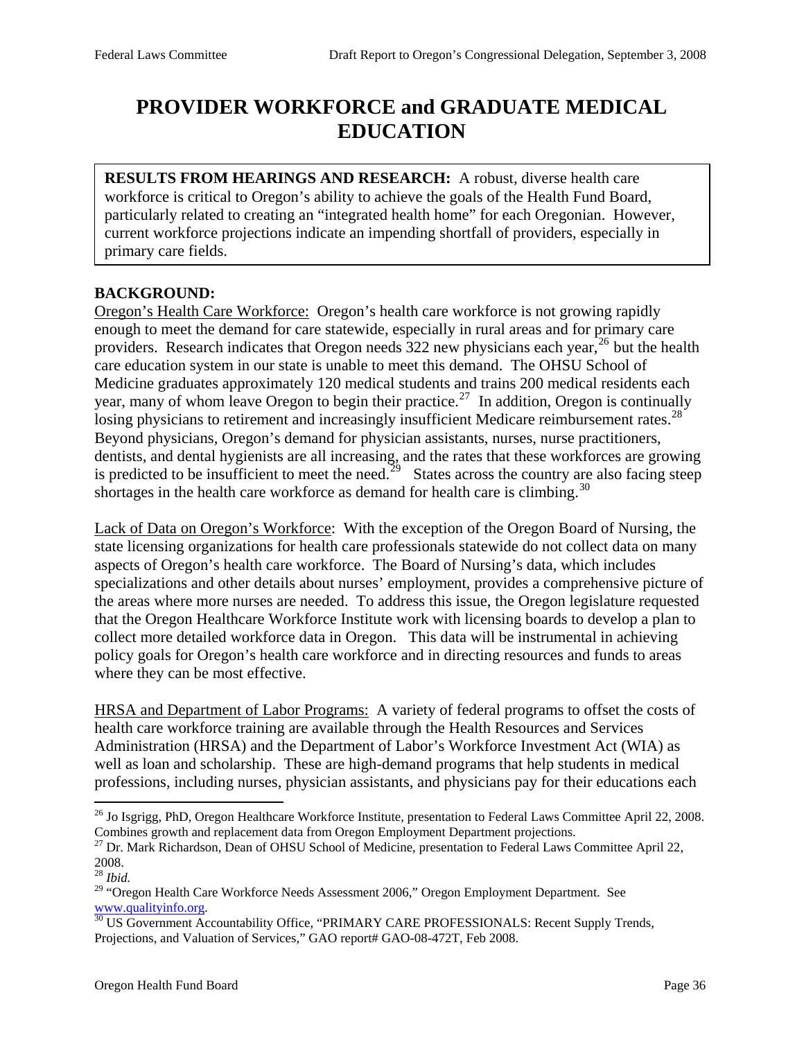# PROVIDER WORKFORCE and GRADUATE MEDICAL EDUCATION

**RESULTS FROM HEARINGS AND RESEARCH:** A robust, diverse health care workforce is critical to Oregon's ability to achieve the goals of the Health Fund Board, particularly related to creating an "integrated health home" for each Oregonian. However, current workforce projections indicate an impending shortfall of providers, especially in primary care fields.

**BACKGROUND:**

Oregon's Health Care Workforce: Oregon's health care workforce is not growing rapidly enough to meet the demand for care statewide, especially in rural areas and for primary care providers. Research indicates that Oregon needs 322 new physicians each year,[26] but the health care education system in our state is unable to meet this demand. The OHSU School of Medicine graduates approximately 120 medical students and trains 200 medical residents each year, many of whom leave Oregon to begin their practice.[27] In addition, Oregon is continually losing physicians to retirement and increasingly insufficient Medicare reimbursement rates.[28] Beyond physicians, Oregon's demand for physician assistants, nurses, nurse practitioners, dentists, and dental hygienists are all increasing, and the rates that these workforces are growing is predicted to be insufficient to meet the need.[29] States across the country are also facing steep shortages in the health care workforce as demand for health care is climbing.[30]

Lack of Data on Oregon's Workforce: With the exception of the Oregon Board of Nursing, the state licensing organizations for health care professionals statewide do not collect data on many aspects of Oregon's health care workforce. The Board of Nursing's data, which includes specializations and other details about nurses' employment, provides a comprehensive picture of the areas where more nurses are needed. To address this issue, the Oregon legislature requested that the Oregon Healthcare Workforce Institute work with licensing boards to develop a plan to collect more detailed workforce data in Oregon. This data will be instrumental in achieving policy goals for Oregon's health care workforce and in directing resources and funds to areas where they can be most effective.

HRSA and Department of Labor Programs: A variety of federal programs to offset the costs of health care workforce training are available through the Health Resources and Services Administration (HRSA) and the Department of Labor's Workforce Investment Act (WIA) as well as loan and scholarship. These are high-demand programs that help students in medical professions, including nurses, physician assistants, and physicians pay for their educations each

---

[26] Jo Isgrigg, PhD, Oregon Healthcare Workforce Institute, presentation to Federal Laws Committee April 22, 2008. Combines growth and replacement data from Oregon Employment Department projections.

[27] Dr. Mark Richardson, Dean of OHSU School of Medicine, presentation to Federal Laws Committee April 22, 2008.

[28] *Ibid.*

[29] "Oregon Health Care Workforce Needs Assessment 2006," Oregon Employment Department. See www.qualityinfo.org.

[30] US Government Accountability Office, "PRIMARY CARE PROFESSIONALS: Recent Supply Trends, Projections, and Valuation of Services," GAO report# GAO-08-472T, Feb 2008.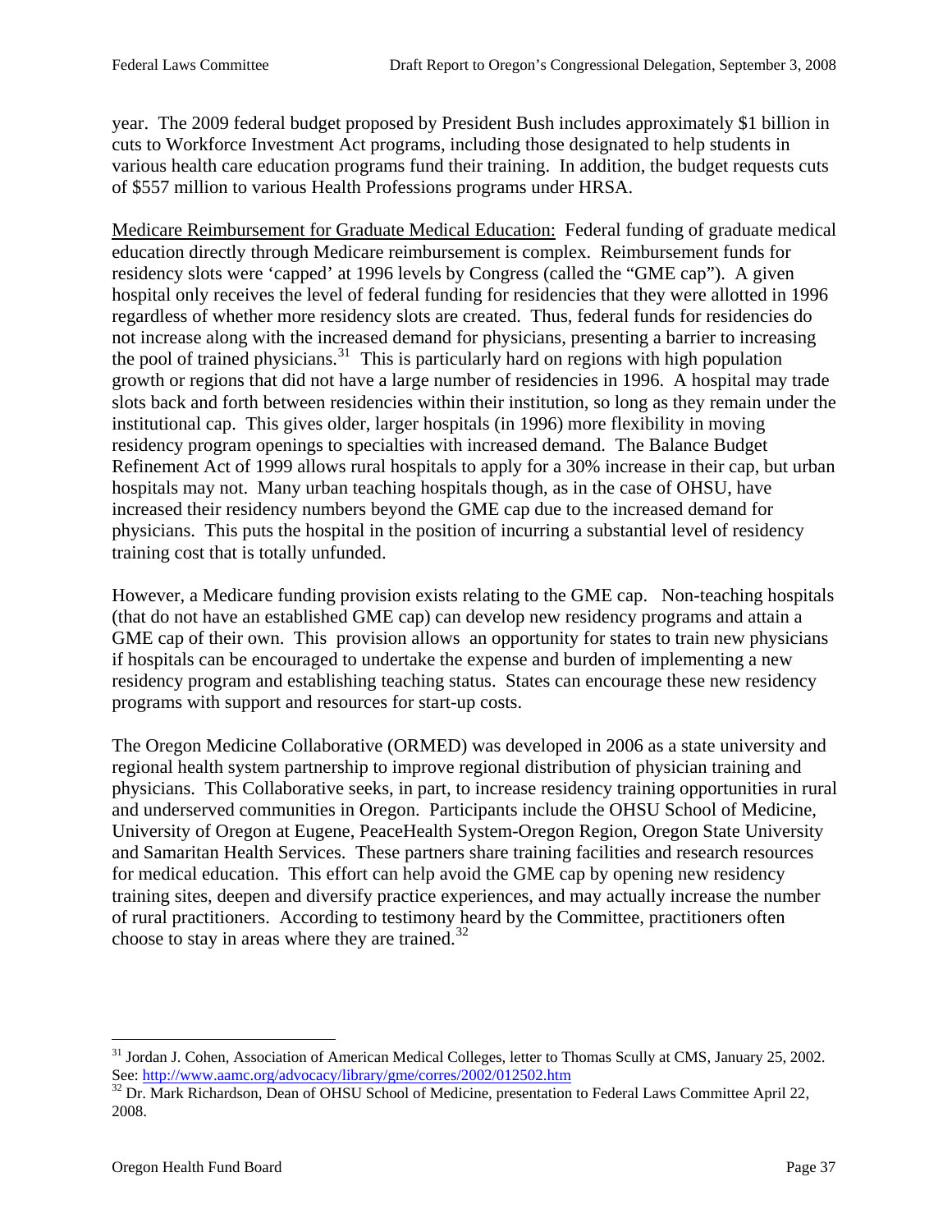year. The 2009 federal budget proposed by President Bush includes approximately $1 billion in cuts to Workforce Investment Act programs, including those designated to help students in various health care education programs fund their training. In addition, the budget requests cuts of $557 million to various Health Professions programs under HRSA.

Medicare Reimbursement for Graduate Medical Education: Federal funding of graduate medical education directly through Medicare reimbursement is complex. Reimbursement funds for residency slots were 'capped' at 1996 levels by Congress (called the "GME cap"). A given hospital only receives the level of federal funding for residencies that they were allotted in 1996 regardless of whether more residency slots are created. Thus, federal funds for residencies do not increase along with the increased demand for physicians, presenting a barrier to increasing the pool of trained physicians.[31] This is particularly hard on regions with high population growth or regions that did not have a large number of residencies in 1996. A hospital may trade slots back and forth between residencies within their institution, so long as they remain under the institutional cap. This gives older, larger hospitals (in 1996) more flexibility in moving residency program openings to specialties with increased demand. The Balance Budget Refinement Act of 1999 allows rural hospitals to apply for a 30% increase in their cap, but urban hospitals may not. Many urban teaching hospitals though, as in the case of OHSU, have increased their residency numbers beyond the GME cap due to the increased demand for physicians. This puts the hospital in the position of incurring a substantial level of residency training cost that is totally unfunded.

However, a Medicare funding provision exists relating to the GME cap. Non-teaching hospitals (that do not have an established GME cap) can develop new residency programs and attain a GME cap of their own. This provision allows an opportunity for states to train new physicians if hospitals can be encouraged to undertake the expense and burden of implementing a new residency program and establishing teaching status. States can encourage these new residency programs with support and resources for start-up costs.

The Oregon Medicine Collaborative (ORMED) was developed in 2006 as a state university and regional health system partnership to improve regional distribution of physician training and physicians. This Collaborative seeks, in part, to increase residency training opportunities in rural and underserved communities in Oregon. Participants include the OHSU School of Medicine, University of Oregon at Eugene, PeaceHealth System-Oregon Region, Oregon State University and Samaritan Health Services. These partners share training facilities and research resources for medical education. This effort can help avoid the GME cap by opening new residency training sites, deepen and diversify practice experiences, and may actually increase the number of rural practitioners. According to testimony heard by the Committee, practitioners often choose to stay in areas where they are trained.[32]

---

[31] Jordan J. Cohen, Association of American Medical Colleges, letter to Thomas Scully at CMS, January 25, 2002. See: http://www.aamc.org/advocacy/library/gme/corres/2002/012502.htm

[32] Dr. Mark Richardson, Dean of OHSU School of Medicine, presentation to Federal Laws Committee April 22, 2008.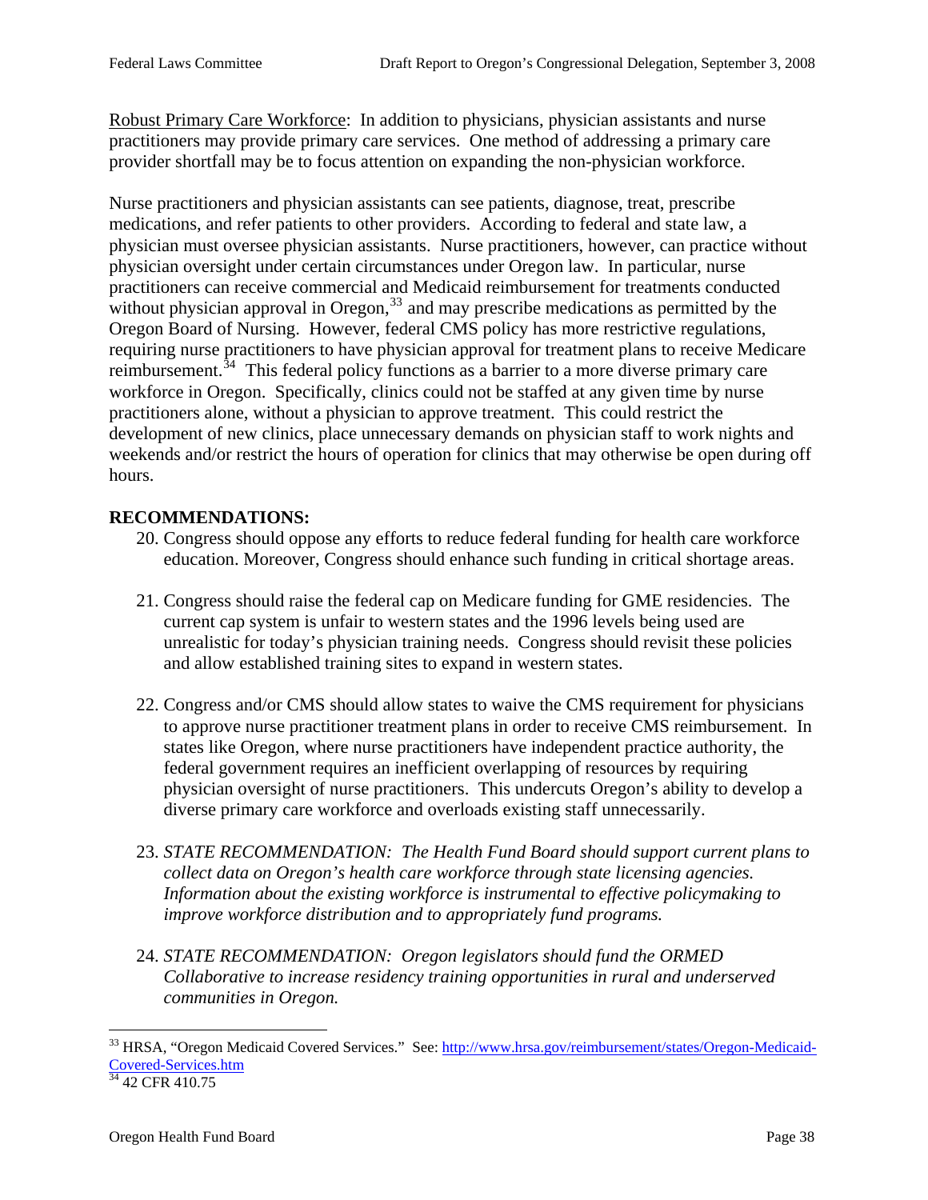Robust Primary Care Workforce: In addition to physicians, physician assistants and nurse practitioners may provide primary care services. One method of addressing a primary care provider shortfall may be to focus attention on expanding the non-physician workforce.

Nurse practitioners and physician assistants can see patients, diagnose, treat, prescribe medications, and refer patients to other providers. According to federal and state law, a physician must oversee physician assistants. Nurse practitioners, however, can practice without physician oversight under certain circumstances under Oregon law. In particular, nurse practitioners can receive commercial and Medicaid reimbursement for treatments conducted without physician approval in Oregon,[33] and may prescribe medications as permitted by the Oregon Board of Nursing. However, federal CMS policy has more restrictive regulations, requiring nurse practitioners to have physician approval for treatment plans to receive Medicare reimbursement.[34] This federal policy functions as a barrier to a more diverse primary care workforce in Oregon. Specifically, clinics could not be staffed at any given time by nurse practitioners alone, without a physician to approve treatment. This could restrict the development of new clinics, place unnecessary demands on physician staff to work nights and weekends and/or restrict the hours of operation for clinics that may otherwise be open during off hours.

**RECOMMENDATIONS:**

20. Congress should oppose any efforts to reduce federal funding for health care workforce education. Moreover, Congress should enhance such funding in critical shortage areas.

21. Congress should raise the federal cap on Medicare funding for GME residencies. The current cap system is unfair to western states and the 1996 levels being used are unrealistic for today's physician training needs. Congress should revisit these policies and allow established training sites to expand in western states.

22. Congress and/or CMS should allow states to waive the CMS requirement for physicians to approve nurse practitioner treatment plans in order to receive CMS reimbursement. In states like Oregon, where nurse practitioners have independent practice authority, the federal government requires an inefficient overlapping of resources by requiring physician oversight of nurse practitioners. This undercuts Oregon's ability to develop a diverse primary care workforce and overloads existing staff unnecessarily.

23. *STATE RECOMMENDATION: The Health Fund Board should support current plans to collect data on Oregon's health care workforce through state licensing agencies. Information about the existing workforce is instrumental to effective policymaking to improve workforce distribution and to appropriately fund programs.*

24. *STATE RECOMMENDATION: Oregon legislators should fund the ORMED Collaborative to increase residency training opportunities in rural and underserved communities in Oregon.*

---

[33] HRSA, "Oregon Medicaid Covered Services." See: http://www.hrsa.gov/reimbursement/states/Oregon-Medicaid-Covered-Services.htm

[34] 42 CFR 410.75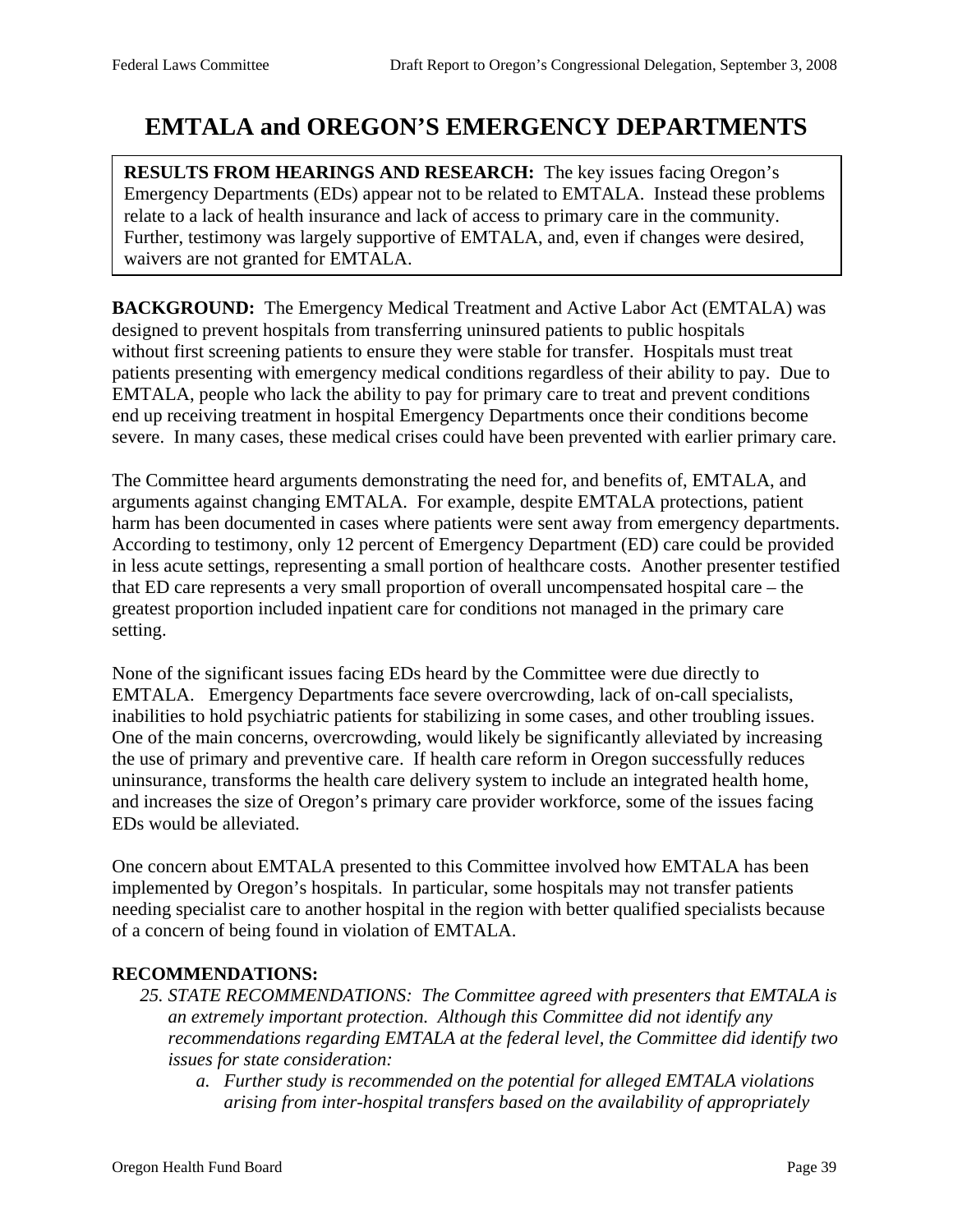# EMTALA and OREGON'S EMERGENCY DEPARTMENTS

**RESULTS FROM HEARINGS AND RESEARCH:** The key issues facing Oregon's Emergency Departments (EDs) appear not to be related to EMTALA. Instead these problems relate to a lack of health insurance and lack of access to primary care in the community. Further, testimony was largely supportive of EMTALA, and, even if changes were desired, waivers are not granted for EMTALA.

**BACKGROUND:** The Emergency Medical Treatment and Active Labor Act (EMTALA) was designed to prevent hospitals from transferring uninsured patients to public hospitals without first screening patients to ensure they were stable for transfer. Hospitals must treat patients presenting with emergency medical conditions regardless of their ability to pay. Due to EMTALA, people who lack the ability to pay for primary care to treat and prevent conditions end up receiving treatment in hospital Emergency Departments once their conditions become severe. In many cases, these medical crises could have been prevented with earlier primary care.

The Committee heard arguments demonstrating the need for, and benefits of, EMTALA, and arguments against changing EMTALA. For example, despite EMTALA protections, patient harm has been documented in cases where patients were sent away from emergency departments. According to testimony, only 12 percent of Emergency Department (ED) care could be provided in less acute settings, representing a small portion of healthcare costs. Another presenter testified that ED care represents a very small proportion of overall uncompensated hospital care – the greatest proportion included inpatient care for conditions not managed in the primary care setting.

None of the significant issues facing EDs heard by the Committee were due directly to EMTALA. Emergency Departments face severe overcrowding, lack of on-call specialists, inabilities to hold psychiatric patients for stabilizing in some cases, and other troubling issues. One of the main concerns, overcrowding, would likely be significantly alleviated by increasing the use of primary and preventive care. If health care reform in Oregon successfully reduces uninsurance, transforms the health care delivery system to include an integrated health home, and increases the size of Oregon's primary care provider workforce, some of the issues facing EDs would be alleviated.

One concern about EMTALA presented to this Committee involved how EMTALA has been implemented by Oregon's hospitals. In particular, some hospitals may not transfer patients needing specialist care to another hospital in the region with better qualified specialists because of a concern of being found in violation of EMTALA.

**RECOMMENDATIONS:**

25. *STATE RECOMMENDATIONS: The Committee agreed with presenters that EMTALA is an extremely important protection. Although this Committee did not identify any recommendations regarding EMTALA at the federal level, the Committee did identify two issues for state consideration:*
    a. *Further study is recommended on the potential for alleged EMTALA violations arising from inter-hospital transfers based on the availability of appropriately*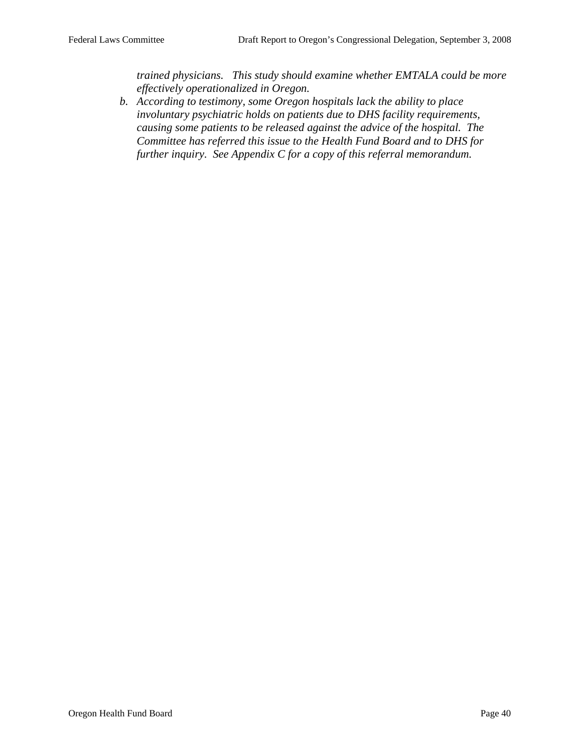*trained physicians. This study should examine whether EMTALA could be more effectively operationalized in Oregon.*

b. *According to testimony, some Oregon hospitals lack the ability to place involuntary psychiatric holds on patients due to DHS facility requirements, causing some patients to be released against the advice of the hospital. The Committee has referred this issue to the Health Fund Board and to DHS for further inquiry. See Appendix C for a copy of this referral memorandum.*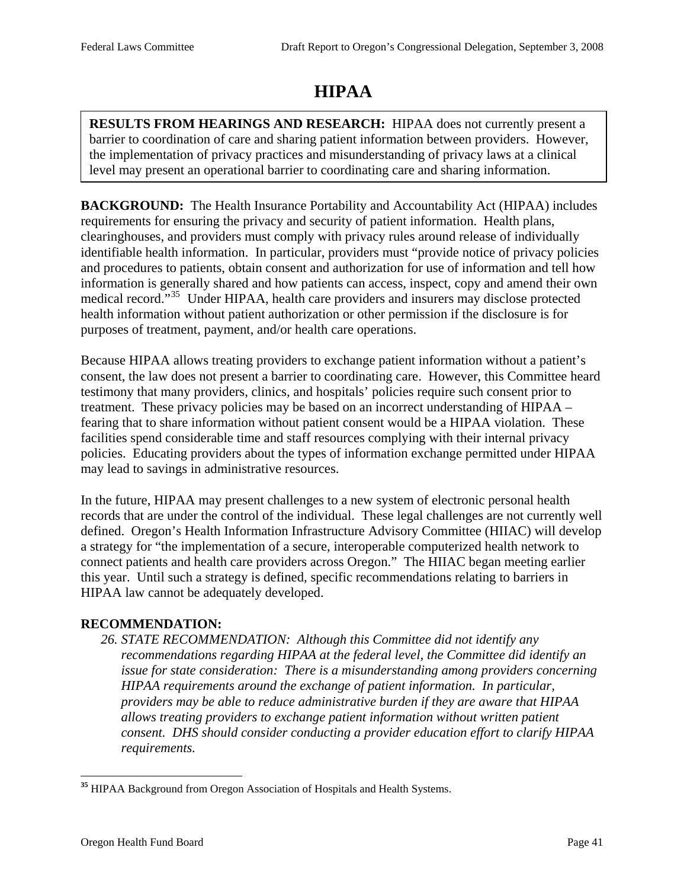# HIPAA

**RESULTS FROM HEARINGS AND RESEARCH:** HIPAA does not currently present a barrier to coordination of care and sharing patient information between providers. However, the implementation of privacy practices and misunderstanding of privacy laws at a clinical level may present an operational barrier to coordinating care and sharing information.

**BACKGROUND:** The Health Insurance Portability and Accountability Act (HIPAA) includes requirements for ensuring the privacy and security of patient information. Health plans, clearinghouses, and providers must comply with privacy rules around release of individually identifiable health information. In particular, providers must "provide notice of privacy policies and procedures to patients, obtain consent and authorization for use of information and tell how information is generally shared and how patients can access, inspect, copy and amend their own medical record."[35] Under HIPAA, health care providers and insurers may disclose protected health information without patient authorization or other permission if the disclosure is for purposes of treatment, payment, and/or health care operations.

Because HIPAA allows treating providers to exchange patient information without a patient's consent, the law does not present a barrier to coordinating care. However, this Committee heard testimony that many providers, clinics, and hospitals' policies require such consent prior to treatment. These privacy policies may be based on an incorrect understanding of HIPAA – fearing that to share information without patient consent would be a HIPAA violation. These facilities spend considerable time and staff resources complying with their internal privacy policies. Educating providers about the types of information exchange permitted under HIPAA may lead to savings in administrative resources.

In the future, HIPAA may present challenges to a new system of electronic personal health records that are under the control of the individual. These legal challenges are not currently well defined. Oregon's Health Information Infrastructure Advisory Committee (HIIAC) will develop a strategy for "the implementation of a secure, interoperable computerized health network to connect patients and health care providers across Oregon." The HIIAC began meeting earlier this year. Until such a strategy is defined, specific recommendations relating to barriers in HIPAA law cannot be adequately developed.

**RECOMMENDATION:**

26. *STATE RECOMMENDATION: Although this Committee did not identify any recommendations regarding HIPAA at the federal level, the Committee did identify an issue for state consideration: There is a misunderstanding among providers concerning HIPAA requirements around the exchange of patient information. In particular, providers may be able to reduce administrative burden if they are aware that HIPAA allows treating providers to exchange patient information without written patient consent. DHS should consider conducting a provider education effort to clarify HIPAA requirements.*

---

[35] HIPAA Background from Oregon Association of Hospitals and Health Systems.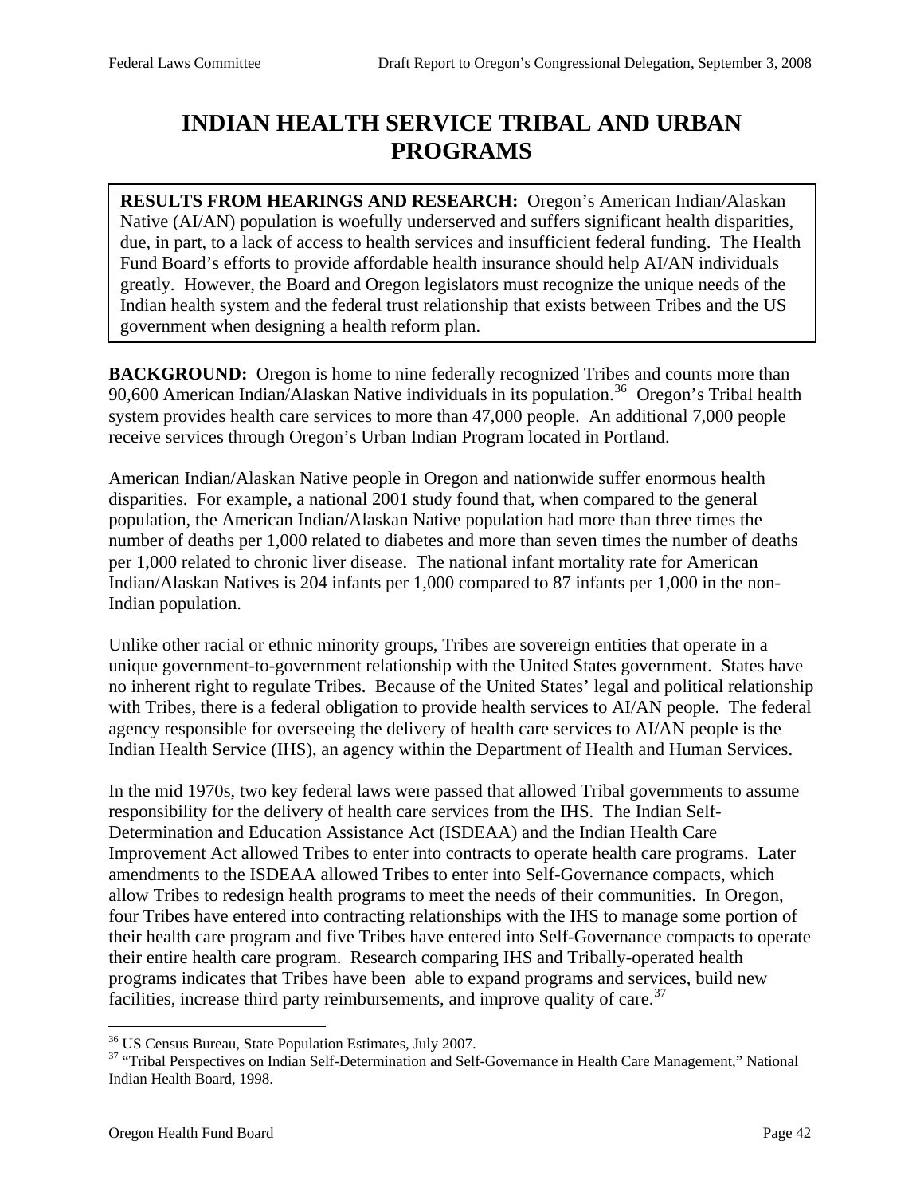# INDIAN HEALTH SERVICE TRIBAL AND URBAN PROGRAMS

**RESULTS FROM HEARINGS AND RESEARCH:** Oregon's American Indian/Alaskan Native (AI/AN) population is woefully underserved and suffers significant health disparities, due, in part, to a lack of access to health services and insufficient federal funding. The Health Fund Board's efforts to provide affordable health insurance should help AI/AN individuals greatly. However, the Board and Oregon legislators must recognize the unique needs of the Indian health system and the federal trust relationship that exists between Tribes and the US government when designing a health reform plan.

**BACKGROUND:** Oregon is home to nine federally recognized Tribes and counts more than 90,600 American Indian/Alaskan Native individuals in its population.[36] Oregon's Tribal health system provides health care services to more than 47,000 people. An additional 7,000 people receive services through Oregon's Urban Indian Program located in Portland.

American Indian/Alaskan Native people in Oregon and nationwide suffer enormous health disparities. For example, a national 2001 study found that, when compared to the general population, the American Indian/Alaskan Native population had more than three times the number of deaths per 1,000 related to diabetes and more than seven times the number of deaths per 1,000 related to chronic liver disease. The national infant mortality rate for American Indian/Alaskan Natives is 204 infants per 1,000 compared to 87 infants per 1,000 in the non-Indian population.

Unlike other racial or ethnic minority groups, Tribes are sovereign entities that operate in a unique government-to-government relationship with the United States government. States have no inherent right to regulate Tribes. Because of the United States' legal and political relationship with Tribes, there is a federal obligation to provide health services to AI/AN people. The federal agency responsible for overseeing the delivery of health care services to AI/AN people is the Indian Health Service (IHS), an agency within the Department of Health and Human Services.

In the mid 1970s, two key federal laws were passed that allowed Tribal governments to assume responsibility for the delivery of health care services from the IHS. The Indian Self-Determination and Education Assistance Act (ISDEAA) and the Indian Health Care Improvement Act allowed Tribes to enter into contracts to operate health care programs. Later amendments to the ISDEAA allowed Tribes to enter into Self-Governance compacts, which allow Tribes to redesign health programs to meet the needs of their communities. In Oregon, four Tribes have entered into contracting relationships with the IHS to manage some portion of their health care program and five Tribes have entered into Self-Governance compacts to operate their entire health care program. Research comparing IHS and Tribally-operated health programs indicates that Tribes have been able to expand programs and services, build new facilities, increase third party reimbursements, and improve quality of care.[37]

---

[36] US Census Bureau, State Population Estimates, July 2007.

[37] "Tribal Perspectives on Indian Self-Determination and Self-Governance in Health Care Management," National Indian Health Board, 1998.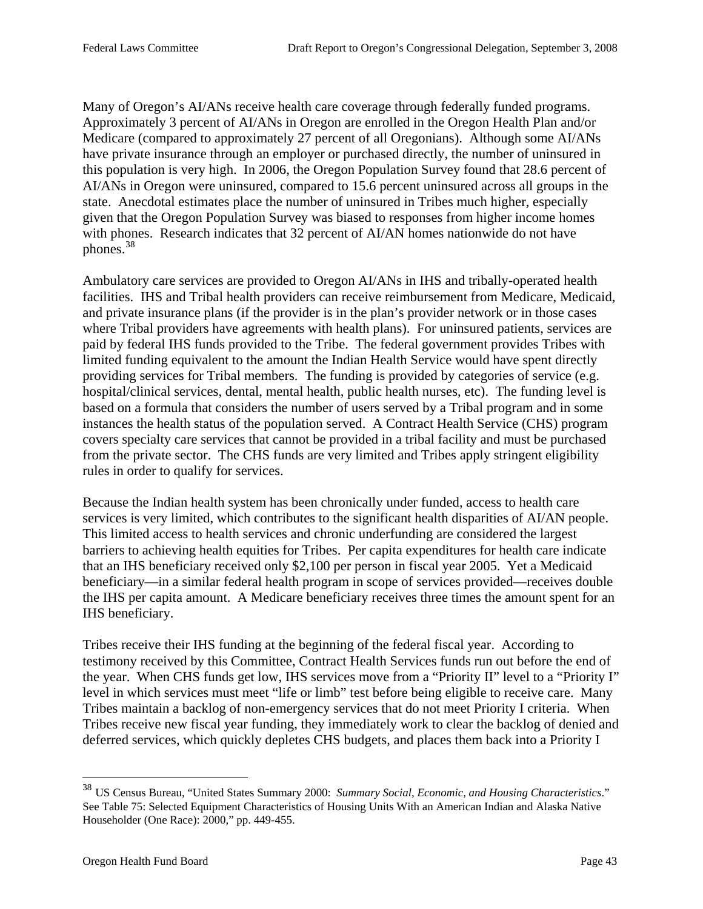Many of Oregon's AI/ANs receive health care coverage through federally funded programs. Approximately 3 percent of AI/ANs in Oregon are enrolled in the Oregon Health Plan and/or Medicare (compared to approximately 27 percent of all Oregonians). Although some AI/ANs have private insurance through an employer or purchased directly, the number of uninsured in this population is very high. In 2006, the Oregon Population Survey found that 28.6 percent of AI/ANs in Oregon were uninsured, compared to 15.6 percent uninsured across all groups in the state. Anecdotal estimates place the number of uninsured in Tribes much higher, especially given that the Oregon Population Survey was biased to responses from higher income homes with phones. Research indicates that 32 percent of AI/AN homes nationwide do not have phones.[38]

Ambulatory care services are provided to Oregon AI/ANs in IHS and tribally-operated health facilities. IHS and Tribal health providers can receive reimbursement from Medicare, Medicaid, and private insurance plans (if the provider is in the plan's provider network or in those cases where Tribal providers have agreements with health plans). For uninsured patients, services are paid by federal IHS funds provided to the Tribe. The federal government provides Tribes with limited funding equivalent to the amount the Indian Health Service would have spent directly providing services for Tribal members. The funding is provided by categories of service (e.g. hospital/clinical services, dental, mental health, public health nurses, etc). The funding level is based on a formula that considers the number of users served by a Tribal program and in some instances the health status of the population served. A Contract Health Service (CHS) program covers specialty care services that cannot be provided in a tribal facility and must be purchased from the private sector. The CHS funds are very limited and Tribes apply stringent eligibility rules in order to qualify for services.

Because the Indian health system has been chronically under funded, access to health care services is very limited, which contributes to the significant health disparities of AI/AN people. This limited access to health services and chronic underfunding are considered the largest barriers to achieving health equities for Tribes. Per capita expenditures for health care indicate that an IHS beneficiary received only $2,100 per person in fiscal year 2005. Yet a Medicaid beneficiary—in a similar federal health program in scope of services provided—receives double the IHS per capita amount. A Medicare beneficiary receives three times the amount spent for an IHS beneficiary.

Tribes receive their IHS funding at the beginning of the federal fiscal year. According to testimony received by this Committee, Contract Health Services funds run out before the end of the year. When CHS funds get low, IHS services move from a "Priority II" level to a "Priority I" level in which services must meet "life or limb" test before being eligible to receive care. Many Tribes maintain a backlog of non-emergency services that do not meet Priority I criteria. When Tribes receive new fiscal year funding, they immediately work to clear the backlog of denied and deferred services, which quickly depletes CHS budgets, and places them back into a Priority I

[38] US Census Bureau, "United States Summary 2000: *Summary Social, Economic, and Housing Characteristics*." See Table 75: Selected Equipment Characteristics of Housing Units With an American Indian and Alaska Native Householder (One Race): 2000," pp. 449-455.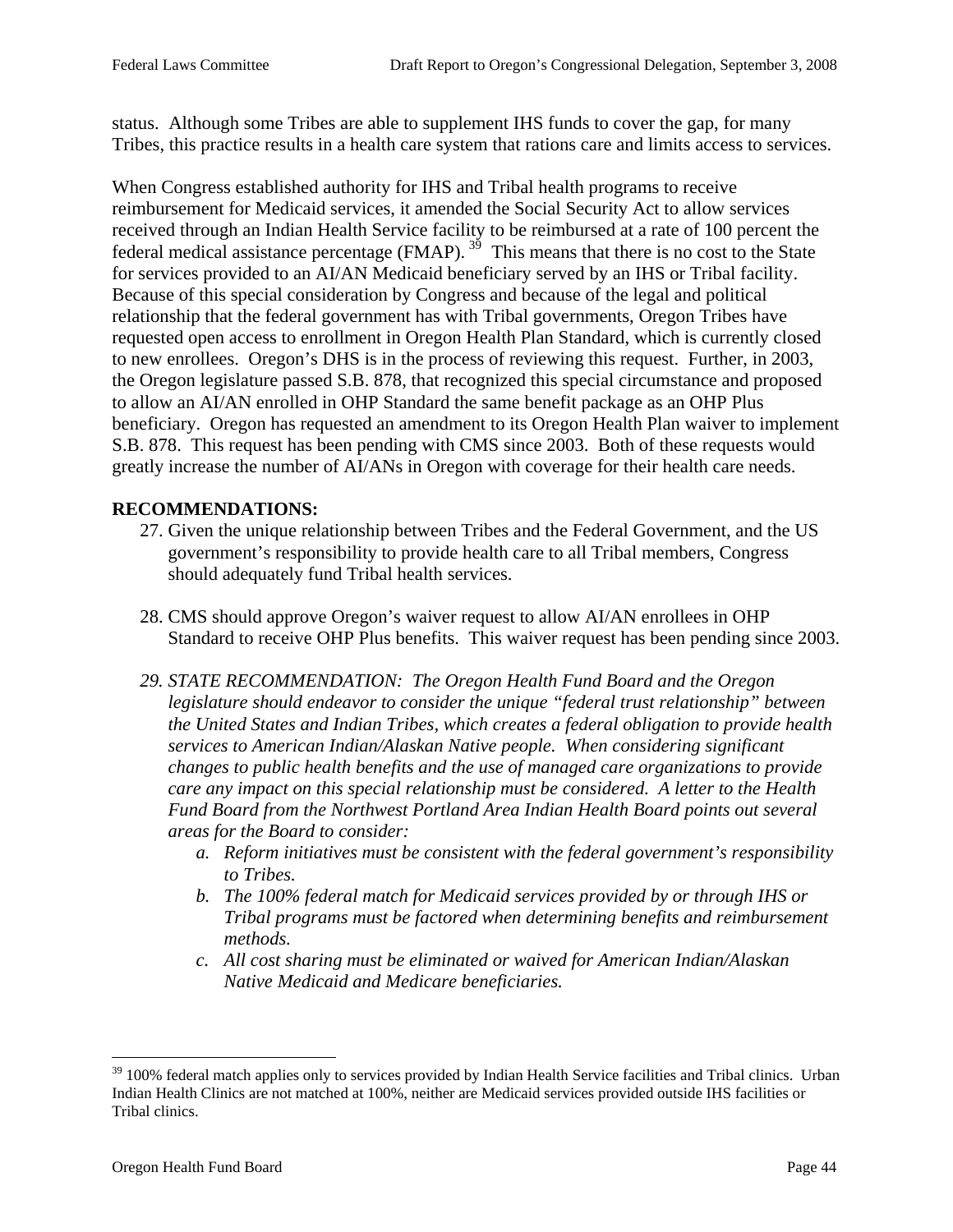status. Although some Tribes are able to supplement IHS funds to cover the gap, for many Tribes, this practice results in a health care system that rations care and limits access to services.

When Congress established authority for IHS and Tribal health programs to receive reimbursement for Medicaid services, it amended the Social Security Act to allow services received through an Indian Health Service facility to be reimbursed at a rate of 100 percent the federal medical assistance percentage (FMAP).[39] This means that there is no cost to the State for services provided to an AI/AN Medicaid beneficiary served by an IHS or Tribal facility. Because of this special consideration by Congress and because of the legal and political relationship that the federal government has with Tribal governments, Oregon Tribes have requested open access to enrollment in Oregon Health Plan Standard, which is currently closed to new enrollees. Oregon's DHS is in the process of reviewing this request. Further, in 2003, the Oregon legislature passed S.B. 878, that recognized this special circumstance and proposed to allow an AI/AN enrolled in OHP Standard the same benefit package as an OHP Plus beneficiary. Oregon has requested an amendment to its Oregon Health Plan waiver to implement S.B. 878. This request has been pending with CMS since 2003. Both of these requests would greatly increase the number of AI/ANs in Oregon with coverage for their health care needs.

**RECOMMENDATIONS:**

27. Given the unique relationship between Tribes and the Federal Government, and the US government's responsibility to provide health care to all Tribal members, Congress should adequately fund Tribal health services.

28. CMS should approve Oregon's waiver request to allow AI/AN enrollees in OHP Standard to receive OHP Plus benefits. This waiver request has been pending since 2003.

29. *STATE RECOMMENDATION: The Oregon Health Fund Board and the Oregon legislature should endeavor to consider the unique "federal trust relationship" between the United States and Indian Tribes, which creates a federal obligation to provide health services to American Indian/Alaskan Native people. When considering significant changes to public health benefits and the use of managed care organizations to provide care any impact on this special relationship must be considered. A letter to the Health Fund Board from the Northwest Portland Area Indian Health Board points out several areas for the Board to consider:*
    a. *Reform initiatives must be consistent with the federal government's responsibility to Tribes.*
    b. *The 100% federal match for Medicaid services provided by or through IHS or Tribal programs must be factored when determining benefits and reimbursement methods.*
    c. *All cost sharing must be eliminated or waived for American Indian/Alaskan Native Medicaid and Medicare beneficiaries.*

---

[39] 100% federal match applies only to services provided by Indian Health Service facilities and Tribal clinics. Urban Indian Health Clinics are not matched at 100%, neither are Medicaid services provided outside IHS facilities or Tribal clinics.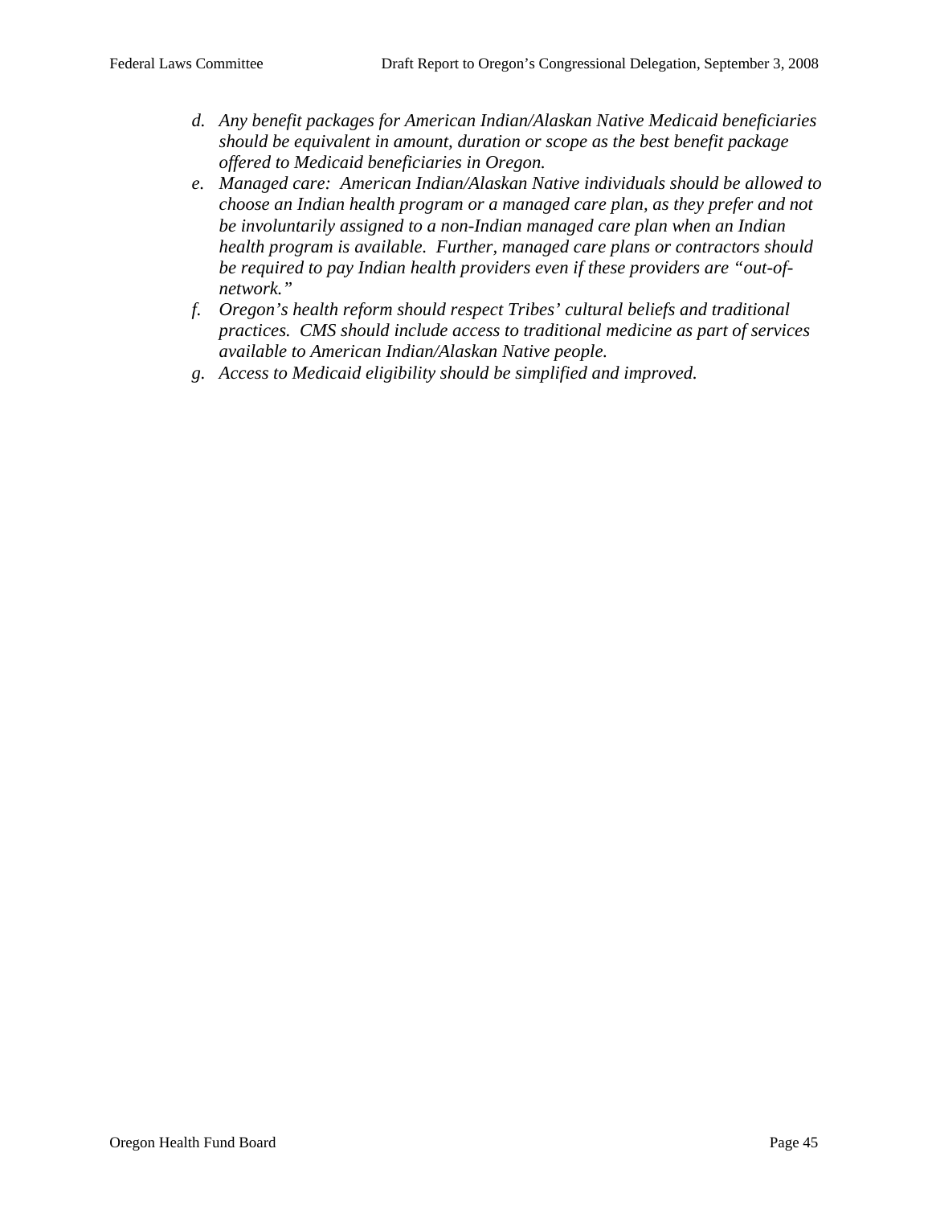d. *Any benefit packages for American Indian/Alaskan Native Medicaid beneficiaries should be equivalent in amount, duration or scope as the best benefit package offered to Medicaid beneficiaries in Oregon.*
e. *Managed care: American Indian/Alaskan Native individuals should be allowed to choose an Indian health program or a managed care plan, as they prefer and not be involuntarily assigned to a non-Indian managed care plan when an Indian health program is available. Further, managed care plans or contractors should be required to pay Indian health providers even if these providers are "out-of-network."*
f. *Oregon's health reform should respect Tribes' cultural beliefs and traditional practices. CMS should include access to traditional medicine as part of services available to American Indian/Alaskan Native people.*
g. *Access to Medicaid eligibility should be simplified and improved.*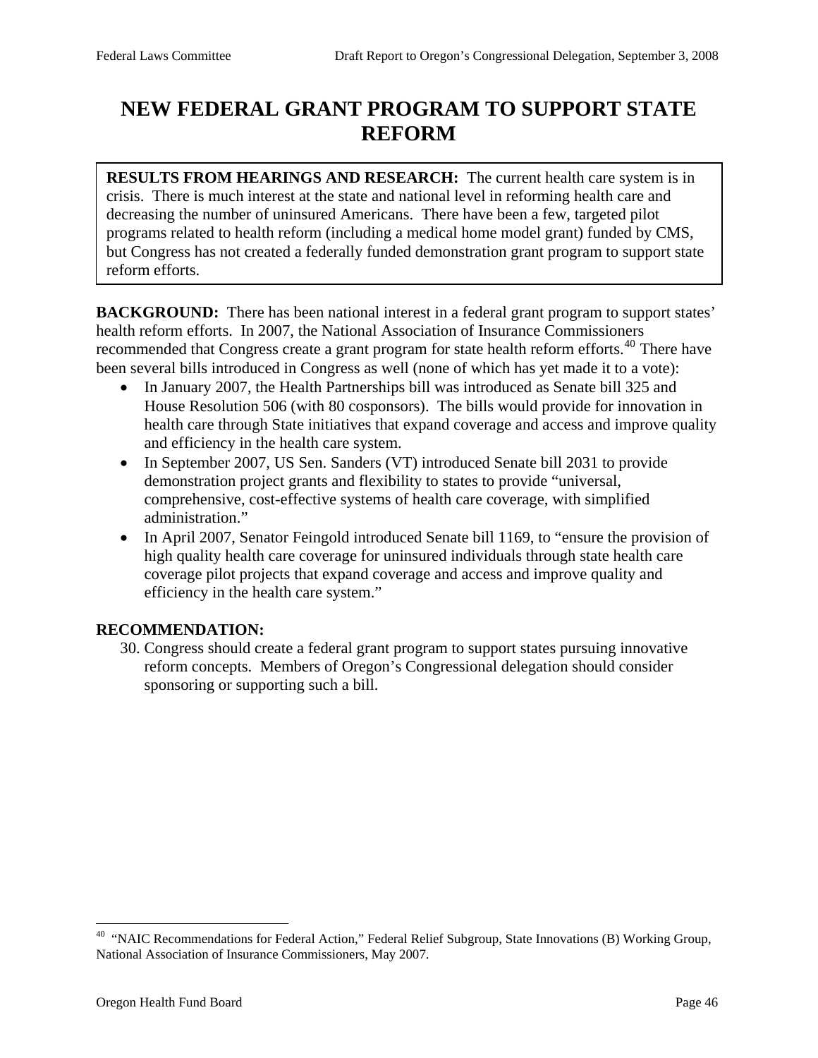# NEW FEDERAL GRANT PROGRAM TO SUPPORT STATE REFORM

**RESULTS FROM HEARINGS AND RESEARCH:** The current health care system is in crisis. There is much interest at the state and national level in reforming health care and decreasing the number of uninsured Americans. There have been a few, targeted pilot programs related to health reform (including a medical home model grant) funded by CMS, but Congress has not created a federally funded demonstration grant program to support state reform efforts.

**BACKGROUND:** There has been national interest in a federal grant program to support states' health reform efforts. In 2007, the National Association of Insurance Commissioners recommended that Congress create a grant program for state health reform efforts.[40] There have been several bills introduced in Congress as well (none of which has yet made it to a vote):

- In January 2007, the Health Partnerships bill was introduced as Senate bill 325 and House Resolution 506 (with 80 cosponsors). The bills would provide for innovation in health care through State initiatives that expand coverage and access and improve quality and efficiency in the health care system.
- In September 2007, US Sen. Sanders (VT) introduced Senate bill 2031 to provide demonstration project grants and flexibility to states to provide "universal, comprehensive, cost-effective systems of health care coverage, with simplified administration."
- In April 2007, Senator Feingold introduced Senate bill 1169, to "ensure the provision of high quality health care coverage for uninsured individuals through state health care coverage pilot projects that expand coverage and access and improve quality and efficiency in the health care system."

**RECOMMENDATION:**

30. Congress should create a federal grant program to support states pursuing innovative reform concepts. Members of Oregon's Congressional delegation should consider sponsoring or supporting such a bill.

---

[40] "NAIC Recommendations for Federal Action," Federal Relief Subgroup, State Innovations (B) Working Group, National Association of Insurance Commissioners, May 2007.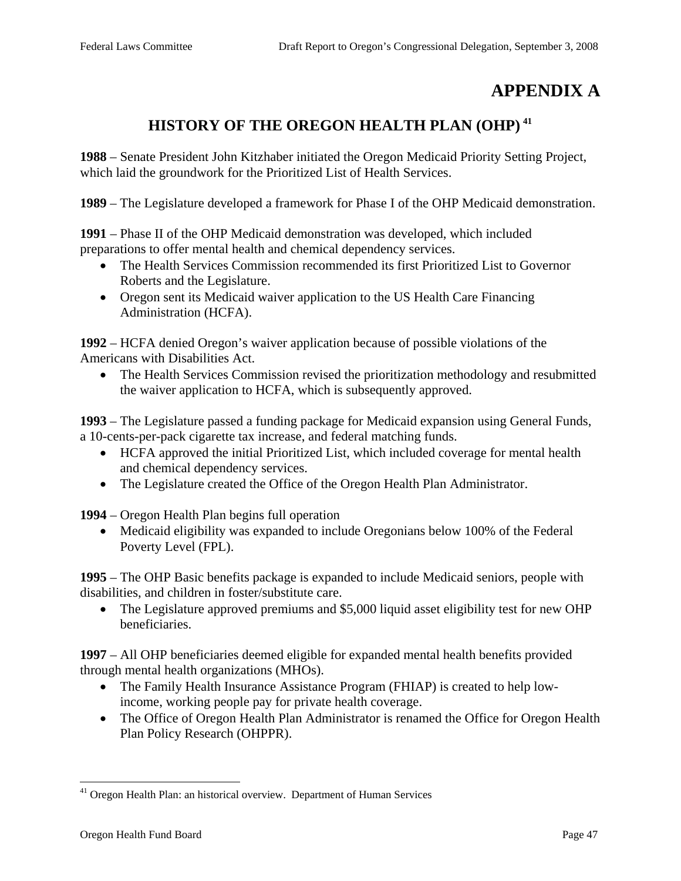# APPENDIX A

## HISTORY OF THE OREGON HEALTH PLAN (OHP) [41]

**1988** – Senate President John Kitzhaber initiated the Oregon Medicaid Priority Setting Project, which laid the groundwork for the Prioritized List of Health Services.

**1989** – The Legislature developed a framework for Phase I of the OHP Medicaid demonstration.

**1991** – Phase II of the OHP Medicaid demonstration was developed, which included preparations to offer mental health and chemical dependency services.

- The Health Services Commission recommended its first Prioritized List to Governor Roberts and the Legislature.
- Oregon sent its Medicaid waiver application to the US Health Care Financing Administration (HCFA).

**1992** – HCFA denied Oregon's waiver application because of possible violations of the Americans with Disabilities Act.

- The Health Services Commission revised the prioritization methodology and resubmitted the waiver application to HCFA, which is subsequently approved.

**1993** – The Legislature passed a funding package for Medicaid expansion using General Funds, a 10-cents-per-pack cigarette tax increase, and federal matching funds.

- HCFA approved the initial Prioritized List, which included coverage for mental health and chemical dependency services.
- The Legislature created the Office of the Oregon Health Plan Administrator.

**1994** – Oregon Health Plan begins full operation

- Medicaid eligibility was expanded to include Oregonians below 100% of the Federal Poverty Level (FPL).

**1995** – The OHP Basic benefits package is expanded to include Medicaid seniors, people with disabilities, and children in foster/substitute care.

- The Legislature approved premiums and $5,000 liquid asset eligibility test for new OHP beneficiaries.

**1997** – All OHP beneficiaries deemed eligible for expanded mental health benefits provided through mental health organizations (MHOs).

- The Family Health Insurance Assistance Program (FHIAP) is created to help low-income, working people pay for private health coverage.
- The Office of Oregon Health Plan Administrator is renamed the Office for Oregon Health Plan Policy Research (OHPPR).

---

[41] Oregon Health Plan: an historical overview. Department of Human Services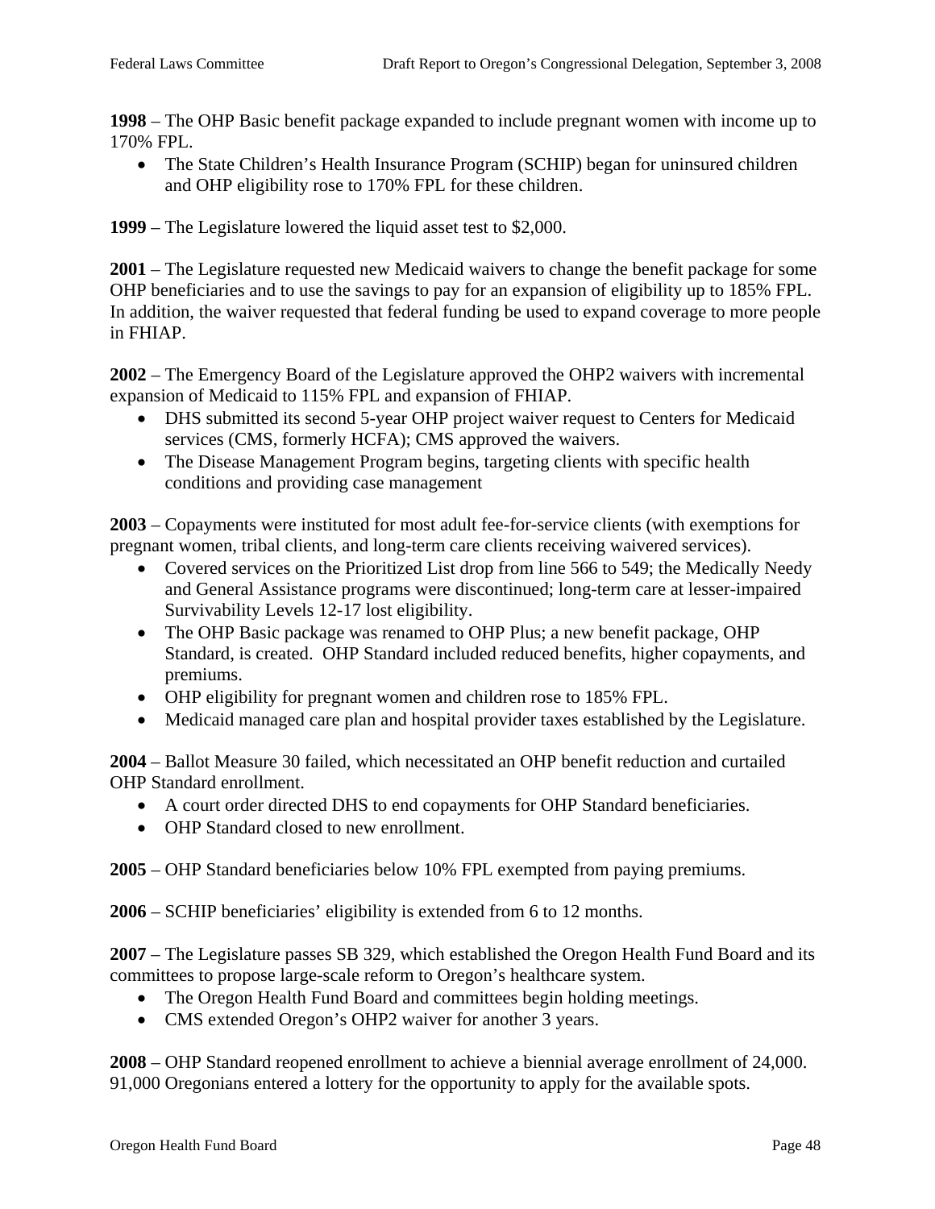**1998** – The OHP Basic benefit package expanded to include pregnant women with income up to 170% FPL.

- The State Children's Health Insurance Program (SCHIP) began for uninsured children and OHP eligibility rose to 170% FPL for these children.

**1999** – The Legislature lowered the liquid asset test to $2,000.

**2001** – The Legislature requested new Medicaid waivers to change the benefit package for some OHP beneficiaries and to use the savings to pay for an expansion of eligibility up to 185% FPL. In addition, the waiver requested that federal funding be used to expand coverage to more people in FHIAP.

**2002** – The Emergency Board of the Legislature approved the OHP2 waivers with incremental expansion of Medicaid to 115% FPL and expansion of FHIAP.

- DHS submitted its second 5-year OHP project waiver request to Centers for Medicaid services (CMS, formerly HCFA); CMS approved the waivers.
- The Disease Management Program begins, targeting clients with specific health conditions and providing case management

**2003** – Copayments were instituted for most adult fee-for-service clients (with exemptions for pregnant women, tribal clients, and long-term care clients receiving waivered services).

- Covered services on the Prioritized List drop from line 566 to 549; the Medically Needy and General Assistance programs were discontinued; long-term care at lesser-impaired Survivability Levels 12-17 lost eligibility.
- The OHP Basic package was renamed to OHP Plus; a new benefit package, OHP Standard, is created. OHP Standard included reduced benefits, higher copayments, and premiums.
- OHP eligibility for pregnant women and children rose to 185% FPL.
- Medicaid managed care plan and hospital provider taxes established by the Legislature.

**2004** – Ballot Measure 30 failed, which necessitated an OHP benefit reduction and curtailed OHP Standard enrollment.

- A court order directed DHS to end copayments for OHP Standard beneficiaries.
- OHP Standard closed to new enrollment.

**2005** – OHP Standard beneficiaries below 10% FPL exempted from paying premiums.

**2006** – SCHIP beneficiaries' eligibility is extended from 6 to 12 months.

**2007** – The Legislature passes SB 329, which established the Oregon Health Fund Board and its committees to propose large-scale reform to Oregon's healthcare system.

- The Oregon Health Fund Board and committees begin holding meetings.
- CMS extended Oregon's OHP2 waiver for another 3 years.

**2008** – OHP Standard reopened enrollment to achieve a biennial average enrollment of 24,000. 91,000 Oregonians entered a lottery for the opportunity to apply for the available spots.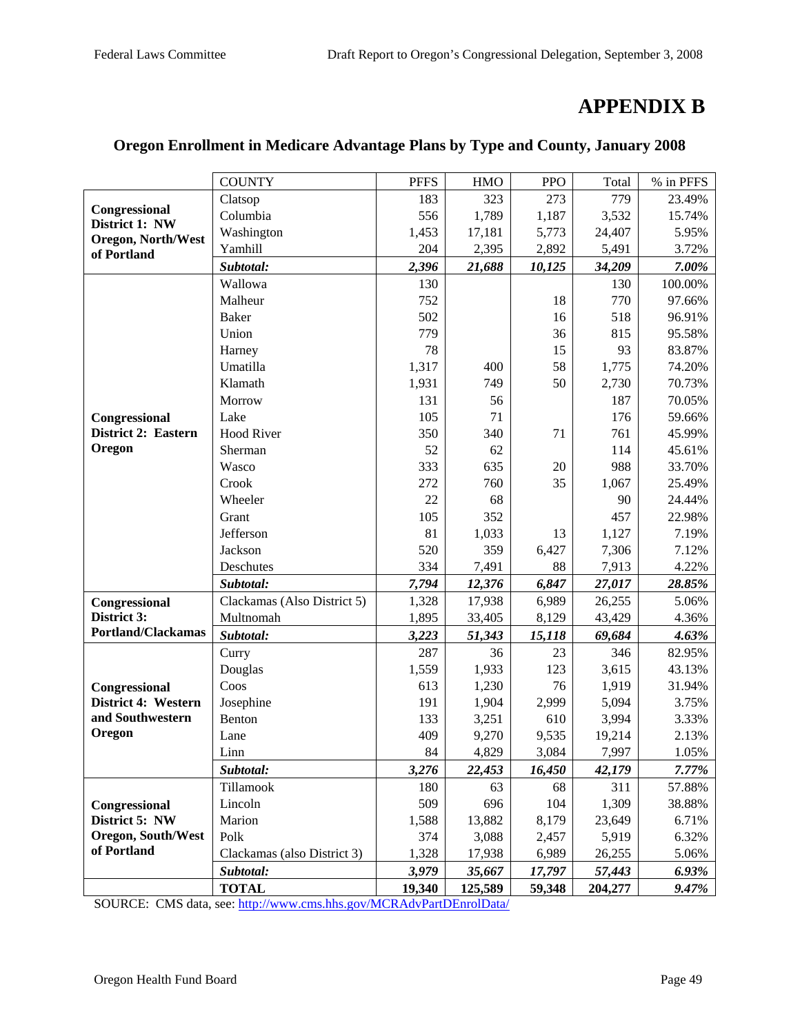# APPENDIX B

## Oregon Enrollment in Medicare Advantage Plans by Type and County, January 2008

| | COUNTY | PFFS | HMO | PPO | Total | % in PFFS |
|---|---|---|---|---|---|---|
| **Congressional District 1: NW Oregon, North/West of Portland** | Clatsop | 183 | 323 | 273 | 779 | 23.49% |
| | Columbia | 556 | 1,789 | 1,187 | 3,532 | 15.74% |
| | Washington | 1,453 | 17,181 | 5,773 | 24,407 | 5.95% |
| | Yamhill | 204 | 2,395 | 2,892 | 5,491 | 3.72% |
| | ***Subtotal:*** | ***2,396*** | ***21,688*** | ***10,125*** | ***34,209*** | ***7.00%*** |
| **Congressional District 2: Eastern Oregon** | Wallowa | 130 | | | 130 | 100.00% |
| | Malheur | 752 | | 18 | 770 | 97.66% |
| | Baker | 502 | | 16 | 518 | 96.91% |
| | Union | 779 | | 36 | 815 | 95.58% |
| | Harney | 78 | | 15 | 93 | 83.87% |
| | Umatilla | 1,317 | 400 | 58 | 1,775 | 74.20% |
| | Klamath | 1,931 | 749 | 50 | 2,730 | 70.73% |
| | Morrow | 131 | 56 | | 187 | 70.05% |
| | Lake | 105 | 71 | | 176 | 59.66% |
| | Hood River | 350 | 340 | 71 | 761 | 45.99% |
| | Sherman | 52 | 62 | | 114 | 45.61% |
| | Wasco | 333 | 635 | 20 | 988 | 33.70% |
| | Crook | 272 | 760 | 35 | 1,067 | 25.49% |
| | Wheeler | 22 | 68 | | 90 | 24.44% |
| | Grant | 105 | 352 | | 457 | 22.98% |
| | Jefferson | 81 | 1,033 | 13 | 1,127 | 7.19% |
| | Jackson | 520 | 359 | 6,427 | 7,306 | 7.12% |
| | Deschutes | 334 | 7,491 | 88 | 7,913 | 4.22% |
| | ***Subtotal:*** | ***7,794*** | ***12,376*** | ***6,847*** | ***27,017*** | ***28.85%*** |
| **Congressional District 3: Portland/Clackamas** | Clackamas (Also District 5) | 1,328 | 17,938 | 6,989 | 26,255 | 5.06% |
| | Multnomah | 1,895 | 33,405 | 8,129 | 43,429 | 4.36% |
| | ***Subtotal:*** | ***3,223*** | ***51,343*** | ***15,118*** | ***69,684*** | ***4.63%*** |
| **Congressional District 4: Western and Southwestern Oregon** | Curry | 287 | 36 | 23 | 346 | 82.95% |
| | Douglas | 1,559 | 1,933 | 123 | 3,615 | 43.13% |
| | Coos | 613 | 1,230 | 76 | 1,919 | 31.94% |
| | Josephine | 191 | 1,904 | 2,999 | 5,094 | 3.75% |
| | Benton | 133 | 3,251 | 610 | 3,994 | 3.33% |
| | Lane | 409 | 9,270 | 9,535 | 19,214 | 2.13% |
| | Linn | 84 | 4,829 | 3,084 | 7,997 | 1.05% |
| | ***Subtotal:*** | ***3,276*** | ***22,453*** | ***16,450*** | ***42,179*** | ***7.77%*** |
| **Congressional District 5: NW Oregon, South/West of Portland** | Tillamook | 180 | 63 | 68 | 311 | 57.88% |
| | Lincoln | 509 | 696 | 104 | 1,309 | 38.88% |
| | Marion | 1,588 | 13,882 | 8,179 | 23,649 | 6.71% |
| | Polk | 374 | 3,088 | 2,457 | 5,919 | 6.32% |
| | Clackamas (also District 3) | 1,328 | 17,938 | 6,989 | 26,255 | 5.06% |
| | ***Subtotal:*** | ***3,979*** | ***35,667*** | ***17,797*** | ***57,443*** | ***6.93%*** |
| | **TOTAL** | **19,340** | **125,589** | **59,348** | **204,277** | ***9.47%*** |

SOURCE: CMS data, see: http://www.cms.hhs.gov/MCRAdvPartDEnrolData/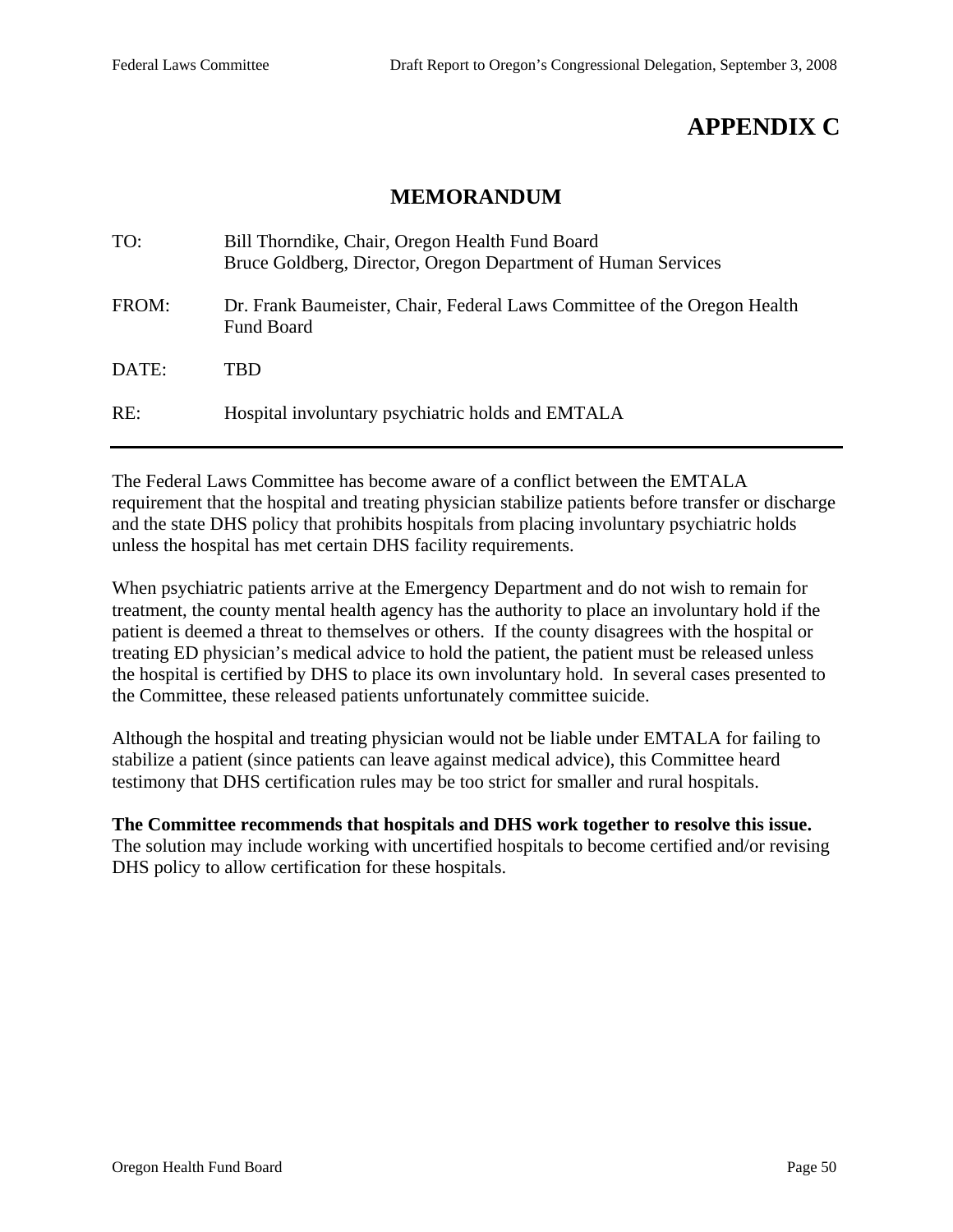# APPENDIX C

## MEMORANDUM

TO: Bill Thorndike, Chair, Oregon Health Fund Board
Bruce Goldberg, Director, Oregon Department of Human Services

FROM: Dr. Frank Baumeister, Chair, Federal Laws Committee of the Oregon Health Fund Board

DATE: TBD

RE: Hospital involuntary psychiatric holds and EMTALA

---

The Federal Laws Committee has become aware of a conflict between the EMTALA requirement that the hospital and treating physician stabilize patients before transfer or discharge and the state DHS policy that prohibits hospitals from placing involuntary psychiatric holds unless the hospital has met certain DHS facility requirements.

When psychiatric patients arrive at the Emergency Department and do not wish to remain for treatment, the county mental health agency has the authority to place an involuntary hold if the patient is deemed a threat to themselves or others. If the county disagrees with the hospital or treating ED physician's medical advice to hold the patient, the patient must be released unless the hospital is certified by DHS to place its own involuntary hold. In several cases presented to the Committee, these released patients unfortunately committee suicide.

Although the hospital and treating physician would not be liable under EMTALA for failing to stabilize a patient (since patients can leave against medical advice), this Committee heard testimony that DHS certification rules may be too strict for smaller and rural hospitals.

**The Committee recommends that hospitals and DHS work together to resolve this issue.** The solution may include working with uncertified hospitals to become certified and/or revising DHS policy to allow certification for these hospitals.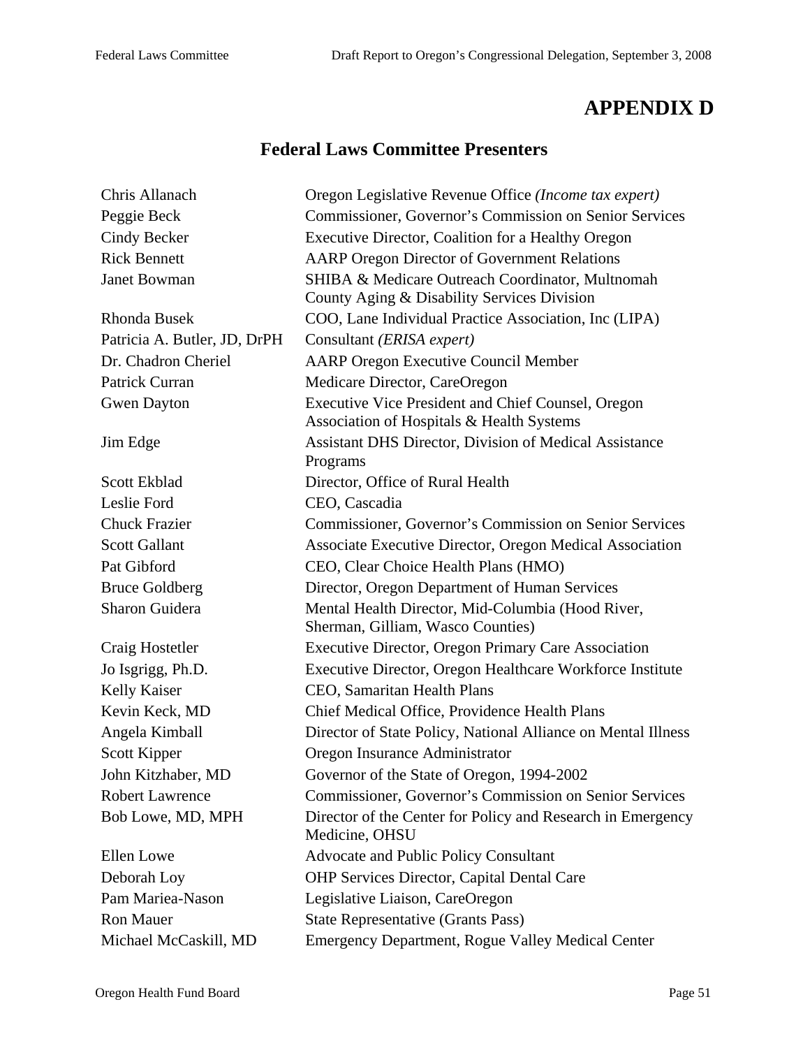# APPENDIX D

## Federal Laws Committee Presenters

| | |
|---|---|
| Chris Allanach | Oregon Legislative Revenue Office *(Income tax expert)* |
| Peggie Beck | Commissioner, Governor's Commission on Senior Services |
| Cindy Becker | Executive Director, Coalition for a Healthy Oregon |
| Rick Bennett | AARP Oregon Director of Government Relations |
| Janet Bowman | SHIBA & Medicare Outreach Coordinator, Multnomah County Aging & Disability Services Division |
| Rhonda Busek | COO, Lane Individual Practice Association, Inc (LIPA) |
| Patricia A. Butler, JD, DrPH | Consultant *(ERISA expert)* |
| Dr. Chadron Cheriel | AARP Oregon Executive Council Member |
| Patrick Curran | Medicare Director, CareOregon |
| Gwen Dayton | Executive Vice President and Chief Counsel, Oregon Association of Hospitals & Health Systems |
| Jim Edge | Assistant DHS Director, Division of Medical Assistance Programs |
| Scott Ekblad | Director, Office of Rural Health |
| Leslie Ford | CEO, Cascadia |
| Chuck Frazier | Commissioner, Governor's Commission on Senior Services |
| Scott Gallant | Associate Executive Director, Oregon Medical Association |
| Pat Gibford | CEO, Clear Choice Health Plans (HMO) |
| Bruce Goldberg | Director, Oregon Department of Human Services |
| Sharon Guidera | Mental Health Director, Mid-Columbia (Hood River, Sherman, Gilliam, Wasco Counties) |
| Craig Hostetler | Executive Director, Oregon Primary Care Association |
| Jo Isgrigg, Ph.D. | Executive Director, Oregon Healthcare Workforce Institute |
| Kelly Kaiser | CEO, Samaritan Health Plans |
| Kevin Keck, MD | Chief Medical Office, Providence Health Plans |
| Angela Kimball | Director of State Policy, National Alliance on Mental Illness |
| Scott Kipper | Oregon Insurance Administrator |
| John Kitzhaber, MD | Governor of the State of Oregon, 1994-2002 |
| Robert Lawrence | Commissioner, Governor's Commission on Senior Services |
| Bob Lowe, MD, MPH | Director of the Center for Policy and Research in Emergency Medicine, OHSU |
| Ellen Lowe | Advocate and Public Policy Consultant |
| Deborah Loy | OHP Services Director, Capital Dental Care |
| Pam Mariea-Nason | Legislative Liaison, CareOregon |
| Ron Mauer | State Representative (Grants Pass) |
| Michael McCaskill, MD | Emergency Department, Rogue Valley Medical Center |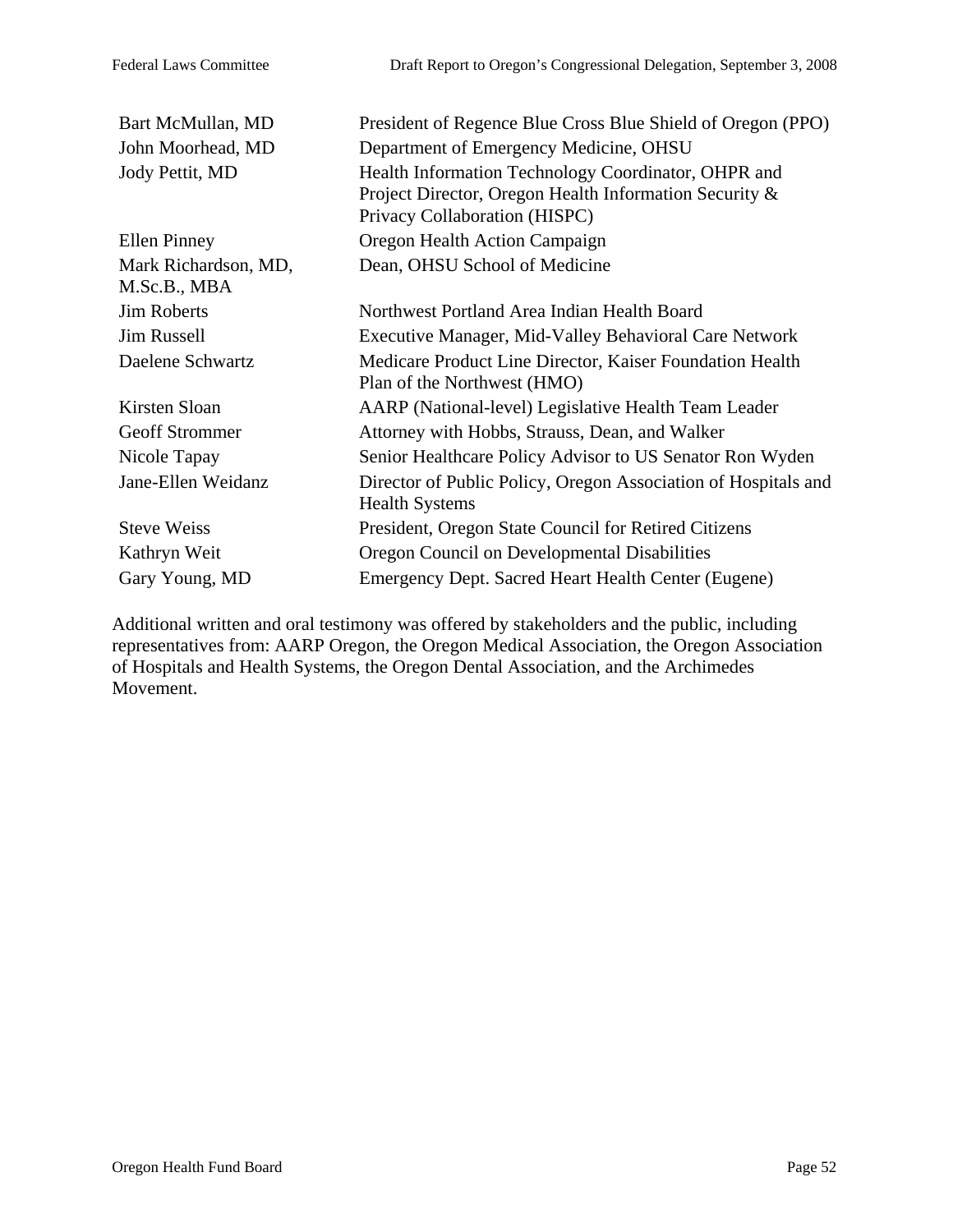| | |
|---|---|
| Bart McMullan, MD | President of Regence Blue Cross Blue Shield of Oregon (PPO) |
| John Moorhead, MD | Department of Emergency Medicine, OHSU |
| Jody Pettit, MD | Health Information Technology Coordinator, OHPR and Project Director, Oregon Health Information Security & Privacy Collaboration (HISPC) |
| Ellen Pinney | Oregon Health Action Campaign |
| Mark Richardson, MD, M.Sc.B., MBA | Dean, OHSU School of Medicine |
| Jim Roberts | Northwest Portland Area Indian Health Board |
| Jim Russell | Executive Manager, Mid-Valley Behavioral Care Network |
| Daelene Schwartz | Medicare Product Line Director, Kaiser Foundation Health Plan of the Northwest (HMO) |
| Kirsten Sloan | AARP (National-level) Legislative Health Team Leader |
| Geoff Strommer | Attorney with Hobbs, Strauss, Dean, and Walker |
| Nicole Tapay | Senior Healthcare Policy Advisor to US Senator Ron Wyden |
| Jane-Ellen Weidanz | Director of Public Policy, Oregon Association of Hospitals and Health Systems |
| Steve Weiss | President, Oregon State Council for Retired Citizens |
| Kathryn Weit | Oregon Council on Developmental Disabilities |
| Gary Young, MD | Emergency Dept. Sacred Heart Health Center (Eugene) |

Additional written and oral testimony was offered by stakeholders and the public, including representatives from: AARP Oregon, the Oregon Medical Association, the Oregon Association of Hospitals and Health Systems, the Oregon Dental Association, and the Archimedes Movement.